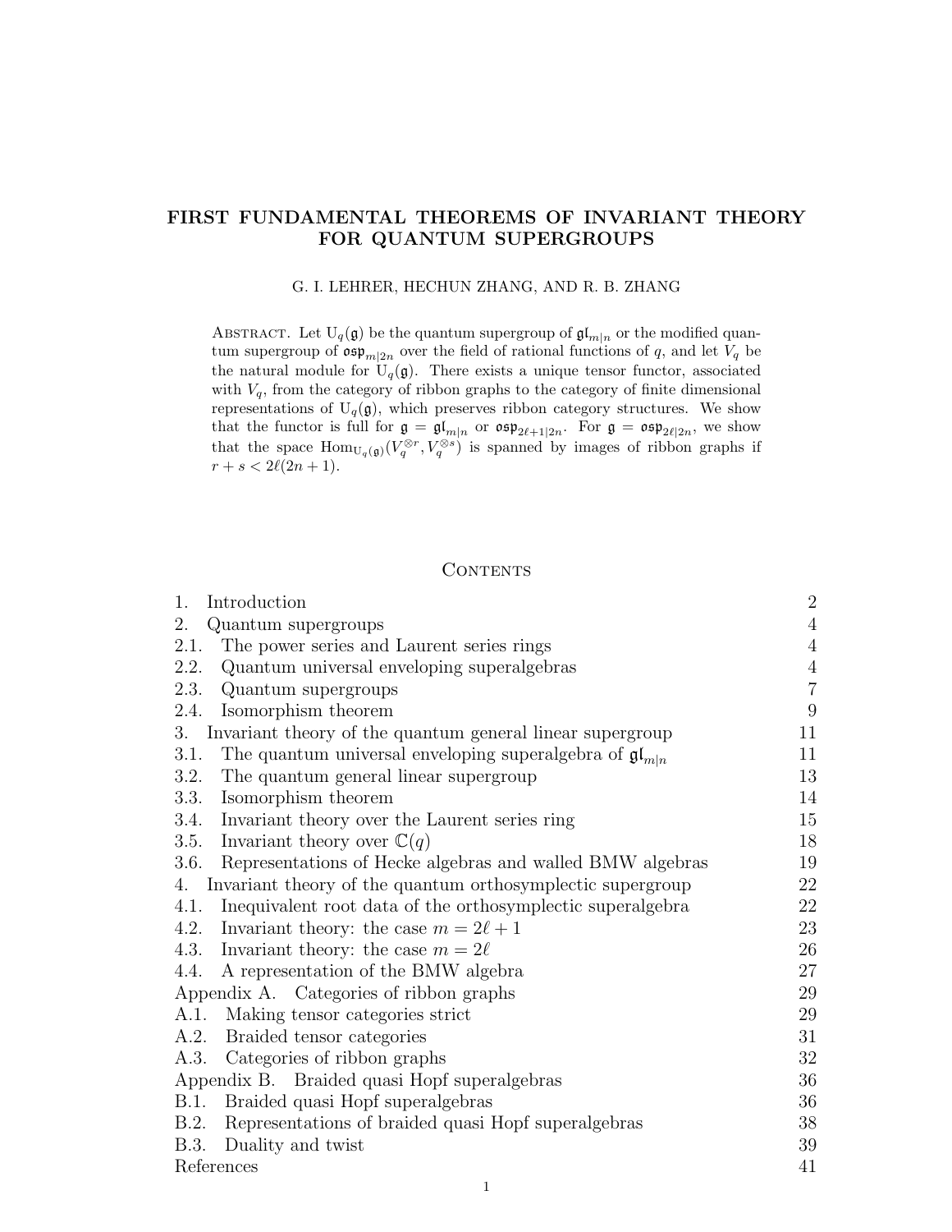# FIRST FUNDAMENTAL THEOREMS OF INVARIANT THEORY FOR QUANTUM SUPERGROUPS

G. I. LEHRER, HECHUN ZHANG, AND R. B. ZHANG

Abstract. Let $\mathrm{U}_q(\mathfrak{g})$ be the quantum supergroup of $\mathfrak{gl}_{m|n}$ or the modified quantum supergroup of $\mathfrak{osp}_{m|2n}$ over the field of rational functions of $q$, and let $V_q$ be the natural module for $\mathrm{U}_q(\mathfrak{g})$. There exists a unique tensor functor, associated with $V_q$, from the category of ribbon graphs to the category of finite dimensional representations of $\mathrm{U}_q(\mathfrak{g})$, which preserves ribbon category structures. We show that the functor is full for $\mathfrak{g} = \mathfrak{gl}_{m|n}$ or $\mathfrak{osp}_{2\ell+1|2n}$. For $\mathfrak{g} = \mathfrak{osp}_{2\ell|2n}$, we show that the space $\mathrm{Hom}_{\mathrm{U}_q(\mathfrak{g})}(V_q^{\otimes r}, V_q^{\otimes s})$ is spanned by images of ribbon graphs if $r + s < 2\ell(2n+1)$.

## Contents

| | |
|---|---|
| 1. Introduction | 2 |
| 2. Quantum supergroups | 4 |
| 2.1. The power series and Laurent series rings | 4 |
| 2.2. Quantum universal enveloping superalgebras | 4 |
| 2.3. Quantum supergroups | 7 |
| 2.4. Isomorphism theorem | 9 |
| 3. Invariant theory of the quantum general linear supergroup | 11 |
| 3.1. The quantum universal enveloping superalgebra of $\mathfrak{gl}_{m\|n}$ | 11 |
| 3.2. The quantum general linear supergroup | 13 |
| 3.3. Isomorphism theorem | 14 |
| 3.4. Invariant theory over the Laurent series ring | 15 |
| 3.5. Invariant theory over $\mathbb{C}(q)$ | 18 |
| 3.6. Representations of Hecke algebras and walled BMW algebras | 19 |
| 4. Invariant theory of the quantum orthosymplectic supergroup | 22 |
| 4.1. Inequivalent root data of the orthosymplectic superalgebra | 22 |
| 4.2. Invariant theory: the case $m = 2\ell + 1$ | 23 |
| 4.3. Invariant theory: the case $m = 2\ell$ | 26 |
| 4.4. A representation of the BMW algebra | 27 |
| Appendix A. Categories of ribbon graphs | 29 |
| A.1. Making tensor categories strict | 29 |
| A.2. Braided tensor categories | 31 |
| A.3. Categories of ribbon graphs | 32 |
| Appendix B. Braided quasi Hopf superalgebras | 36 |
| B.1. Braided quasi Hopf superalgebras | 36 |
| B.2. Representations of braided quasi Hopf superalgebras | 38 |
| B.3. Duality and twist | 39 |
| References | 41 |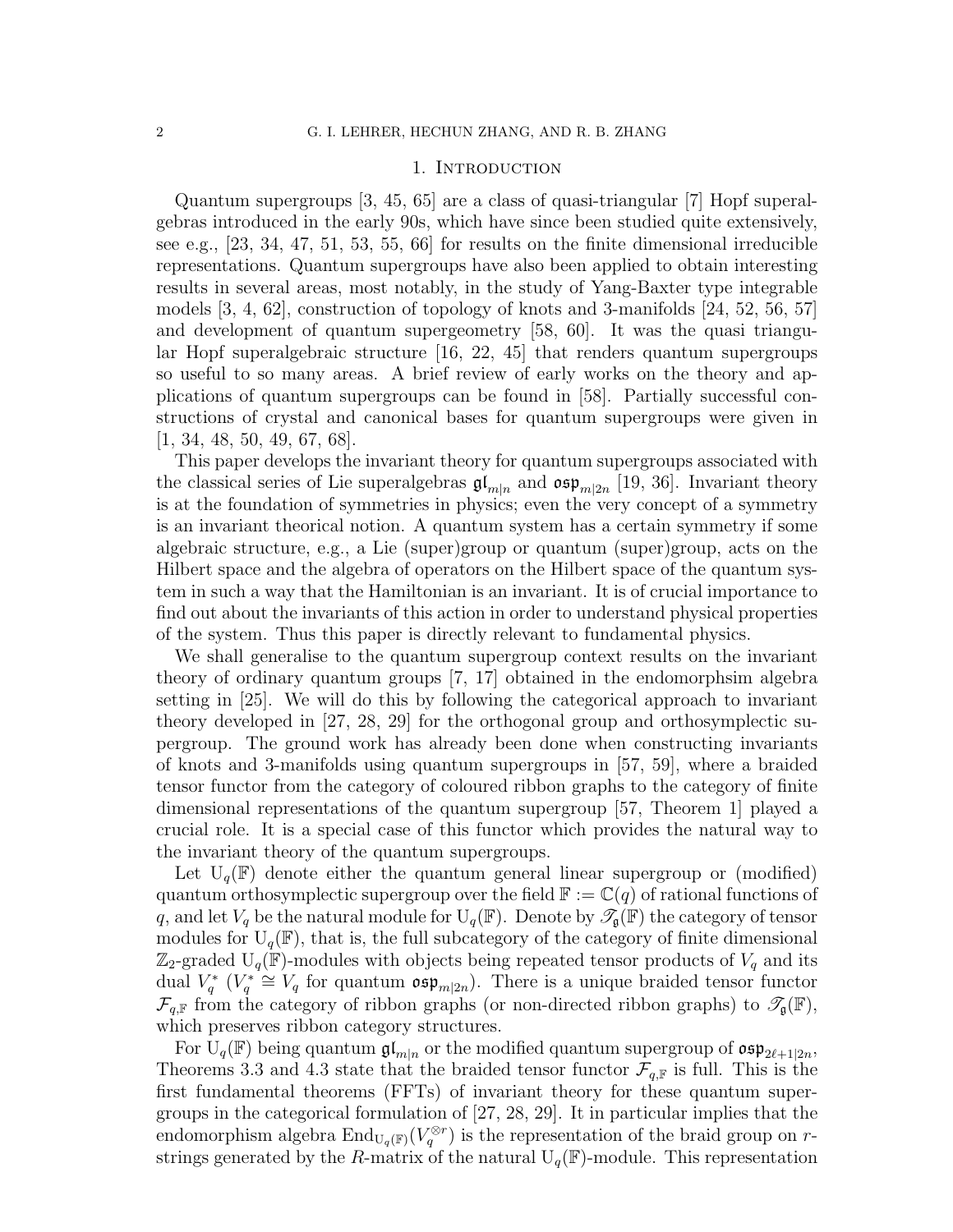## 1. Introduction

Quantum supergroups [3, 45, 65] are a class of quasi-triangular [7] Hopf superalgebras introduced in the early 90s, which have since been studied quite extensively, see e.g., [23, 34, 47, 51, 53, 55, 66] for results on the finite dimensional irreducible representations. Quantum supergroups have also been applied to obtain interesting results in several areas, most notably, in the study of Yang-Baxter type integrable models [3, 4, 62], construction of topology of knots and 3-manifolds [24, 52, 56, 57] and development of quantum supergeometry [58, 60]. It was the quasi triangular Hopf superalgebraic structure [16, 22, 45] that renders quantum supergroups so useful to so many areas. A brief review of early works on the theory and applications of quantum supergroups can be found in [58]. Partially successful constructions of crystal and canonical bases for quantum supergroups were given in [1, 34, 48, 50, 49, 67, 68].

This paper develops the invariant theory for quantum supergroups associated with the classical series of Lie superalgebras $\mathfrak{gl}_{m|n}$ and $\mathfrak{osp}_{m|2n}$ [19, 36]. Invariant theory is at the foundation of symmetries in physics; even the very concept of a symmetry is an invariant theorical notion. A quantum system has a certain symmetry if some algebraic structure, e.g., a Lie (super)group or quantum (super)group, acts on the Hilbert space and the algebra of operators on the Hilbert space of the quantum system in such a way that the Hamiltonian is an invariant. It is of crucial importance to find out about the invariants of this action in order to understand physical properties of the system. Thus this paper is directly relevant to fundamental physics.

We shall generalise to the quantum supergroup context results on the invariant theory of ordinary quantum groups [7, 17] obtained in the endomorphsim algebra setting in [25]. We will do this by following the categorical approach to invariant theory developed in [27, 28, 29] for the orthogonal group and orthosymplectic supergroup. The ground work has already been done when constructing invariants of knots and 3-manifolds using quantum supergroups in [57, 59], where a braided tensor functor from the category of coloured ribbon graphs to the category of finite dimensional representations of the quantum supergroup [57, Theorem 1] played a crucial role. It is a special case of this functor which provides the natural way to the invariant theory of the quantum supergroups.

Let $\mathrm{U}_q(\mathbb{F})$ denote either the quantum general linear supergroup or (modified) quantum orthosymplectic supergroup over the field $\mathbb{F} := \mathbb{C}(q)$ of rational functions of $q$, and let $V_q$ be the natural module for $\mathrm{U}_q(\mathbb{F})$. Denote by $\mathscr{T}_{\mathfrak{g}}(\mathbb{F})$ the category of tensor modules for $\mathrm{U}_q(\mathbb{F})$, that is, the full subcategory of the category of finite dimensional $\mathbb{Z}_2$-graded $\mathrm{U}_q(\mathbb{F})$-modules with objects being repeated tensor products of $V_q$ and its dual $V_q^*$ ($V_q^* \cong V_q$ for quantum $\mathfrak{osp}_{m|2n}$). There is a unique braided tensor functor $\mathcal{F}_{q,\mathbb{F}}$ from the category of ribbon graphs (or non-directed ribbon graphs) to $\mathscr{T}_{\mathfrak{g}}(\mathbb{F})$, which preserves ribbon category structures.

For $\mathrm{U}_q(\mathbb{F})$ being quantum $\mathfrak{gl}_{m|n}$ or the modified quantum supergroup of $\mathfrak{osp}_{2\ell+1|2n}$, Theorems 3.3 and 4.3 state that the braided tensor functor $\mathcal{F}_{q,\mathbb{F}}$ is full. This is the first fundamental theorems (FFTs) of invariant theory for these quantum supergroups in the categorical formulation of [27, 28, 29]. It in particular implies that the endomorphism algebra $\mathrm{End}_{\mathrm{U}_q(\mathbb{F})}(V_q^{\otimes r})$ is the representation of the braid group on $r$-strings generated by the $R$-matrix of the natural $\mathrm{U}_q(\mathbb{F})$-module. This representation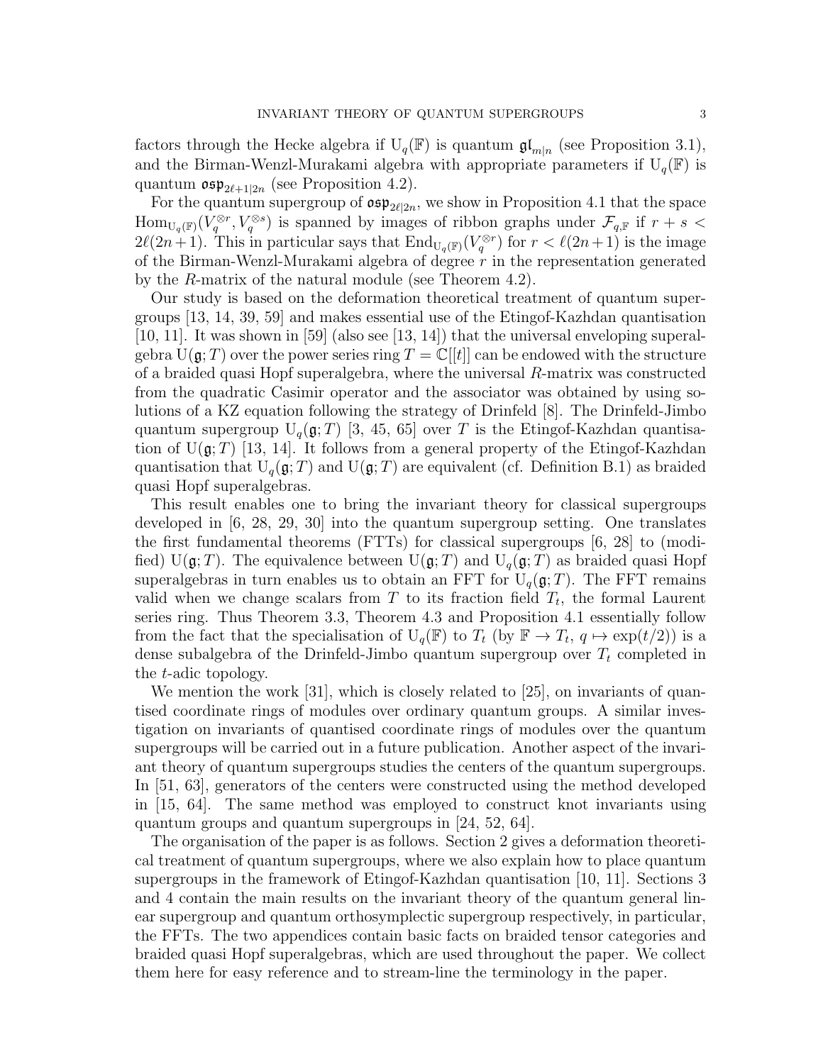factors through the Hecke algebra if $\mathrm{U}_q(\mathbb{F})$ is quantum $\mathfrak{gl}_{m|n}$ (see Proposition 3.1), and the Birman-Wenzl-Murakami algebra with appropriate parameters if $\mathrm{U}_q(\mathbb{F})$ is quantum $\mathfrak{osp}_{2\ell+1|2n}$ (see Proposition 4.2).

For the quantum supergroup of $\mathfrak{osp}_{2\ell|2n}$, we show in Proposition 4.1 that the space $\mathrm{Hom}_{\mathrm{U}_q(\mathbb{F})}(V_q^{\otimes r}, V_q^{\otimes s})$ is spanned by images of ribbon graphs under $\mathcal{F}_{q,\mathbb{F}}$ if $r+s < 2\ell(2n+1)$. This in particular says that $\mathrm{End}_{\mathrm{U}_q(\mathbb{F})}(V_q^{\otimes r})$ for $r < \ell(2n+1)$ is the image of the Birman-Wenzl-Murakami algebra of degree $r$ in the representation generated by the $R$-matrix of the natural module (see Theorem 4.2).

Our study is based on the deformation theoretical treatment of quantum supergroups [13, 14, 39, 59] and makes essential use of the Etingof-Kazhdan quantisation [10, 11]. It was shown in [59] (also see [13, 14]) that the universal enveloping superalgebra $\mathrm{U}(\mathfrak{g};T)$ over the power series ring $T = \mathbb{C}[[t]]$ can be endowed with the structure of a braided quasi Hopf superalgebra, where the universal $R$-matrix was constructed from the quadratic Casimir operator and the associator was obtained by using solutions of a KZ equation following the strategy of Drinfeld [8]. The Drinfeld-Jimbo quantum supergroup $\mathrm{U}_q(\mathfrak{g};T)$ [3, 45, 65] over $T$ is the Etingof-Kazhdan quantisation of $\mathrm{U}(\mathfrak{g};T)$ [13, 14]. It follows from a general property of the Etingof-Kazhdan quantisation that $\mathrm{U}_q(\mathfrak{g};T)$ and $\mathrm{U}(\mathfrak{g};T)$ are equivalent (cf. Definition B.1) as braided quasi Hopf superalgebras.

This result enables one to bring the invariant theory for classical supergroups developed in [6, 28, 29, 30] into the quantum supergroup setting. One translates the first fundamental theorems (FTTs) for classical supergroups [6, 28] to (modified) $\mathrm{U}(\mathfrak{g};T)$. The equivalence between $\mathrm{U}(\mathfrak{g};T)$ and $\mathrm{U}_q(\mathfrak{g};T)$ as braided quasi Hopf superalgebras in turn enables us to obtain an FFT for $\mathrm{U}_q(\mathfrak{g};T)$. The FFT remains valid when we change scalars from $T$ to its fraction field $T_t$, the formal Laurent series ring. Thus Theorem 3.3, Theorem 4.3 and Proposition 4.1 essentially follow from the fact that the specialisation of $\mathrm{U}_q(\mathbb{F})$ to $T_t$ (by $\mathbb{F} \to T_t$, $q \mapsto \exp(t/2)$) is a dense subalgebra of the Drinfeld-Jimbo quantum supergroup over $T_t$ completed in the $t$-adic topology.

We mention the work [31], which is closely related to [25], on invariants of quantised coordinate rings of modules over ordinary quantum groups. A similar investigation on invariants of quantised coordinate rings of modules over the quantum supergroups will be carried out in a future publication. Another aspect of the invariant theory of quantum supergroups studies the centers of the quantum supergroups. In [51, 63], generators of the centers were constructed using the method developed in [15, 64]. The same method was employed to construct knot invariants using quantum groups and quantum supergroups in [24, 52, 64].

The organisation of the paper is as follows. Section 2 gives a deformation theoretical treatment of quantum supergroups, where we also explain how to place quantum supergroups in the framework of Etingof-Kazhdan quantisation [10, 11]. Sections 3 and 4 contain the main results on the invariant theory of the quantum general linear supergroup and quantum orthosymplectic supergroup respectively, in particular, the FFTs. The two appendices contain basic facts on braided tensor categories and braided quasi Hopf superalgebras, which are used throughout the paper. We collect them here for easy reference and to stream-line the terminology in the paper.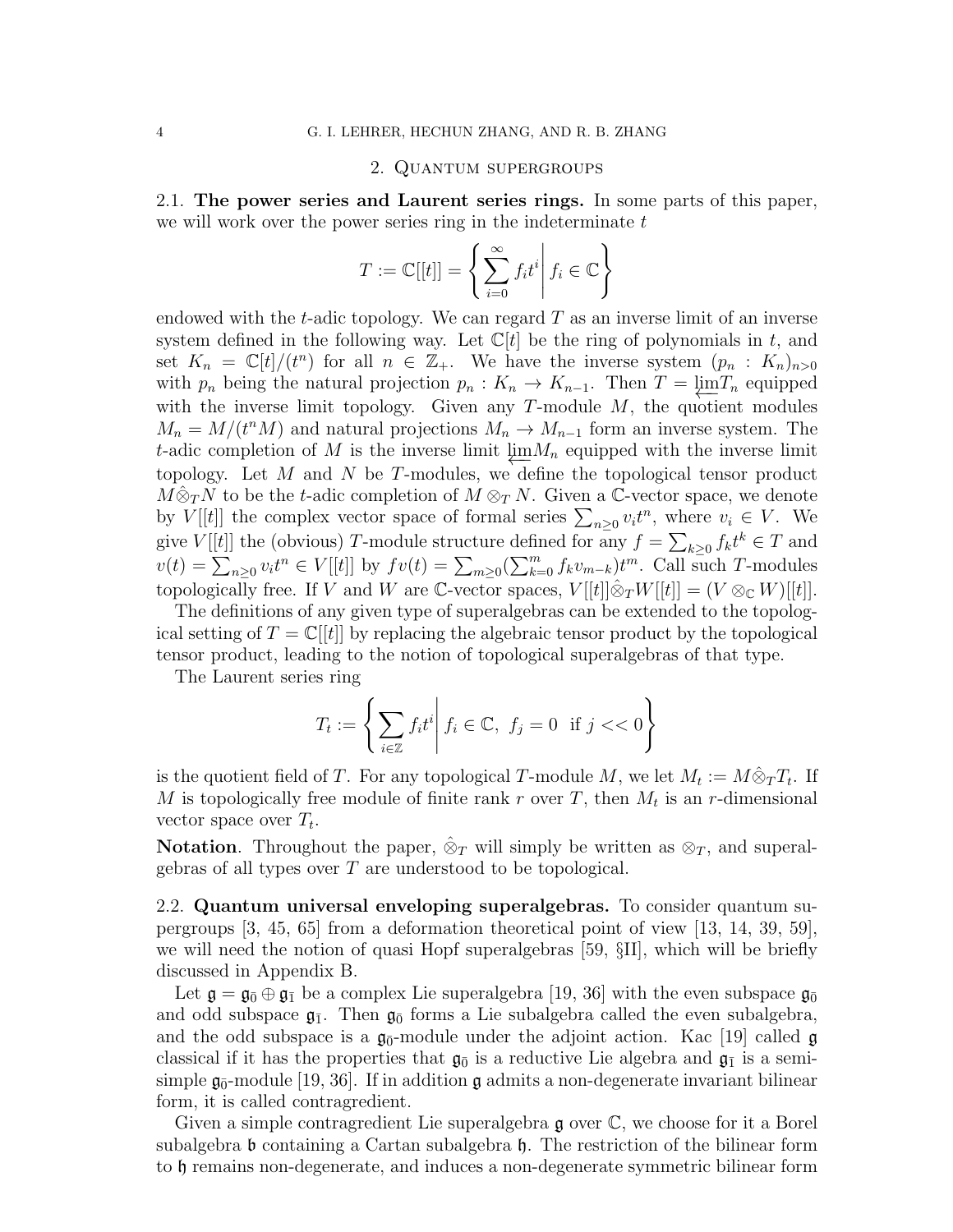## 2. Quantum supergroups

**2.1. The power series and Laurent series rings.** In some parts of this paper, we will work over the power series ring in the indeterminate $t$

$$T := \mathbb{C}[[t]] = \left\{ \sum_{i=0}^{\infty} f_i t^i \,\middle|\, f_i \in \mathbb{C} \right\}$$

endowed with the $t$-adic topology. We can regard $T$ as an inverse limit of an inverse system defined in the following way. Let $\mathbb{C}[t]$ be the ring of polynomials in $t$, and set $K_n = \mathbb{C}[t]/(t^n)$ for all $n \in \mathbb{Z}_+$. We have the inverse system $(p_n : K_n)_{n>0}$ with $p_n$ being the natural projection $p_n : K_n \to K_{n-1}$. Then $T = \varprojlim T_n$ equipped with the inverse limit topology. Given any $T$-module $M$, the quotient modules $M_n = M/(t^n M)$ and natural projections $M_n \to M_{n-1}$ form an inverse system. The $t$-adic completion of $M$ is the inverse limit $\varprojlim M_n$ equipped with the inverse limit topology. Let $M$ and $N$ be $T$-modules, we define the topological tensor product $M \hat{\otimes}_T N$ to be the $t$-adic completion of $M \otimes_T N$. Given a $\mathbb{C}$-vector space, we denote by $V[[t]]$ the complex vector space of formal series $\sum_{n\geq 0} v_i t^n$, where $v_i \in V$. We give $V[[t]]$ the (obvious) $T$-module structure defined for any $f = \sum_{k\geq 0} f_k t^k \in T$ and $v(t) = \sum_{n\geq 0} v_i t^n \in V[[t]]$ by $f v(t) = \sum_{m\geq 0} (\sum_{k=0}^{m} f_k v_{m-k}) t^m$. Call such $T$-modules topologically free. If $V$ and $W$ are $\mathbb{C}$-vector spaces, $V[[t]] \hat{\otimes}_T W[[t]] = (V \otimes_{\mathbb{C}} W)[[t]]$.

The definitions of any given type of superalgebras can be extended to the topological setting of $T = \mathbb{C}[[t]]$ by replacing the algebraic tensor product by the topological tensor product, leading to the notion of topological superalgebras of that type.

The Laurent series ring

$$T_t := \left\{ \sum_{i\in\mathbb{Z}} f_i t^i \,\middle|\, f_i \in \mathbb{C}, \ f_j = 0 \ \text{ if } j << 0 \right\}$$

is the quotient field of $T$. For any topological $T$-module $M$, we let $M_t := M \hat{\otimes}_T T_t$. If $M$ is topologically free module of finite rank $r$ over $T$, then $M_t$ is an $r$-dimensional vector space over $T_t$.

**Notation**. Throughout the paper, $\hat{\otimes}_T$ will simply be written as $\otimes_T$, and superalgebras of all types over $T$ are understood to be topological.

**2.2. Quantum universal enveloping superalgebras.** To consider quantum supergroups [3, 45, 65] from a deformation theoretical point of view [13, 14, 39, 59], we will need the notion of quasi Hopf superalgebras [59, §II], which will be briefly discussed in Appendix B.

Let $\mathfrak{g} = \mathfrak{g}_{\bar{0}} \oplus \mathfrak{g}_{\bar{1}}$ be a complex Lie superalgebra [19, 36] with the even subspace $\mathfrak{g}_{\bar{0}}$ and odd subspace $\mathfrak{g}_{\bar{1}}$. Then $\mathfrak{g}_{\bar{0}}$ forms a Lie subalgebra called the even subalgebra, and the odd subspace is a $\mathfrak{g}_{\bar{0}}$-module under the adjoint action. Kac [19] called $\mathfrak{g}$ classical if it has the properties that $\mathfrak{g}_{\bar{0}}$ is a reductive Lie algebra and $\mathfrak{g}_{\bar{1}}$ is a semi-simple $\mathfrak{g}_{\bar{0}}$-module [19, 36]. If in addition $\mathfrak{g}$ admits a non-degenerate invariant bilinear form, it is called contragredient.

Given a simple contragredient Lie superalgebra $\mathfrak{g}$ over $\mathbb{C}$, we choose for it a Borel subalgebra $\mathfrak{b}$ containing a Cartan subalgebra $\mathfrak{h}$. The restriction of the bilinear form to $\mathfrak{h}$ remains non-degenerate, and induces a non-degenerate symmetric bilinear form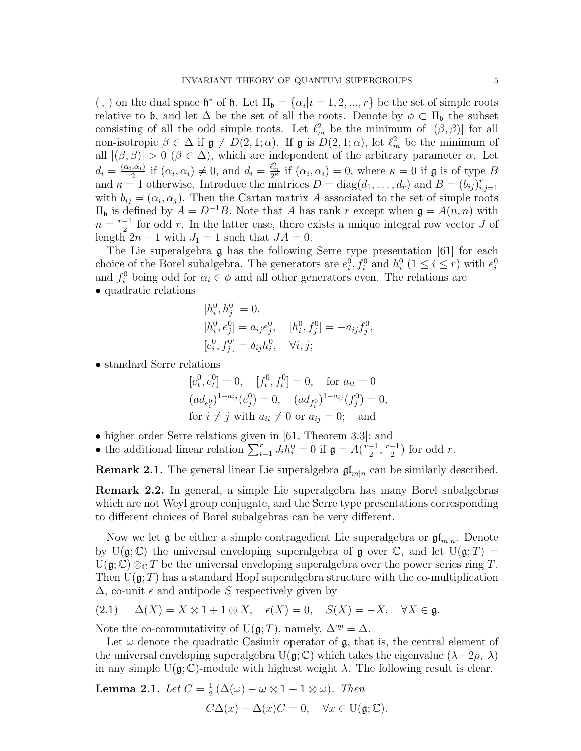( , ) on the dual space $\mathfrak{h}^*$ of $\mathfrak{h}$. Let $\Pi_{\mathfrak{b}} = \{\alpha_i | i = 1, 2, ..., r\}$ be the set of simple roots relative to $\mathfrak{b}$, and let $\Delta$ be the set of all the roots. Denote by $\phi \subset \Pi_{\mathfrak{b}}$ the subset consisting of all the odd simple roots. Let $\ell_m^2$ be the minimum of $|(\beta, \beta)|$ for all non-isotropic $\beta \in \Delta$ if $\mathfrak{g} \neq D(2, 1; \alpha)$. If $\mathfrak{g}$ is $D(2, 1; \alpha)$, let $\ell_m^2$ be the minimum of all $|(\beta, \beta)| > 0$ ($\beta \in \Delta$), which are independent of the arbitrary parameter $\alpha$. Let $d_i = \frac{(\alpha_i, \alpha_i)}{2}$ if $(\alpha_i, \alpha_i) \neq 0$, and $d_i = \frac{\ell_m^2}{2^\kappa}$ if $(\alpha_i, \alpha_i) = 0$, where $\kappa = 0$ if $\mathfrak{g}$ is of type $B$ and $\kappa = 1$ otherwise. Introduce the matrices $D = \mathrm{diag}(d_1, \ldots, d_r)$ and $B = (b_{ij})_{i,j=1}^r$ with $b_{ij} = (\alpha_i, \alpha_j)$. Then the Cartan matrix $A$ associated to the set of simple roots $\Pi_{\mathfrak{b}}$ is defined by $A = D^{-1}B$. Note that $A$ has rank $r$ except when $\mathfrak{g} = A(n, n)$ with $n = \frac{r-1}{2}$ for odd $r$. In the latter case, there exists a unique integral row vector $J$ of length $2n + 1$ with $J_1 = 1$ such that $JA = 0$.

The Lie superalgebra $\mathfrak{g}$ has the following Serre type presentation [61] for each choice of the Borel subalgebra. The generators are $e_i^0, f_i^0$ and $h_i^0$ ($1 \leq i \leq r$) with $e_i^0$ and $f_i^0$ being odd for $\alpha_i \in \phi$ and all other generators even. The relations are

- quadratic relations

$$
\begin{aligned}
&[h_i^0, h_j^0] = 0, \\
&[h_i^0, e_j^0] = a_{ij} e_j^0, \quad [h_i^0, f_j^0] = -a_{ij} f_j^0, \\
&[e_i^0, f_j^0] = \delta_{ij} h_i^0, \quad \forall i, j;
\end{aligned}
$$

- standard Serre relations

$$
\begin{aligned}
&[e_t^0, e_t^0] = 0, \quad [f_t^0, f_t^0] = 0, \quad \text{for } a_{tt} = 0 \\
&(ad_{e_i^0})^{1-a_{ij}}(e_j^0) = 0, \quad (ad_{f_i^0})^{1-a_{ij}}(f_j^0) = 0, \\
&\text{for } i \neq j \text{ with } a_{ii} \neq 0 \text{ or } a_{ij} = 0; \quad \text{and}
\end{aligned}
$$

- higher order Serre relations given in [61, Theorem 3.3]; and
- the additional linear relation $\sum_{i=1}^r J_i h_i^0 = 0$ if $\mathfrak{g} = A(\frac{r-1}{2}, \frac{r-1}{2})$ for odd $r$.

**Remark 2.1.** The general linear Lie superalgebra $\mathfrak{gl}_{m|n}$ can be similarly described.

**Remark 2.2.** In general, a simple Lie superalgebra has many Borel subalgebras which are not Weyl group conjugate, and the Serre type presentations corresponding to different choices of Borel subalgebras can be very different.

Now we let $\mathfrak{g}$ be either a simple contragedient Lie superalgebra or $\mathfrak{gl}_{m|n}$. Denote by $\mathrm{U}(\mathfrak{g}; \mathbb{C})$ the universal enveloping superalgebra of $\mathfrak{g}$ over $\mathbb{C}$, and let $\mathrm{U}(\mathfrak{g}; T) = \mathrm{U}(\mathfrak{g}; \mathbb{C}) \otimes_{\mathbb{C}} T$ be the universal enveloping superalgebra over the power series ring $T$. Then $\mathrm{U}(\mathfrak{g}; T)$ has a standard Hopf superalgebra structure with the co-multiplication $\Delta$, co-unit $\epsilon$ and antipode $S$ respectively given by

$$
\Delta(X) = X \otimes 1 + 1 \otimes X, \quad \epsilon(X) = 0, \quad S(X) = -X, \quad \forall X \in \mathfrak{g}. \tag{2.1}
$$

Note the co-commutativity of $\mathrm{U}(\mathfrak{g}; T)$, namely, $\Delta^{op} = \Delta$.

Let $\omega$ denote the quadratic Casimir operator of $\mathfrak{g}$, that is, the central element of the universal enveloping superalgebra $\mathrm{U}(\mathfrak{g}; \mathbb{C})$ which takes the eigenvalue $(\lambda + 2\rho,\ \lambda)$ in any simple $\mathrm{U}(\mathfrak{g}; \mathbb{C})$-module with highest weight $\lambda$. The following result is clear.

**Lemma 2.1.** *Let* $C = \frac{1}{2}\left(\Delta(\omega) - \omega \otimes 1 - 1 \otimes \omega\right)$. *Then*

$$
C\Delta(x) - \Delta(x)C = 0, \quad \forall x \in \mathrm{U}(\mathfrak{g}; \mathbb{C}).
$$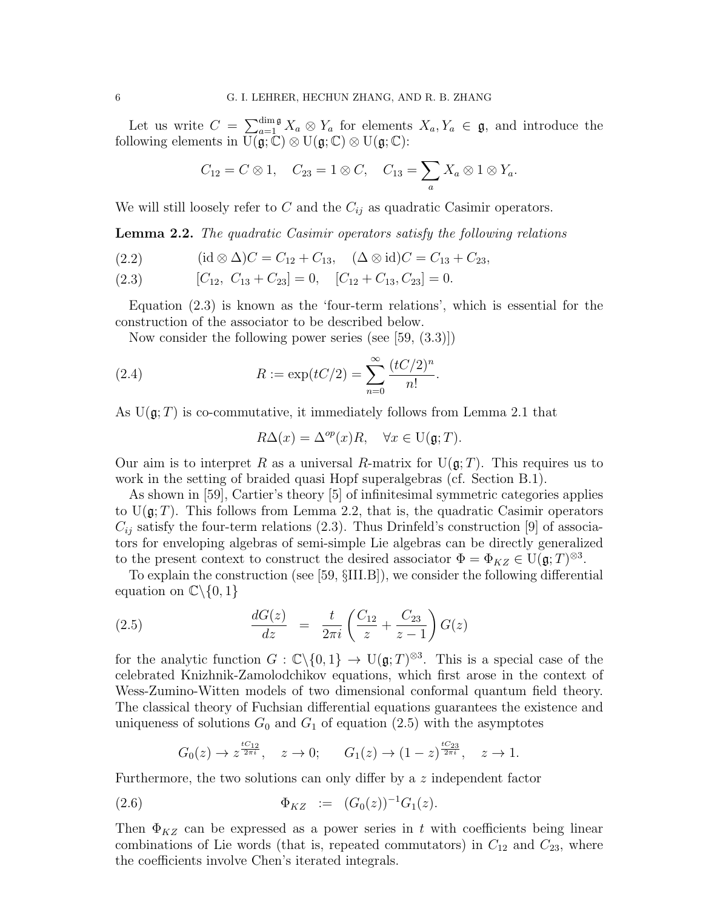Let us write $C = \sum_{a=1}^{\dim \mathfrak{g}} X_a \otimes Y_a$ for elements $X_a, Y_a \in \mathfrak{g}$, and introduce the following elements in $\mathrm{U}(\mathfrak{g}; \mathbb{C}) \otimes \mathrm{U}(\mathfrak{g}; \mathbb{C}) \otimes \mathrm{U}(\mathfrak{g}; \mathbb{C})$:

$$C_{12} = C \otimes 1, \quad C_{23} = 1 \otimes C, \quad C_{13} = \sum_a X_a \otimes 1 \otimes Y_a.$$

We will still loosely refer to $C$ and the $C_{ij}$ as quadratic Casimir operators.

**Lemma 2.2.** *The quadratic Casimir operators satisfy the following relations*

$$(\mathrm{id} \otimes \Delta)C = C_{12} + C_{13}, \quad (\Delta \otimes \mathrm{id})C = C_{13} + C_{23}, \tag{2.2}$$

$$[C_{12},\ C_{13} + C_{23}] = 0, \quad [C_{12} + C_{13}, C_{23}] = 0. \tag{2.3}$$

Equation (2.3) is known as the 'four-term relations', which is essential for the construction of the associator to be described below.

Now consider the following power series (see [59, (3.3)])

$$R := \exp(tC/2) = \sum_{n=0}^{\infty} \frac{(tC/2)^n}{n!}. \tag{2.4}$$

As $\mathrm{U}(\mathfrak{g}; T)$ is co-commutative, it immediately follows from Lemma 2.1 that

$$R\Delta(x) = \Delta^{op}(x)R, \quad \forall x \in \mathrm{U}(\mathfrak{g}; T).$$

Our aim is to interpret $R$ as a universal $R$-matrix for $\mathrm{U}(\mathfrak{g}; T)$. This requires us to work in the setting of braided quasi Hopf superalgebras (cf. Section B.1).

As shown in [59], Cartier's theory [5] of infinitesimal symmetric categories applies to $\mathrm{U}(\mathfrak{g}; T)$. This follows from Lemma 2.2, that is, the quadratic Casimir operators $C_{ij}$ satisfy the four-term relations (2.3). Thus Drinfeld's construction [9] of associators for enveloping algebras of semi-simple Lie algebras can be directly generalized to the present context to construct the desired associator $\Phi = \Phi_{KZ} \in \mathrm{U}(\mathfrak{g}; T)^{\otimes 3}$.

To explain the construction (see [59, §III.B]), we consider the following differential equation on $\mathbb{C}\backslash\{0, 1\}$

$$\frac{dG(z)}{dz} \;=\; \frac{t}{2\pi i}\left(\frac{C_{12}}{z} + \frac{C_{23}}{z-1}\right)G(z) \tag{2.5}$$

for the analytic function $G : \mathbb{C}\backslash\{0, 1\} \to \mathrm{U}(\mathfrak{g}; T)^{\otimes 3}$. This is a special case of the celebrated Knizhnik-Zamolodchikov equations, which first arose in the context of Wess-Zumino-Witten models of two dimensional conformal quantum field theory. The classical theory of Fuchsian differential equations guarantees the existence and uniqueness of solutions $G_0$ and $G_1$ of equation (2.5) with the asymptotes

$$G_0(z) \to z^{\frac{tC_{12}}{2\pi i}}, \quad z \to 0; \qquad G_1(z) \to (1-z)^{\frac{tC_{23}}{2\pi i}}, \quad z \to 1.$$

Furthermore, the two solutions can only differ by a $z$ independent factor

$$\Phi_{KZ} \;:=\; (G_0(z))^{-1}G_1(z). \tag{2.6}$$

Then $\Phi_{KZ}$ can be expressed as a power series in $t$ with coefficients being linear combinations of Lie words (that is, repeated commutators) in $C_{12}$ and $C_{23}$, where the coefficients involve Chen's iterated integrals.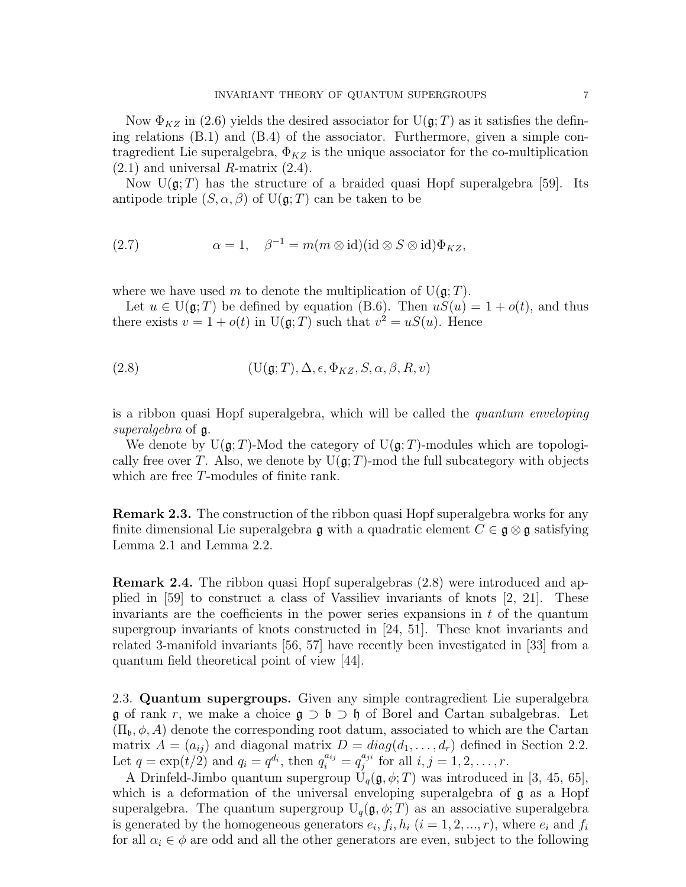Now $\Phi_{KZ}$ in (2.6) yields the desired associator for $\mathrm{U}(\mathfrak{g}; T)$ as it satisfies the defining relations (B.1) and (B.4) of the associator. Furthermore, given a simple contragredient Lie superalgebra, $\Phi_{KZ}$ is the unique associator for the co-multiplication (2.1) and universal $R$-matrix (2.4).

Now $\mathrm{U}(\mathfrak{g}; T)$ has the structure of a braided quasi Hopf superalgebra [59]. Its antipode triple $(S, \alpha, \beta)$ of $\mathrm{U}(\mathfrak{g}; T)$ can be taken to be

$$
\alpha = 1, \quad \beta^{-1} = m(m \otimes \mathrm{id})(\mathrm{id} \otimes S \otimes \mathrm{id})\Phi_{KZ}, \tag{2.7}
$$

where we have used $m$ to denote the multiplication of $\mathrm{U}(\mathfrak{g}; T)$.

Let $u \in \mathrm{U}(\mathfrak{g}; T)$ be defined by equation (B.6). Then $uS(u) = 1 + o(t)$, and thus there exists $v = 1 + o(t)$ in $\mathrm{U}(\mathfrak{g}; T)$ such that $v^2 = uS(u)$. Hence

$$
(\mathrm{U}(\mathfrak{g}; T), \Delta, \epsilon, \Phi_{KZ}, S, \alpha, \beta, R, v) \tag{2.8}
$$

is a ribbon quasi Hopf superalgebra, which will be called the *quantum enveloping superalgebra* of $\mathfrak{g}$.

We denote by $\mathrm{U}(\mathfrak{g}; T)$-Mod the category of $\mathrm{U}(\mathfrak{g}; T)$-modules which are topologically free over $T$. Also, we denote by $\mathrm{U}(\mathfrak{g}; T)$-mod the full subcategory with objects which are free $T$-modules of finite rank.

**Remark 2.3.** The construction of the ribbon quasi Hopf superalgebra works for any finite dimensional Lie superalgebra $\mathfrak{g}$ with a quadratic element $C \in \mathfrak{g} \otimes \mathfrak{g}$ satisfying Lemma 2.1 and Lemma 2.2.

**Remark 2.4.** The ribbon quasi Hopf superalgebras (2.8) were introduced and applied in [59] to construct a class of Vassiliev invariants of knots [2, 21]. These invariants are the coefficients in the power series expansions in $t$ of the quantum supergroup invariants of knots constructed in [24, 51]. These knot invariants and related 3-manifold invariants [56, 57] have recently been investigated in [33] from a quantum field theoretical point of view [44].

2.3. **Quantum supergroups.** Given any simple contragredient Lie superalgebra $\mathfrak{g}$ of rank $r$, we make a choice $\mathfrak{g} \supset \mathfrak{b} \supset \mathfrak{h}$ of Borel and Cartan subalgebras. Let $(\Pi_{\mathfrak{b}}, \phi, A)$ denote the corresponding root datum, associated to which are the Cartan matrix $A = (a_{ij})$ and diagonal matrix $D = diag(d_1, \ldots, d_r)$ defined in Section 2.2. Let $q = \exp(t/2)$ and $q_i = q^{d_i}$, then $q_i^{a_{ij}} = q_j^{a_{ji}}$ for all $i, j = 1, 2, \ldots, r$.

A Drinfeld-Jimbo quantum supergroup $\mathrm{U}_q(\mathfrak{g}, \phi; T)$ was introduced in [3, 45, 65], which is a deformation of the universal enveloping superalgebra of $\mathfrak{g}$ as a Hopf superalgebra. The quantum supergroup $\mathrm{U}_q(\mathfrak{g}, \phi; T)$ as an associative superalgebra is generated by the homogeneous generators $e_i, f_i, h_i$ $(i = 1, 2, ..., r)$, where $e_i$ and $f_i$ for all $\alpha_i \in \phi$ are odd and all the other generators are even, subject to the following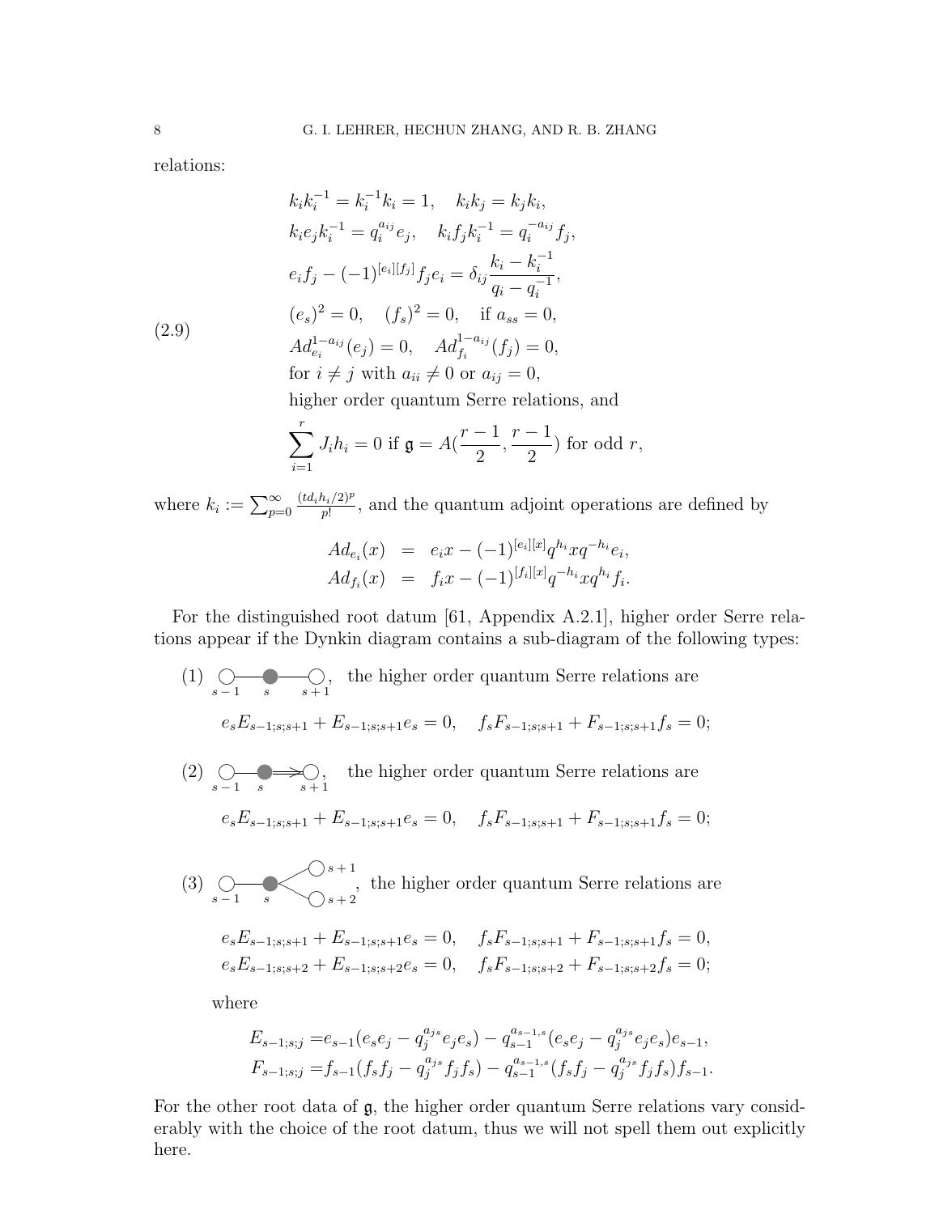relations:

$$
\begin{aligned}
&k_i k_i^{-1} = k_i^{-1} k_i = 1, \quad k_i k_j = k_j k_i, \\
&k_i e_j k_i^{-1} = q_i^{a_{ij}} e_j, \quad k_i f_j k_i^{-1} = q_i^{-a_{ij}} f_j, \\
&e_i f_j - (-1)^{[e_i][f_j]} f_j e_i = \delta_{ij} \frac{k_i - k_i^{-1}}{q_i - q_i^{-1}}, \\
&(e_s)^2 = 0, \quad (f_s)^2 = 0, \quad \text{if } a_{ss} = 0, \\
&Ad_{e_i}^{1-a_{ij}}(e_j) = 0, \quad Ad_{f_i}^{1-a_{ij}}(f_j) = 0, \\
&\text{for } i \neq j \text{ with } a_{ii} \neq 0 \text{ or } a_{ij} = 0, \\
&\text{higher order quantum Serre relations, and} \\
&\sum_{i=1}^{r} J_i h_i = 0 \text{ if } \mathfrak{g} = A(\frac{r-1}{2}, \frac{r-1}{2}) \text{ for odd } r,
\end{aligned} \tag{2.9}
$$

where $k_i := \sum_{p=0}^{\infty} \frac{(td_i h_i/2)^p}{p!}$, and the quantum adjoint operations are defined by

$$
\begin{aligned}
Ad_{e_i}(x) &= e_i x - (-1)^{[e_i][x]} q^{h_i} x q^{-h_i} e_i, \\
Ad_{f_i}(x) &= f_i x - (-1)^{[f_i][x]} q^{-h_i} x q^{h_i} f_i.
\end{aligned}
$$

For the distinguished root datum [61, Appendix A.2.1], higher order Serre relations appear if the Dynkin diagram contains a sub-diagram of the following types:

(1) ○—●—○ (nodes $s-1$, $s$, $s+1$), the higher order quantum Serre relations are

$$e_s E_{s-1;s;s+1} + E_{s-1;s;s+1} e_s = 0, \quad f_s F_{s-1;s;s+1} + F_{s-1;s;s+1} f_s = 0;$$

(2) ○—●⇒○ (nodes $s-1$, $s$, $s+1$), the higher order quantum Serre relations are

$$e_s E_{s-1;s;s+1} + E_{s-1;s;s+1} e_s = 0, \quad f_s F_{s-1;s;s+1} + F_{s-1;s;s+1} f_s = 0;$$

(3) ○—●< (nodes $s-1$, $s$, branching to $s+1$ and $s+2$), the higher order quantum Serre relations are

$$e_s E_{s-1;s;s+1} + E_{s-1;s;s+1} e_s = 0, \quad f_s F_{s-1;s;s+1} + F_{s-1;s;s+1} f_s = 0,$$
$$e_s E_{s-1;s;s+2} + E_{s-1;s;s+2} e_s = 0, \quad f_s F_{s-1;s;s+2} + F_{s-1;s;s+2} f_s = 0;$$

where

$$
\begin{aligned}
E_{s-1;s;j} &= e_{s-1}(e_s e_j - q_j^{a_{js}} e_j e_s) - q_{s-1}^{a_{s-1,s}} (e_s e_j - q_j^{a_{js}} e_j e_s) e_{s-1}, \\
F_{s-1;s;j} &= f_{s-1}(f_s f_j - q_j^{a_{js}} f_j f_s) - q_{s-1}^{a_{s-1,s}} (f_s f_j - q_j^{a_{js}} f_j f_s) f_{s-1}.
\end{aligned}
$$

For the other root data of $\mathfrak{g}$, the higher order quantum Serre relations vary considerably with the choice of the root datum, thus we will not spell them out explicitly here.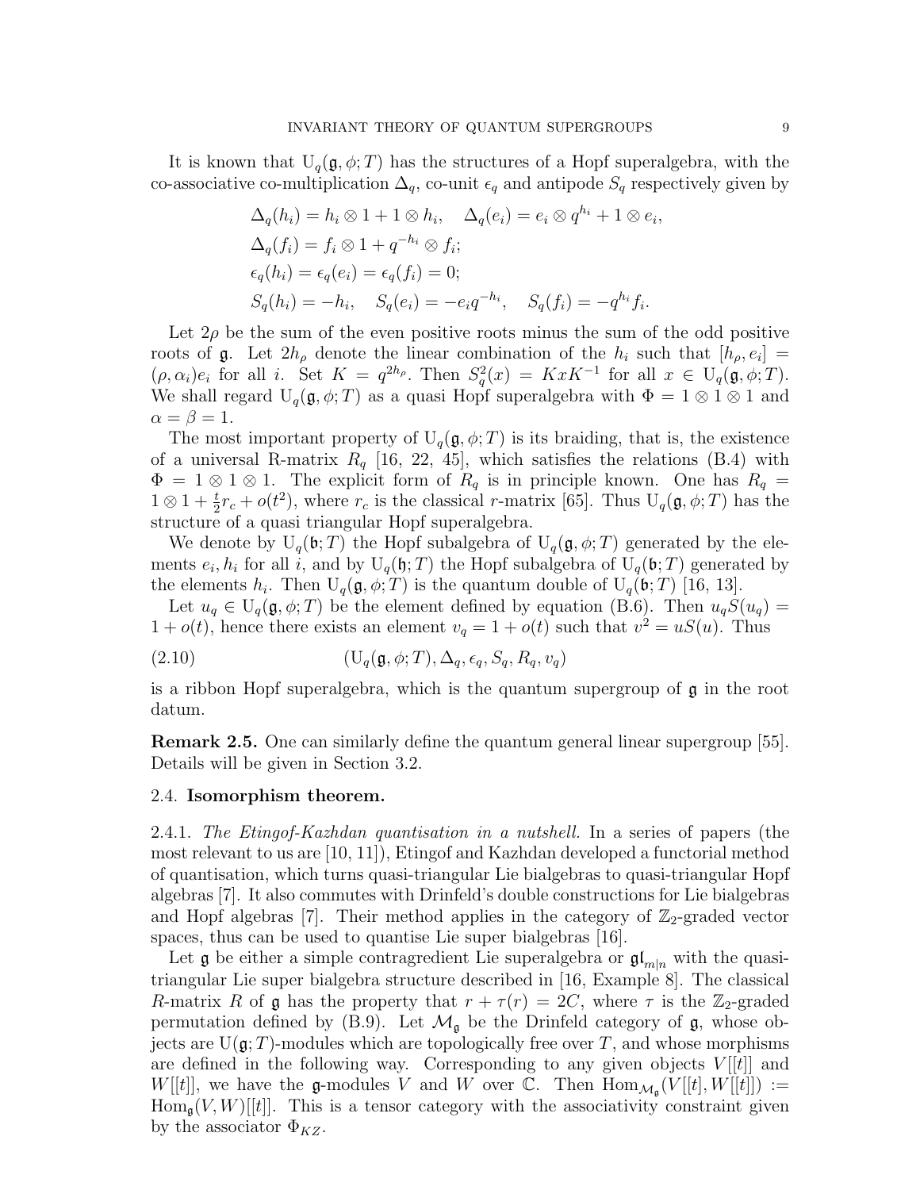It is known that $\mathrm{U}_q(\mathfrak{g}, \phi; T)$ has the structures of a Hopf superalgebra, with the co-associative co-multiplication $\Delta_q$, co-unit $\epsilon_q$ and antipode $S_q$ respectively given by

$$
\begin{aligned}
&\Delta_q(h_i) = h_i \otimes 1 + 1 \otimes h_i, \quad \Delta_q(e_i) = e_i \otimes q^{h_i} + 1 \otimes e_i,\\
&\Delta_q(f_i) = f_i \otimes 1 + q^{-h_i} \otimes f_i;\\
&\epsilon_q(h_i) = \epsilon_q(e_i) = \epsilon_q(f_i) = 0;\\
&S_q(h_i) = -h_i, \quad S_q(e_i) = -e_i q^{-h_i}, \quad S_q(f_i) = -q^{h_i} f_i.
\end{aligned}
$$

Let $2\rho$ be the sum of the even positive roots minus the sum of the odd positive roots of $\mathfrak{g}$. Let $2h_\rho$ denote the linear combination of the $h_i$ such that $[h_\rho, e_i] = (\rho, \alpha_i)e_i$ for all $i$. Set $K = q^{2h_\rho}$. Then $S_q^2(x) = KxK^{-1}$ for all $x \in \mathrm{U}_q(\mathfrak{g}, \phi; T)$. We shall regard $\mathrm{U}_q(\mathfrak{g}, \phi; T)$ as a quasi Hopf superalgebra with $\Phi = 1 \otimes 1 \otimes 1$ and $\alpha = \beta = 1$.

The most important property of $\mathrm{U}_q(\mathfrak{g}, \phi; T)$ is its braiding, that is, the existence of a universal R-matrix $R_q$ [16, 22, 45], which satisfies the relations (B.4) with $\Phi = 1 \otimes 1 \otimes 1$. The explicit form of $R_q$ is in principle known. One has $R_q = 1 \otimes 1 + \frac{t}{2} r_c + o(t^2)$, where $r_c$ is the classical $r$-matrix [65]. Thus $\mathrm{U}_q(\mathfrak{g}, \phi; T)$ has the structure of a quasi triangular Hopf superalgebra.

We denote by $\mathrm{U}_q(\mathfrak{b}; T)$ the Hopf subalgebra of $\mathrm{U}_q(\mathfrak{g}, \phi; T)$ generated by the elements $e_i, h_i$ for all $i$, and by $\mathrm{U}_q(\mathfrak{h}; T)$ the Hopf subalgebra of $\mathrm{U}_q(\mathfrak{b}; T)$ generated by the elements $h_i$. Then $\mathrm{U}_q(\mathfrak{g}, \phi; T)$ is the quantum double of $\mathrm{U}_q(\mathfrak{b}; T)$ [16, 13].

Let $u_q \in \mathrm{U}_q(\mathfrak{g}, \phi; T)$ be the element defined by equation (B.6). Then $u_q S(u_q) = 1 + o(t)$, hence there exists an element $v_q = 1 + o(t)$ such that $v^2 = uS(u)$. Thus

$$
(\mathrm{U}_q(\mathfrak{g}, \phi; T), \Delta_q, \epsilon_q, S_q, R_q, v_q) \tag{2.10}
$$

is a ribbon Hopf superalgebra, which is the quantum supergroup of $\mathfrak{g}$ in the root datum.

**Remark 2.5.** One can similarly define the quantum general linear supergroup [55]. Details will be given in Section 3.2.

### 2.4. Isomorphism theorem.

2.4.1. *The Etingof-Kazhdan quantisation in a nutshell.* In a series of papers (the most relevant to us are [10, 11]), Etingof and Kazhdan developed a functorial method of quantisation, which turns quasi-triangular Lie bialgebras to quasi-triangular Hopf algebras [7]. It also commutes with Drinfeld's double constructions for Lie bialgebras and Hopf algebras [7]. Their method applies in the category of $\mathbb{Z}_2$-graded vector spaces, thus can be used to quantise Lie super bialgebras [16].

Let $\mathfrak{g}$ be either a simple contragredient Lie superalgebra or $\mathfrak{gl}_{m|n}$ with the quasi-triangular Lie super bialgebra structure described in [16, Example 8]. The classical $R$-matrix $R$ of $\mathfrak{g}$ has the property that $r + \tau(r) = 2C$, where $\tau$ is the $\mathbb{Z}_2$-graded permutation defined by (B.9). Let $\mathcal{M}_\mathfrak{g}$ be the Drinfeld category of $\mathfrak{g}$, whose objects are $\mathrm{U}(\mathfrak{g}; T)$-modules which are topologically free over $T$, and whose morphisms are defined in the following way. Corresponding to any given objects $V[[t]]$ and $W[[t]]$, we have the $\mathfrak{g}$-modules $V$ and $W$ over $\mathbb{C}$. Then $\mathrm{Hom}_{\mathcal{M}_\mathfrak{g}}(V[[t], W[[t]]) := \mathrm{Hom}_\mathfrak{g}(V, W)[[t]]$. This is a tensor category with the associativity constraint given by the associator $\Phi_{KZ}$.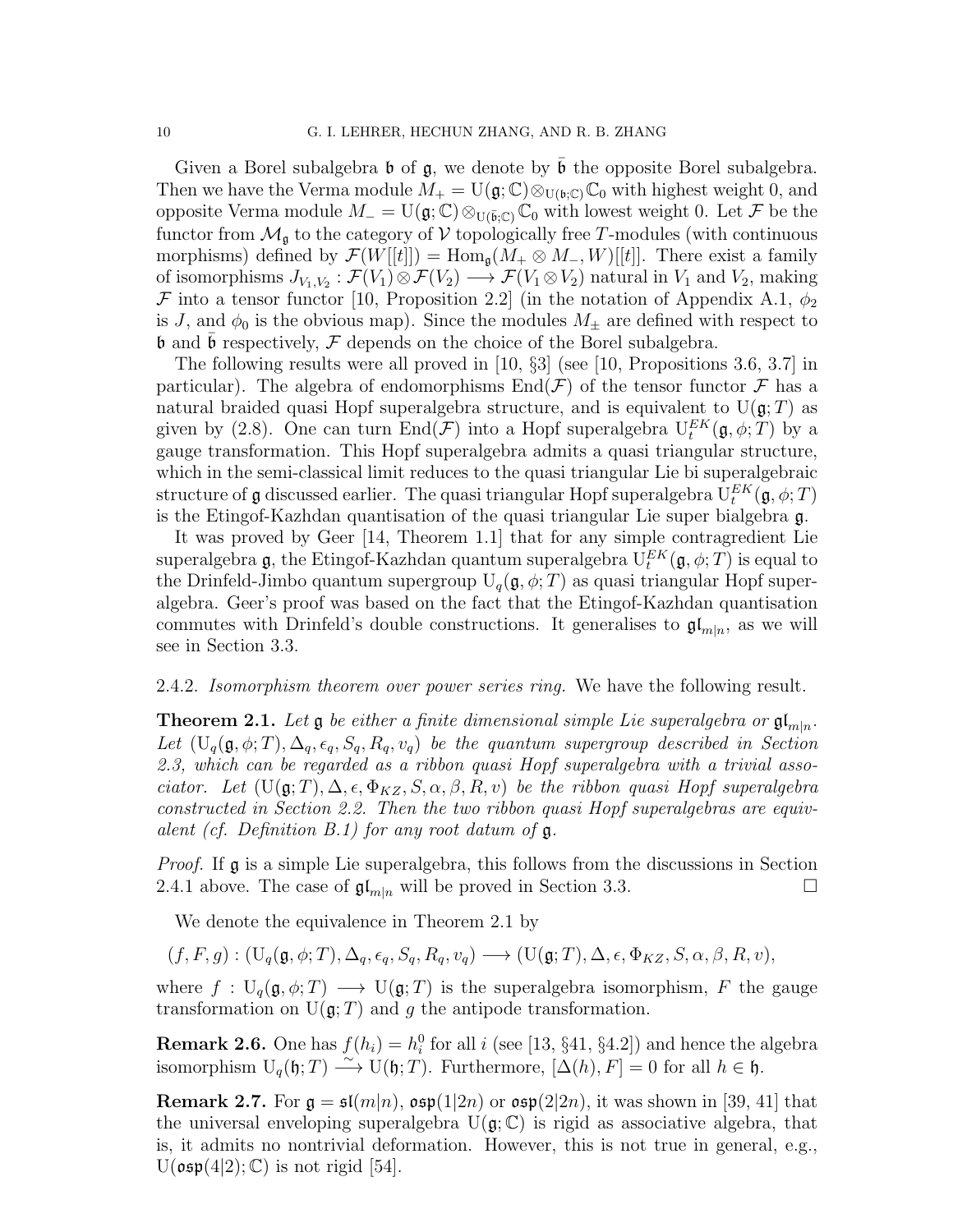Given a Borel subalgebra $\mathfrak{b}$ of $\mathfrak{g}$, we denote by $\bar{\mathfrak{b}}$ the opposite Borel subalgebra. Then we have the Verma module $M_+ = \mathrm{U}(\mathfrak{g};\mathbb{C})\otimes_{\mathrm{U}(\mathfrak{b};\mathbb{C})}\mathbb{C}_0$ with highest weight 0, and opposite Verma module $M_- = \mathrm{U}(\mathfrak{g};\mathbb{C})\otimes_{\mathrm{U}(\bar{\mathfrak{b}};\mathbb{C})}\mathbb{C}_0$ with lowest weight 0. Let $\mathcal{F}$ be the functor from $\mathcal{M}_\mathfrak{g}$ to the category of $\mathcal{V}$ topologically free $T$-modules (with continuous morphisms) defined by $\mathcal{F}(W[[t]]) = \mathrm{Hom}_\mathfrak{g}(M_+ \otimes M_-, W)[[t]]$. There exist a family of isomorphisms $J_{V_1,V_2} : \mathcal{F}(V_1)\otimes\mathcal{F}(V_2) \longrightarrow \mathcal{F}(V_1\otimes V_2)$ natural in $V_1$ and $V_2$, making $\mathcal{F}$ into a tensor functor [10, Proposition 2.2] (in the notation of Appendix A.1, $\phi_2$ is $J$, and $\phi_0$ is the obvious map). Since the modules $M_\pm$ are defined with respect to $\mathfrak{b}$ and $\bar{\mathfrak{b}}$ respectively, $\mathcal{F}$ depends on the choice of the Borel subalgebra.

The following results were all proved in [10, §3] (see [10, Propositions 3.6, 3.7] in particular). The algebra of endomorphisms $\mathrm{End}(\mathcal{F})$ of the tensor functor $\mathcal{F}$ has a natural braided quasi Hopf superalgebra structure, and is equivalent to $\mathrm{U}(\mathfrak{g};T)$ as given by (2.8). One can turn $\mathrm{End}(\mathcal{F})$ into a Hopf superalgebra $\mathrm{U}_t^{EK}(\mathfrak{g},\phi;T)$ by a gauge transformation. This Hopf superalgebra admits a quasi triangular structure, which in the semi-classical limit reduces to the quasi triangular Lie bi superalgebraic structure of $\mathfrak{g}$ discussed earlier. The quasi triangular Hopf superalgebra $\mathrm{U}_t^{EK}(\mathfrak{g},\phi;T)$ is the Etingof-Kazhdan quantisation of the quasi triangular Lie super bialgebra $\mathfrak{g}$.

It was proved by Geer [14, Theorem 1.1] that for any simple contragredient Lie superalgebra $\mathfrak{g}$, the Etingof-Kazhdan quantum superalgebra $\mathrm{U}_t^{EK}(\mathfrak{g},\phi;T)$ is equal to the Drinfeld-Jimbo quantum supergroup $\mathrm{U}_q(\mathfrak{g},\phi;T)$ as quasi triangular Hopf superalgebra. Geer's proof was based on the fact that the Etingof-Kazhdan quantisation commutes with Drinfeld's double constructions. It generalises to $\mathfrak{gl}_{m|n}$, as we will see in Section 3.3.

2.4.2. *Isomorphism theorem over power series ring.* We have the following result.

**Theorem 2.1.** *Let $\mathfrak{g}$ be either a finite dimensional simple Lie superalgebra or $\mathfrak{gl}_{m|n}$. Let $(\mathrm{U}_q(\mathfrak{g},\phi;T), \Delta_q, \epsilon_q, S_q, R_q, v_q)$ be the quantum supergroup described in Section 2.3, which can be regarded as a ribbon quasi Hopf superalgebra with a trivial associator. Let $(\mathrm{U}(\mathfrak{g};T), \Delta, \epsilon, \Phi_{KZ}, S, \alpha, \beta, R, v)$ be the ribbon quasi Hopf superalgebra constructed in Section 2.2. Then the two ribbon quasi Hopf superalgebras are equivalent (cf. Definition B.1) for any root datum of $\mathfrak{g}$.*

*Proof.* If $\mathfrak{g}$ is a simple Lie superalgebra, this follows from the discussions in Section 2.4.1 above. The case of $\mathfrak{gl}_{m|n}$ will be proved in Section 3.3. □

We denote the equivalence in Theorem 2.1 by

$$(f, F, g) : (\mathrm{U}_q(\mathfrak{g},\phi;T), \Delta_q, \epsilon_q, S_q, R_q, v_q) \longrightarrow (\mathrm{U}(\mathfrak{g};T), \Delta, \epsilon, \Phi_{KZ}, S, \alpha, \beta, R, v),$$

where $f : \mathrm{U}_q(\mathfrak{g},\phi;T) \longrightarrow \mathrm{U}(\mathfrak{g};T)$ is the superalgebra isomorphism, $F$ the gauge transformation on $\mathrm{U}(\mathfrak{g};T)$ and $g$ the antipode transformation.

**Remark 2.6.** One has $f(h_i) = h_i^0$ for all $i$ (see [13, §41, §4.2]) and hence the algebra isomorphism $\mathrm{U}_q(\mathfrak{h};T) \xrightarrow{\sim} \mathrm{U}(\mathfrak{h};T)$. Furthermore, $[\Delta(h), F] = 0$ for all $h \in \mathfrak{h}$.

**Remark 2.7.** For $\mathfrak{g} = \mathfrak{sl}(m|n)$, $\mathfrak{osp}(1|2n)$ or $\mathfrak{osp}(2|2n)$, it was shown in [39, 41] that the universal enveloping superalgebra $\mathrm{U}(\mathfrak{g};\mathbb{C})$ is rigid as associative algebra, that is, it admits no nontrivial deformation. However, this is not true in general, e.g., $\mathrm{U}(\mathfrak{osp}(4|2);\mathbb{C})$ is not rigid [54].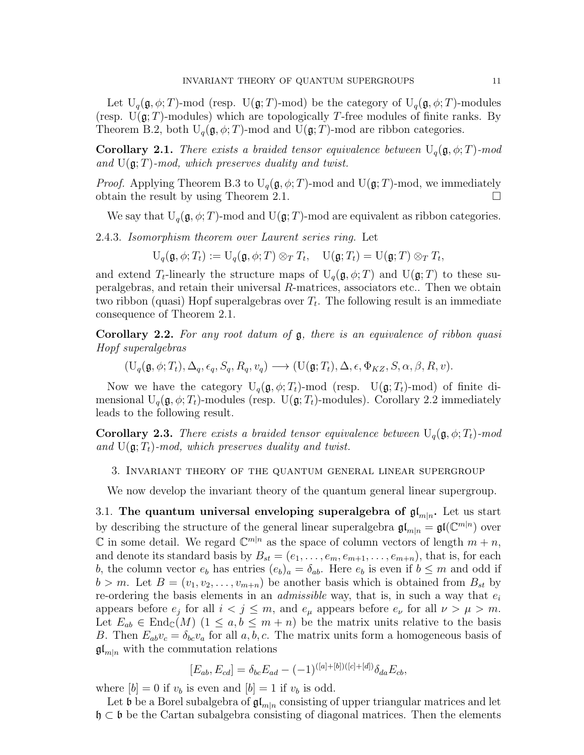Let $\mathrm{U}_q(\mathfrak{g}, \phi; T)$-mod (resp. $\mathrm{U}(\mathfrak{g}; T)$-mod) be the category of $\mathrm{U}_q(\mathfrak{g}, \phi; T)$-modules (resp. $\mathrm{U}(\mathfrak{g}; T)$-modules) which are topologically $T$-free modules of finite ranks. By Theorem B.2, both $\mathrm{U}_q(\mathfrak{g}, \phi; T)$-mod and $\mathrm{U}(\mathfrak{g}; T)$-mod are ribbon categories.

**Corollary 2.1.** *There exists a braided tensor equivalence between $\mathrm{U}_q(\mathfrak{g}, \phi; T)$-mod and $\mathrm{U}(\mathfrak{g}; T)$-mod, which preserves duality and twist.*

*Proof.* Applying Theorem B.3 to $\mathrm{U}_q(\mathfrak{g}, \phi; T)$-mod and $\mathrm{U}(\mathfrak{g}; T)$-mod, we immediately obtain the result by using Theorem 2.1. □

We say that $\mathrm{U}_q(\mathfrak{g}, \phi; T)$-mod and $\mathrm{U}(\mathfrak{g}; T)$-mod are equivalent as ribbon categories.

2.4.3. *Isomorphism theorem over Laurent series ring.* Let

$$\mathrm{U}_q(\mathfrak{g}, \phi; T_t) := \mathrm{U}_q(\mathfrak{g}, \phi; T) \otimes_T T_t, \quad \mathrm{U}(\mathfrak{g}; T_t) = \mathrm{U}(\mathfrak{g}; T) \otimes_T T_t,$$

and extend $T_t$-linearly the structure maps of $\mathrm{U}_q(\mathfrak{g}, \phi; T)$ and $\mathrm{U}(\mathfrak{g}; T)$ to these superalgebras, and retain their universal $R$-matrices, associators etc.. Then we obtain two ribbon (quasi) Hopf superalgebras over $T_t$. The following result is an immediate consequence of Theorem 2.1.

**Corollary 2.2.** *For any root datum of $\mathfrak{g}$, there is an equivalence of ribbon quasi Hopf superalgebras*

$$(\mathrm{U}_q(\mathfrak{g}, \phi; T_t), \Delta_q, \epsilon_q, S_q, R_q, v_q) \longrightarrow (\mathrm{U}(\mathfrak{g}; T_t), \Delta, \epsilon, \Phi_{KZ}, S, \alpha, \beta, R, v).$$

Now we have the category $\mathrm{U}_q(\mathfrak{g}, \phi; T_t)$-mod (resp. $\mathrm{U}(\mathfrak{g}; T_t)$-mod) of finite dimensional $\mathrm{U}_q(\mathfrak{g}, \phi; T_t)$-modules (resp. $\mathrm{U}(\mathfrak{g}; T_t)$-modules). Corollary 2.2 immediately leads to the following result.

**Corollary 2.3.** *There exists a braided tensor equivalence between $\mathrm{U}_q(\mathfrak{g}, \phi; T_t)$-mod and $\mathrm{U}(\mathfrak{g}; T_t)$-mod, which preserves duality and twist.*

## 3. Invariant theory of the quantum general linear supergroup

We now develop the invariant theory of the quantum general linear supergroup.

3.1. **The quantum universal enveloping superalgebra of $\mathfrak{gl}_{m|n}$.** Let us start by describing the structure of the general linear superalgebra $\mathfrak{gl}_{m|n} = \mathfrak{gl}(\mathbb{C}^{m|n})$ over $\mathbb{C}$ in some detail. We regard $\mathbb{C}^{m|n}$ as the space of column vectors of length $m+n$, and denote its standard basis by $B_{st} = (e_1, \ldots, e_m, e_{m+1}, \ldots, e_{m+n})$, that is, for each $b$, the column vector $e_b$ has entries $(e_b)_a = \delta_{ab}$. Here $e_b$ is even if $b \leq m$ and odd if $b > m$. Let $B = (v_1, v_2, \ldots, v_{m+n})$ be another basis which is obtained from $B_{st}$ by re-ordering the basis elements in an *admissible* way, that is, in such a way that $e_i$ appears before $e_j$ for all $i < j \leq m$, and $e_\mu$ appears before $e_\nu$ for all $\nu > \mu > m$. Let $E_{ab} \in \mathrm{End}_{\mathbb{C}}(M)$ $(1 \leq a, b \leq m+n)$ be the matrix units relative to the basis $B$. Then $E_{ab} v_c = \delta_{bc} v_a$ for all $a, b, c$. The matrix units form a homogeneous basis of $\mathfrak{gl}_{m|n}$ with the commutation relations

$$[E_{ab}, E_{cd}] = \delta_{bc} E_{ad} - (-1)^{([a]+[b])([c]+[d])} \delta_{da} E_{cb},$$

where $[b] = 0$ if $v_b$ is even and $[b] = 1$ if $v_b$ is odd.

Let $\mathfrak{b}$ be a Borel subalgebra of $\mathfrak{gl}_{m|n}$ consisting of upper triangular matrices and let $\mathfrak{h} \subset \mathfrak{b}$ be the Cartan subalgebra consisting of diagonal matrices. Then the elements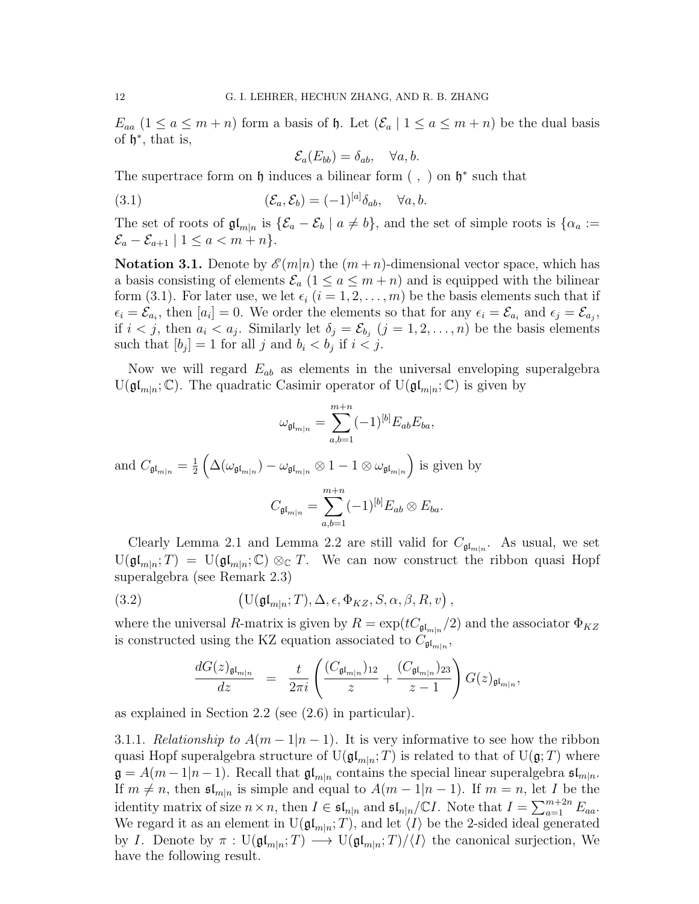$E_{aa}$ ($1 \leq a \leq m+n$) form a basis of $\mathfrak{h}$. Let $(\mathcal{E}_a \mid 1 \leq a \leq m+n)$ be the dual basis of $\mathfrak{h}^*$, that is,

$$\mathcal{E}_a(E_{bb}) = \delta_{ab}, \quad \forall a, b.$$

The supertrace form on $\mathfrak{h}$ induces a bilinear form $(\ ,\ )$ on $\mathfrak{h}^*$ such that

$$(\mathcal{E}_a, \mathcal{E}_b) = (-1)^{[a]}\delta_{ab}, \quad \forall a, b. \tag{3.1}$$

The set of roots of $\mathfrak{gl}_{m|n}$ is $\{\mathcal{E}_a - \mathcal{E}_b \mid a \neq b\}$, and the set of simple roots is $\{\alpha_a := \mathcal{E}_a - \mathcal{E}_{a+1} \mid 1 \leq a < m+n\}$.

**Notation 3.1.** Denote by $\mathscr{E}(m|n)$ the $(m+n)$-dimensional vector space, which has a basis consisting of elements $\mathcal{E}_a$ ($1 \leq a \leq m+n$) and is equipped with the bilinear form (3.1). For later use, we let $\epsilon_i$ ($i = 1, 2, \dots, m$) be the basis elements such that if $\epsilon_i = \mathcal{E}_{a_i}$, then $[a_i] = 0$. We order the elements so that for any $\epsilon_i = \mathcal{E}_{a_i}$ and $\epsilon_j = \mathcal{E}_{a_j}$, if $i < j$, then $a_i < a_j$. Similarly let $\delta_j = \mathcal{E}_{b_j}$ ($j = 1, 2, \dots, n$) be the basis elements such that $[b_j] = 1$ for all $j$ and $b_i < b_j$ if $i < j$.

Now we will regard $E_{ab}$ as elements in the universal enveloping superalgebra $\mathrm{U}(\mathfrak{gl}_{m|n}; \mathbb{C})$. The quadratic Casimir operator of $\mathrm{U}(\mathfrak{gl}_{m|n}; \mathbb{C})$ is given by

$$\omega_{\mathfrak{gl}_{m|n}} = \sum_{a,b=1}^{m+n} (-1)^{[b]} E_{ab}E_{ba},$$

and $C_{\mathfrak{gl}_{m|n}} = \frac{1}{2}\left(\Delta(\omega_{\mathfrak{gl}_{m|n}}) - \omega_{\mathfrak{gl}_{m|n}} \otimes 1 - 1 \otimes \omega_{\mathfrak{gl}_{m|n}}\right)$ is given by

$$C_{\mathfrak{gl}_{m|n}} = \sum_{a,b=1}^{m+n} (-1)^{[b]} E_{ab} \otimes E_{ba}.$$

Clearly Lemma 2.1 and Lemma 2.2 are still valid for $C_{\mathfrak{gl}_{m|n}}$. As usual, we set $\mathrm{U}(\mathfrak{gl}_{m|n}; T) = \mathrm{U}(\mathfrak{gl}_{m|n}; \mathbb{C}) \otimes_{\mathbb{C}} T$. We can now construct the ribbon quasi Hopf superalgebra (see Remark 2.3)

$$\left(\mathrm{U}(\mathfrak{gl}_{m|n}; T), \Delta, \epsilon, \Phi_{KZ}, S, \alpha, \beta, R, v\right), \tag{3.2}$$

where the universal $R$-matrix is given by $R = \exp(tC_{\mathfrak{gl}_{m|n}}/2)$ and the associator $\Phi_{KZ}$ is constructed using the KZ equation associated to $C_{\mathfrak{gl}_{m|n}}$,

$$\frac{dG(z)_{\mathfrak{gl}_{m|n}}}{dz} \;=\; \frac{t}{2\pi i}\left(\frac{(C_{\mathfrak{gl}_{m|n}})_{12}}{z} + \frac{(C_{\mathfrak{gl}_{m|n}})_{23}}{z-1}\right) G(z)_{\mathfrak{gl}_{m|n}},$$

as explained in Section 2.2 (see (2.6) in particular).

3.1.1. *Relationship to $A(m-1|n-1)$.* It is very informative to see how the ribbon quasi Hopf superalgebra structure of $\mathrm{U}(\mathfrak{gl}_{m|n}; T)$ is related to that of $\mathrm{U}(\mathfrak{g}; T)$ where $\mathfrak{g} = A(m-1|n-1)$. Recall that $\mathfrak{gl}_{m|n}$ contains the special linear superalgebra $\mathfrak{sl}_{m|n}$. If $m \neq n$, then $\mathfrak{sl}_{m|n}$ is simple and equal to $A(m-1|n-1)$. If $m = n$, let $I$ be the identity matrix of size $n \times n$, then $I \in \mathfrak{sl}_{n|n}$ and $\mathfrak{sl}_{n|n}/\mathbb{C}I$. Note that $I = \sum_{a=1}^{m+2n} E_{aa}$. We regard it as an element in $\mathrm{U}(\mathfrak{gl}_{m|n}; T)$, and let $\langle I \rangle$ be the 2-sided ideal generated by $I$. Denote by $\pi : \mathrm{U}(\mathfrak{gl}_{m|n}; T) \longrightarrow \mathrm{U}(\mathfrak{gl}_{m|n}; T)/\langle I \rangle$ the canonical surjection, We have the following result.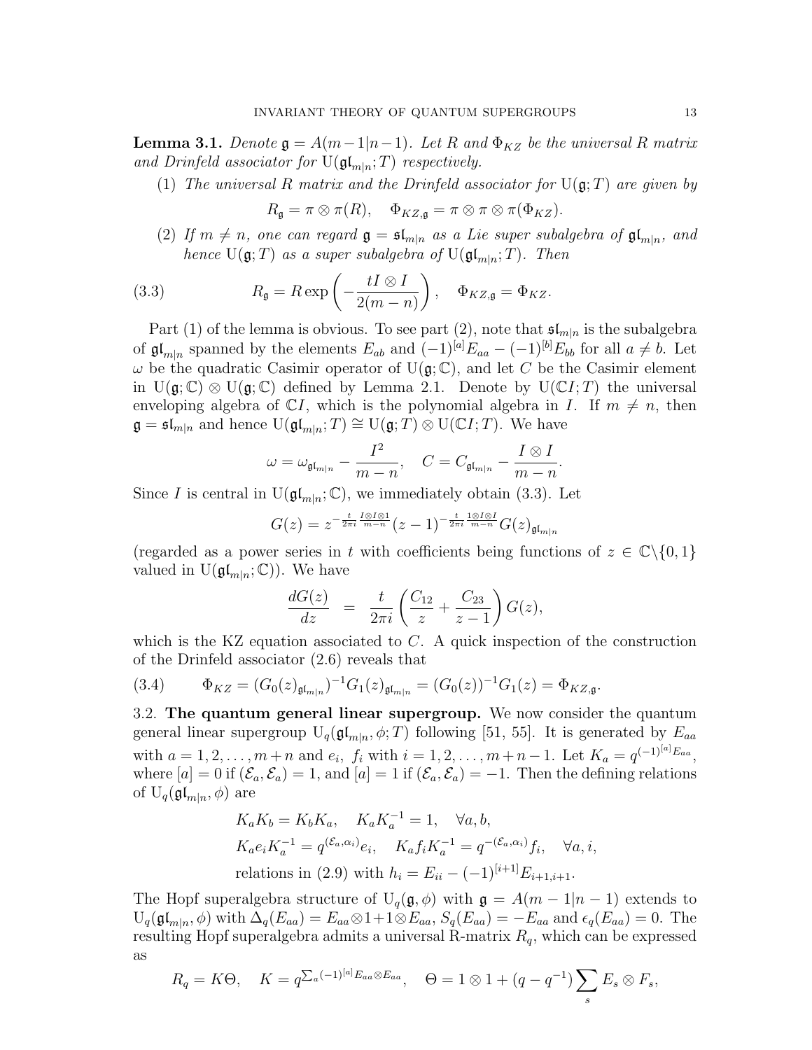**Lemma 3.1.** *Denote $\mathfrak{g} = A(m-1|n-1)$. Let $R$ and $\Phi_{KZ}$ be the universal R matrix and Drinfeld associator for $\mathrm{U}(\mathfrak{gl}_{m|n}; T)$ respectively.*

1. *The universal R matrix and the Drinfeld associator for $\mathrm{U}(\mathfrak{g}; T)$ are given by*
$$R_{\mathfrak{g}} = \pi \otimes \pi(R), \quad \Phi_{KZ,\mathfrak{g}} = \pi \otimes \pi \otimes \pi(\Phi_{KZ}).$$
2. *If $m \neq n$, one can regard $\mathfrak{g} = \mathfrak{sl}_{m|n}$ as a Lie super subalgebra of $\mathfrak{gl}_{m|n}$, and hence $\mathrm{U}(\mathfrak{g}; T)$ as a super subalgebra of $\mathrm{U}(\mathfrak{gl}_{m|n}; T)$. Then*

$$R_{\mathfrak{g}} = R \exp\left(-\frac{tI \otimes I}{2(m-n)}\right), \quad \Phi_{KZ,\mathfrak{g}} = \Phi_{KZ}. \tag{3.3}$$

Part (1) of the lemma is obvious. To see part (2), note that $\mathfrak{sl}_{m|n}$ is the subalgebra of $\mathfrak{gl}_{m|n}$ spanned by the elements $E_{ab}$ and $(-1)^{[a]}E_{aa} - (-1)^{[b]}E_{bb}$ for all $a \neq b$. Let $\omega$ be the quadratic Casimir operator of $\mathrm{U}(\mathfrak{g}; \mathbb{C})$, and let $C$ be the Casimir element in $\mathrm{U}(\mathfrak{g}; \mathbb{C}) \otimes \mathrm{U}(\mathfrak{g}; \mathbb{C})$ defined by Lemma 2.1. Denote by $\mathrm{U}(\mathbb{C}I; T)$ the universal enveloping algebra of $\mathbb{C}I$, which is the polynomial algebra in $I$. If $m \neq n$, then $\mathfrak{g} = \mathfrak{sl}_{m|n}$ and hence $\mathrm{U}(\mathfrak{gl}_{m|n}; T) \cong \mathrm{U}(\mathfrak{g}; T) \otimes \mathrm{U}(\mathbb{C}I; T)$. We have

$$\omega = \omega_{\mathfrak{gl}_{m|n}} - \frac{I^2}{m-n}, \quad C = C_{\mathfrak{gl}_{m|n}} - \frac{I \otimes I}{m-n}.$$

Since $I$ is central in $\mathrm{U}(\mathfrak{gl}_{m|n}; \mathbb{C})$, we immediately obtain (3.3). Let

$$G(z) = z^{-\frac{t}{2\pi i}\frac{I\otimes I \otimes 1}{m-n}} (z-1)^{-\frac{t}{2\pi i}\frac{1\otimes I\otimes I}{m-n}} G(z)_{\mathfrak{gl}_{m|n}}$$

(regarded as a power series in $t$ with coefficients being functions of $z \in \mathbb{C}\backslash\{0,1\}$ valued in $\mathrm{U}(\mathfrak{gl}_{m|n}; \mathbb{C})$). We have

$$\frac{dG(z)}{dz} = \frac{t}{2\pi i}\left(\frac{C_{12}}{z} + \frac{C_{23}}{z-1}\right) G(z),$$

which is the KZ equation associated to $C$. A quick inspection of the construction of the Drinfeld associator (2.6) reveals that

$$\Phi_{KZ} = (G_0(z)_{\mathfrak{gl}_{m|n}})^{-1} G_1(z)_{\mathfrak{gl}_{m|n}} = (G_0(z))^{-1} G_1(z) = \Phi_{KZ,\mathfrak{g}}. \tag{3.4}$$

3.2. **The quantum general linear supergroup.** We now consider the quantum general linear supergroup $\mathrm{U}_q(\mathfrak{gl}_{m|n}, \phi; T)$ following [51, 55]. It is generated by $E_{aa}$ with $a = 1, 2, \dots, m+n$ and $e_i$, $f_i$ with $i = 1, 2, \dots, m+n-1$. Let $K_a = q^{(-1)^{[a]}E_{aa}}$, where $[a] = 0$ if $(\mathcal{E}_a, \mathcal{E}_a) = 1$, and $[a] = 1$ if $(\mathcal{E}_a, \mathcal{E}_a) = -1$. Then the defining relations of $\mathrm{U}_q(\mathfrak{gl}_{m|n}, \phi)$ are

$$\begin{aligned}
&K_a K_b = K_b K_a, \quad K_a K_a^{-1} = 1, \quad \forall a, b,\\
&K_a e_i K_a^{-1} = q^{(\mathcal{E}_a, \alpha_i)} e_i, \quad K_a f_i K_a^{-1} = q^{-(\mathcal{E}_a, \alpha_i)} f_i, \quad \forall a, i,\\
&\text{relations in (2.9) with } h_i = E_{ii} - (-1)^{[i+1]} E_{i+1,i+1}.
\end{aligned}$$

The Hopf superalgebra structure of $\mathrm{U}_q(\mathfrak{g}, \phi)$ with $\mathfrak{g} = A(m-1|n-1)$ extends to $\mathrm{U}_q(\mathfrak{gl}_{m|n}, \phi)$ with $\Delta_q(E_{aa}) = E_{aa} \otimes 1 + 1 \otimes E_{aa}$, $S_q(E_{aa}) = -E_{aa}$ and $\epsilon_q(E_{aa}) = 0$. The resulting Hopf superalgebra admits a universal R-matrix $R_q$, which can be expressed as

$$R_q = K\Theta, \quad K = q^{\sum_a (-1)^{[a]} E_{aa} \otimes E_{aa}}, \quad \Theta = 1 \otimes 1 + (q - q^{-1}) \sum_s E_s \otimes F_s,$$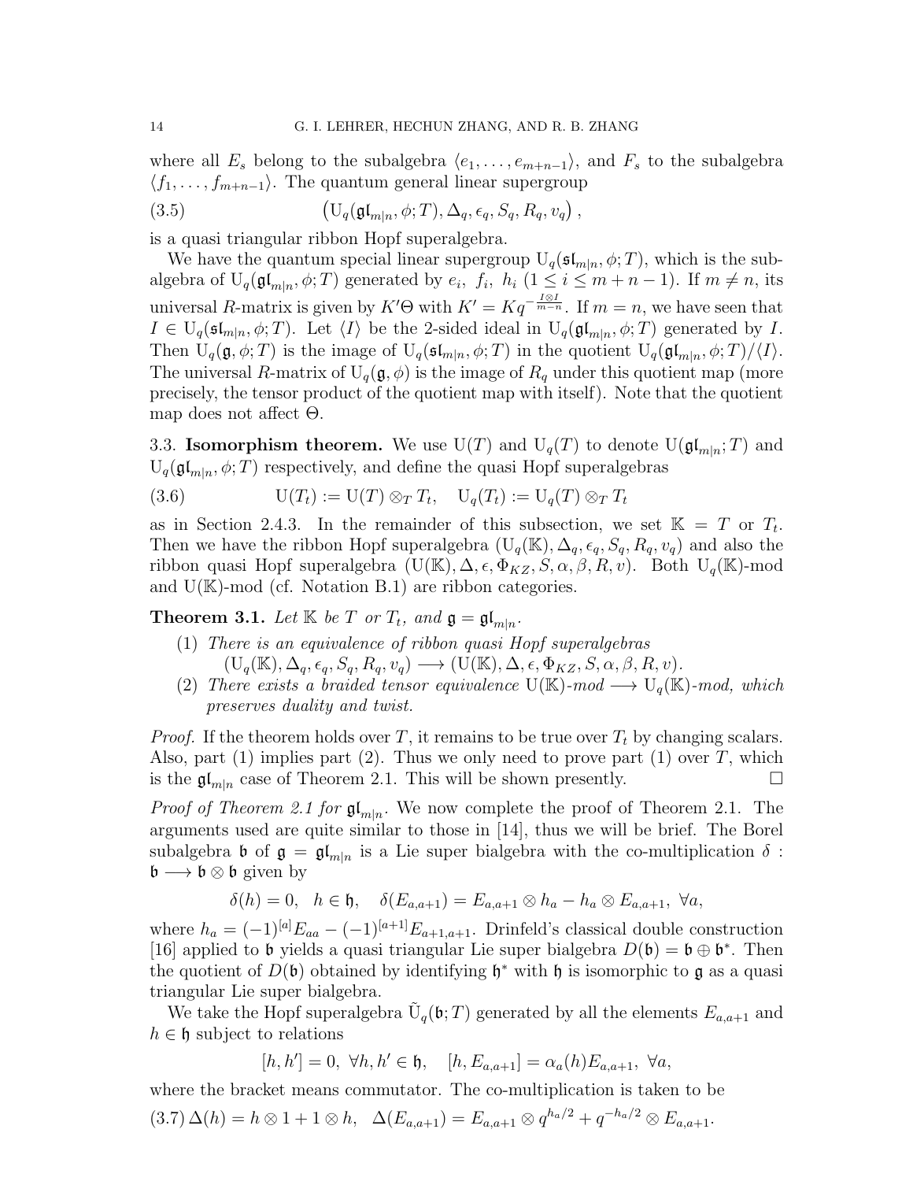where all $E_s$ belong to the subalgebra $\langle e_1, \dots, e_{m+n-1}\rangle$, and $F_s$ to the subalgebra $\langle f_1, \dots, f_{m+n-1}\rangle$. The quantum general linear supergroup

$$\left(\mathrm{U}_q(\mathfrak{gl}_{m|n}, \phi; T), \Delta_q, \epsilon_q, S_q, R_q, v_q\right), \tag{3.5}$$

is a quasi triangular ribbon Hopf superalgebra.

We have the quantum special linear supergroup $\mathrm{U}_q(\mathfrak{sl}_{m|n}, \phi; T)$, which is the subalgebra of $\mathrm{U}_q(\mathfrak{gl}_{m|n}, \phi; T)$ generated by $e_i$, $f_i$, $h_i$ $(1 \le i \le m+n-1)$. If $m \ne n$, its universal $R$-matrix is given by $K'\Theta$ with $K' = Kq^{-\frac{I\otimes I}{m-n}}$. If $m = n$, we have seen that $I \in \mathrm{U}_q(\mathfrak{sl}_{m|n}, \phi; T)$. Let $\langle I\rangle$ be the 2-sided ideal in $\mathrm{U}_q(\mathfrak{gl}_{m|n}, \phi; T)$ generated by $I$. Then $\mathrm{U}_q(\mathfrak{g}, \phi; T)$ is the image of $\mathrm{U}_q(\mathfrak{sl}_{m|n}, \phi; T)$ in the quotient $\mathrm{U}_q(\mathfrak{gl}_{m|n}, \phi; T)/\langle I\rangle$. The universal $R$-matrix of $\mathrm{U}_q(\mathfrak{g}, \phi)$ is the image of $R_q$ under this quotient map (more precisely, the tensor product of the quotient map with itself). Note that the quotient map does not affect $\Theta$.

3.3. **Isomorphism theorem.** We use $\mathrm{U}(T)$ and $\mathrm{U}_q(T)$ to denote $\mathrm{U}(\mathfrak{gl}_{m|n}; T)$ and $\mathrm{U}_q(\mathfrak{gl}_{m|n}, \phi; T)$ respectively, and define the quasi Hopf superalgebras

$$\mathrm{U}(T_t) := \mathrm{U}(T) \otimes_T T_t, \quad \mathrm{U}_q(T_t) := \mathrm{U}_q(T) \otimes_T T_t \tag{3.6}$$

as in Section 2.4.3. In the remainder of this subsection, we set $\mathbb{K} = T$ or $T_t$. Then we have the ribbon Hopf superalgebra $(\mathrm{U}_q(\mathbb{K}), \Delta_q, \epsilon_q, S_q, R_q, v_q)$ and also the ribbon quasi Hopf superalgebra $(\mathrm{U}(\mathbb{K}), \Delta, \epsilon, \Phi_{KZ}, S, \alpha, \beta, R, v)$. Both $\mathrm{U}_q(\mathbb{K})$-mod and $\mathrm{U}(\mathbb{K})$-mod (cf. Notation B.1) are ribbon categories.

**Theorem 3.1.** *Let $\mathbb{K}$ be $T$ or $T_t$, and $\mathfrak{g} = \mathfrak{gl}_{m|n}$.*

1. *There is an equivalence of ribbon quasi Hopf superalgebras* $(\mathrm{U}_q(\mathbb{K}), \Delta_q, \epsilon_q, S_q, R_q, v_q) \longrightarrow (\mathrm{U}(\mathbb{K}), \Delta, \epsilon, \Phi_{KZ}, S, \alpha, \beta, R, v)$.
2. *There exists a braided tensor equivalence $\mathrm{U}(\mathbb{K})$-mod $\longrightarrow \mathrm{U}_q(\mathbb{K})$-mod, which preserves duality and twist.*

*Proof.* If the theorem holds over $T$, it remains to be true over $T_t$ by changing scalars. Also, part (1) implies part (2). Thus we only need to prove part (1) over $T$, which is the $\mathfrak{gl}_{m|n}$ case of Theorem 2.1. This will be shown presently. □

*Proof of Theorem 2.1 for $\mathfrak{gl}_{m|n}$.* We now complete the proof of Theorem 2.1. The arguments used are quite similar to those in [14], thus we will be brief. The Borel subalgebra $\mathfrak{b}$ of $\mathfrak{g} = \mathfrak{gl}_{m|n}$ is a Lie super bialgebra with the co-multiplication $\delta : \mathfrak{b} \longrightarrow \mathfrak{b} \otimes \mathfrak{b}$ given by

$$\delta(h) = 0, \quad h \in \mathfrak{h}, \quad \delta(E_{a,a+1}) = E_{a,a+1} \otimes h_a - h_a \otimes E_{a,a+1}, \ \forall a,$$

where $h_a = (-1)^{[a]}E_{aa} - (-1)^{[a+1]}E_{a+1,a+1}$. Drinfeld's classical double construction [16] applied to $\mathfrak{b}$ yields a quasi triangular Lie super bialgebra $D(\mathfrak{b}) = \mathfrak{b} \oplus \mathfrak{b}^*$. Then the quotient of $D(\mathfrak{b})$ obtained by identifying $\mathfrak{h}^*$ with $\mathfrak{h}$ is isomorphic to $\mathfrak{g}$ as a quasi triangular Lie super bialgebra.

We take the Hopf superalgebra $\tilde{\mathrm{U}}_q(\mathfrak{b}; T)$ generated by all the elements $E_{a,a+1}$ and $h \in \mathfrak{h}$ subject to relations

$$[h, h'] = 0, \ \forall h, h' \in \mathfrak{h}, \quad [h, E_{a,a+1}] = \alpha_a(h)E_{a,a+1}, \ \forall a,$$

where the bracket means commutator. The co-multiplication is taken to be

$$\Delta(h) = h \otimes 1 + 1 \otimes h, \quad \Delta(E_{a,a+1}) = E_{a,a+1} \otimes q^{h_a/2} + q^{-h_a/2} \otimes E_{a,a+1}. \tag{3.7}$$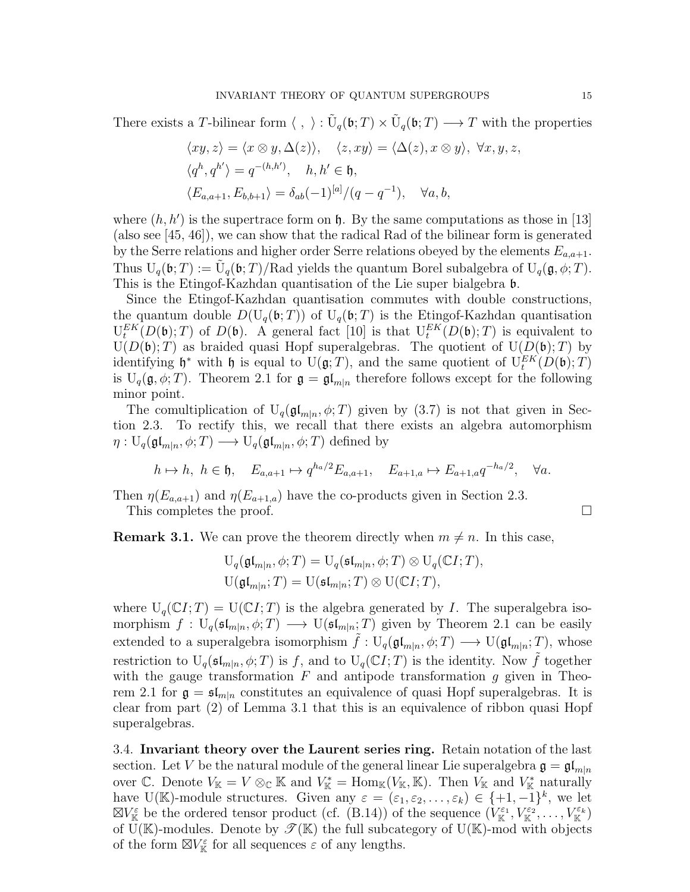There exists a $T$-bilinear form $\langle\ ,\ \rangle : \tilde{\mathrm{U}}_q(\mathfrak{b};T) \times \tilde{\mathrm{U}}_q(\mathfrak{b};T) \longrightarrow T$ with the properties

$$
\begin{aligned}
&\langle xy, z\rangle = \langle x\otimes y, \Delta(z)\rangle, \quad \langle z, xy\rangle = \langle \Delta(z), x\otimes y\rangle, \ \forall x, y, z,\\
&\langle q^h, q^{h'}\rangle = q^{-(h,h')}, \quad h, h' \in \mathfrak{h},\\
&\langle E_{a,a+1}, E_{b,b+1}\rangle = \delta_{ab}(-1)^{[a]}/(q-q^{-1}), \quad \forall a, b,
\end{aligned}
$$

where $(h, h')$ is the supertrace form on $\mathfrak{h}$. By the same computations as those in [13] (also see [45, 46]), we can show that the radical Rad of the bilinear form is generated by the Serre relations and higher order Serre relations obeyed by the elements $E_{a,a+1}$. Thus $\mathrm{U}_q(\mathfrak{b};T) := \tilde{\mathrm{U}}_q(\mathfrak{b};T)/\mathrm{Rad}$ yields the quantum Borel subalgebra of $\mathrm{U}_q(\mathfrak{g},\phi;T)$. This is the Etingof-Kazhdan quantisation of the Lie super bialgebra $\mathfrak{b}$.

Since the Etingof-Kazhdan quantisation commutes with double constructions, the quantum double $D(\mathrm{U}_q(\mathfrak{b};T))$ of $\mathrm{U}_q(\mathfrak{b};T)$ is the Etingof-Kazhdan quantisation $\mathrm{U}_t^{EK}(D(\mathfrak{b});T)$ of $D(\mathfrak{b})$. A general fact [10] is that $\mathrm{U}_t^{EK}(D(\mathfrak{b});T)$ is equivalent to $\mathrm{U}(D(\mathfrak{b});T)$ as braided quasi Hopf superalgebras. The quotient of $\mathrm{U}(D(\mathfrak{b});T)$ by identifying $\mathfrak{h}^*$ with $\mathfrak{h}$ is equal to $\mathrm{U}(\mathfrak{g};T)$, and the same quotient of $\mathrm{U}_t^{EK}(D(\mathfrak{b});T)$ is $\mathrm{U}_q(\mathfrak{g},\phi;T)$. Theorem 2.1 for $\mathfrak{g} = \mathfrak{gl}_{m|n}$ therefore follows except for the following minor point.

The comultiplication of $\mathrm{U}_q(\mathfrak{gl}_{m|n},\phi;T)$ given by (3.7) is not that given in Section 2.3. To rectify this, we recall that there exists an algebra automorphism $\eta : \mathrm{U}_q(\mathfrak{gl}_{m|n},\phi;T) \longrightarrow \mathrm{U}_q(\mathfrak{gl}_{m|n},\phi;T)$ defined by

$$
h \mapsto h, \ h \in \mathfrak{h}, \quad E_{a,a+1} \mapsto q^{h_a/2}E_{a,a+1}, \quad E_{a+1,a} \mapsto E_{a+1,a}q^{-h_a/2}, \quad \forall a.
$$

Then $\eta(E_{a,a+1})$ and $\eta(E_{a+1,a})$ have the co-products given in Section 2.3.

This completes the proof. □

**Remark 3.1.** We can prove the theorem directly when $m \neq n$. In this case,

$$
\begin{aligned}
&\mathrm{U}_q(\mathfrak{gl}_{m|n},\phi;T) = \mathrm{U}_q(\mathfrak{sl}_{m|n},\phi;T) \otimes \mathrm{U}_q(\mathbb{C}I;T),\\
&\mathrm{U}(\mathfrak{gl}_{m|n};T) = \mathrm{U}(\mathfrak{sl}_{m|n};T) \otimes \mathrm{U}(\mathbb{C}I;T),
\end{aligned}
$$

where $\mathrm{U}_q(\mathbb{C}I;T) = \mathrm{U}(\mathbb{C}I;T)$ is the algebra generated by $I$. The superalgebra isomorphism $f : \mathrm{U}_q(\mathfrak{sl}_{m|n},\phi;T) \longrightarrow \mathrm{U}(\mathfrak{sl}_{m|n};T)$ given by Theorem 2.1 can be easily extended to a superalgebra isomorphism $\tilde{f} : \mathrm{U}_q(\mathfrak{gl}_{m|n},\phi;T) \longrightarrow \mathrm{U}(\mathfrak{gl}_{m|n};T)$, whose restriction to $\mathrm{U}_q(\mathfrak{sl}_{m|n},\phi;T)$ is $f$, and to $\mathrm{U}_q(\mathbb{C}I;T)$ is the identity. Now $\tilde{f}$ together with the gauge transformation $F$ and antipode transformation $g$ given in Theorem 2.1 for $\mathfrak{g} = \mathfrak{sl}_{m|n}$ constitutes an equivalence of quasi Hopf superalgebras. It is clear from part (2) of Lemma 3.1 that this is an equivalence of ribbon quasi Hopf superalgebras.

3.4. **Invariant theory over the Laurent series ring.** Retain notation of the last section. Let $V$ be the natural module of the general linear Lie superalgebra $\mathfrak{g} = \mathfrak{gl}_{m|n}$ over $\mathbb{C}$. Denote $V_{\mathbb{K}} = V \otimes_{\mathbb{C}} \mathbb{K}$ and $V_{\mathbb{K}}^* = \mathrm{Hom}_{\mathbb{K}}(V_{\mathbb{K}}, \mathbb{K})$. Then $V_{\mathbb{K}}$ and $V_{\mathbb{K}}^*$ naturally have $\mathrm{U}(\mathbb{K})$-module structures. Given any $\varepsilon = (\varepsilon_1, \varepsilon_2, \dots, \varepsilon_k) \in \{+1, -1\}^k$, we let $\boxtimes V_{\mathbb{K}}^{\varepsilon}$ be the ordered tensor product (cf. (B.14)) of the sequence $(V_{\mathbb{K}}^{\varepsilon_1}, V_{\mathbb{K}}^{\varepsilon_2}, \dots, V_{\mathbb{K}}^{\varepsilon_k})$ of $\mathrm{U}(\mathbb{K})$-modules. Denote by $\mathscr{T}(\mathbb{K})$ the full subcategory of $\mathrm{U}(\mathbb{K})$-mod with objects of the form $\boxtimes V_{\mathbb{K}}^{\varepsilon}$ for all sequences $\varepsilon$ of any lengths.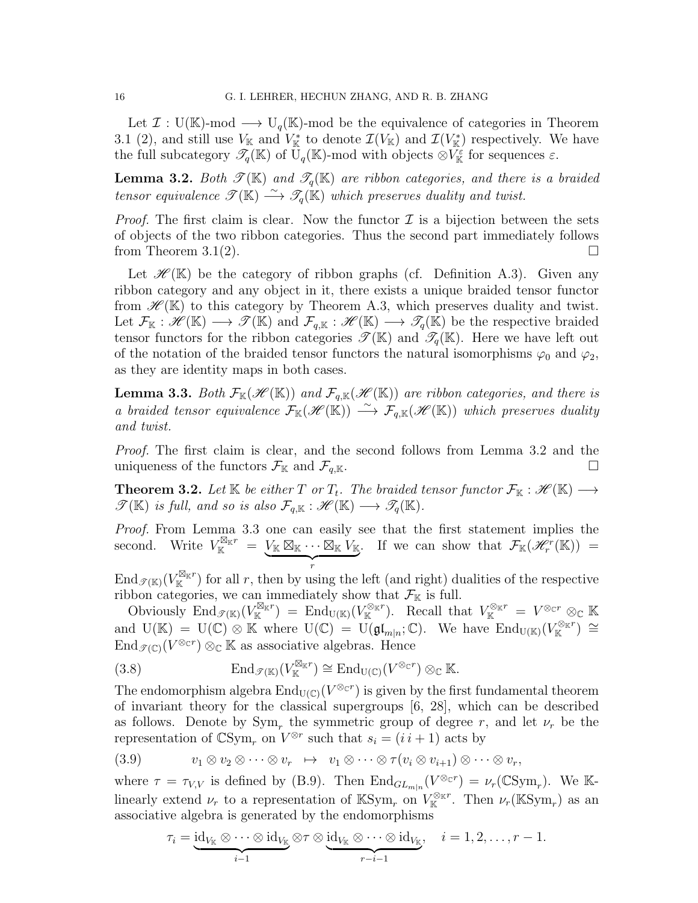Let $\mathcal{I} : \mathrm{U}(\mathbb{K})\text{-mod} \longrightarrow \mathrm{U}_q(\mathbb{K})\text{-mod}$ be the equivalence of categories in Theorem 3.1 (2), and still use $V_{\mathbb{K}}$ and $V_{\mathbb{K}}^*$ to denote $\mathcal{I}(V_{\mathbb{K}})$ and $\mathcal{I}(V_{\mathbb{K}}^*)$ respectively. We have the full subcategory $\mathscr{T}_q(\mathbb{K})$ of $\mathrm{U}_q(\mathbb{K})$-mod with objects $\otimes V_{\mathbb{K}}^{\varepsilon}$ for sequences $\varepsilon$.

**Lemma 3.2.** *Both $\mathscr{T}(\mathbb{K})$ and $\mathscr{T}_q(\mathbb{K})$ are ribbon categories, and there is a braided tensor equivalence $\mathscr{T}(\mathbb{K}) \xrightarrow{\sim} \mathscr{T}_q(\mathbb{K})$ which preserves duality and twist.*

*Proof.* The first claim is clear. Now the functor $\mathcal{I}$ is a bijection between the sets of objects of the two ribbon categories. Thus the second part immediately follows from Theorem 3.1(2). □

Let $\mathscr{H}(\mathbb{K})$ be the category of ribbon graphs (cf. Definition A.3). Given any ribbon category and any object in it, there exists a unique braided tensor functor from $\mathscr{H}(\mathbb{K})$ to this category by Theorem A.3, which preserves duality and twist. Let $\mathcal{F}_{\mathbb{K}} : \mathscr{H}(\mathbb{K}) \longrightarrow \mathscr{T}(\mathbb{K})$ and $\mathcal{F}_{q,\mathbb{K}} : \mathscr{H}(\mathbb{K}) \longrightarrow \mathscr{T}_q(\mathbb{K})$ be the respective braided tensor functors for the ribbon categories $\mathscr{T}(\mathbb{K})$ and $\mathscr{T}_q(\mathbb{K})$. Here we have left out of the notation of the braided tensor functors the natural isomorphisms $\varphi_0$ and $\varphi_2$, as they are identity maps in both cases.

**Lemma 3.3.** *Both $\mathcal{F}_{\mathbb{K}}(\mathscr{H}(\mathbb{K}))$ and $\mathcal{F}_{q,\mathbb{K}}(\mathscr{H}(\mathbb{K}))$ are ribbon categories, and there is a braided tensor equivalence $\mathcal{F}_{\mathbb{K}}(\mathscr{H}(\mathbb{K})) \xrightarrow{\sim} \mathcal{F}_{q,\mathbb{K}}(\mathscr{H}(\mathbb{K}))$ which preserves duality and twist.*

*Proof.* The first claim is clear, and the second follows from Lemma 3.2 and the uniqueness of the functors $\mathcal{F}_{\mathbb{K}}$ and $\mathcal{F}_{q,\mathbb{K}}$. □

**Theorem 3.2.** *Let $\mathbb{K}$ be either $T$ or $T_t$. The braided tensor functor $\mathcal{F}_{\mathbb{K}} : \mathscr{H}(\mathbb{K}) \longrightarrow \mathscr{T}(\mathbb{K})$ is full, and so is also $\mathcal{F}_{q,\mathbb{K}} : \mathscr{H}(\mathbb{K}) \longrightarrow \mathscr{T}_q(\mathbb{K})$.*

*Proof.* From Lemma 3.3 one can easily see that the first statement implies the second. Write $V_{\mathbb{K}}^{\boxtimes_{\mathbb{K}} r} = \underbrace{V_{\mathbb{K}} \boxtimes_{\mathbb{K}} \cdots \boxtimes_{\mathbb{K}} V_{\mathbb{K}}}_{r}$. If we can show that $\mathcal{F}_{\mathbb{K}}(\mathscr{H}_r^r(\mathbb{K})) = \mathrm{End}_{\mathscr{T}(\mathbb{K})}(V_{\mathbb{K}}^{\boxtimes_{\mathbb{K}} r})$ for all $r$, then by using the left (and right) dualities of the respective ribbon categories, we can immediately show that $\mathcal{F}_{\mathbb{K}}$ is full.

Obviously $\mathrm{End}_{\mathscr{T}(\mathbb{K})}(V_{\mathbb{K}}^{\boxtimes_{\mathbb{K}} r}) = \mathrm{End}_{\mathrm{U}(\mathbb{K})}(V_{\mathbb{K}}^{\otimes_{\mathbb{K}} r})$. Recall that $V_{\mathbb{K}}^{\otimes_{\mathbb{K}} r} = V^{\otimes_{\mathbb{C}} r} \otimes_{\mathbb{C}} \mathbb{K}$ and $\mathrm{U}(\mathbb{K}) = \mathrm{U}(\mathbb{C}) \otimes \mathbb{K}$ where $\mathrm{U}(\mathbb{C}) = \mathrm{U}(\mathfrak{gl}_{m|n}; \mathbb{C})$. We have $\mathrm{End}_{\mathrm{U}(\mathbb{K})}(V_{\mathbb{K}}^{\otimes_{\mathbb{K}} r}) \cong \mathrm{End}_{\mathscr{T}(\mathbb{C})}(V^{\otimes_{\mathbb{C}} r}) \otimes_{\mathbb{C}} \mathbb{K}$ as associative algebras. Hence

$$\mathrm{End}_{\mathscr{T}(\mathbb{K})}(V_{\mathbb{K}}^{\boxtimes_{\mathbb{K}} r}) \cong \mathrm{End}_{\mathrm{U}(\mathbb{C})}(V^{\otimes_{\mathbb{C}} r}) \otimes_{\mathbb{C}} \mathbb{K}. \tag{3.8}$$

The endomorphism algebra $\mathrm{End}_{\mathrm{U}(\mathbb{C})}(V^{\otimes_{\mathbb{C}} r})$ is given by the first fundamental theorem of invariant theory for the classical supergroups [6, 28], which can be described as follows. Denote by $\mathrm{Sym}_r$ the symmetric group of degree $r$, and let $\nu_r$ be the representation of $\mathbb{C}\mathrm{Sym}_r$ on $V^{\otimes r}$ such that $s_i = (i\, i+1)$ acts by

$$v_1 \otimes v_2 \otimes \cdots \otimes v_r \;\mapsto\; v_1 \otimes \cdots \otimes \tau(v_i \otimes v_{i+1}) \otimes \cdots \otimes v_r, \tag{3.9}$$

where $\tau = \tau_{V,V}$ is defined by (B.9). Then $\mathrm{End}_{GL_{m|n}}(V^{\otimes_{\mathbb{C}} r}) = \nu_r(\mathbb{C}\mathrm{Sym}_r)$. We $\mathbb{K}$-linearly extend $\nu_r$ to a representation of $\mathbb{K}\mathrm{Sym}_r$ on $V_{\mathbb{K}}^{\otimes_{\mathbb{K}} r}$. Then $\nu_r(\mathbb{K}\mathrm{Sym}_r)$ as an associative algebra is generated by the endomorphisms

$$\tau_i = \underbrace{\mathrm{id}_{V_{\mathbb{K}}} \otimes \cdots \otimes \mathrm{id}_{V_{\mathbb{K}}}}_{i-1} \otimes \tau \otimes \underbrace{\mathrm{id}_{V_{\mathbb{K}}} \otimes \cdots \otimes \mathrm{id}_{V_{\mathbb{K}}}}_{r-i-1}, \quad i = 1, 2, \ldots, r-1.$$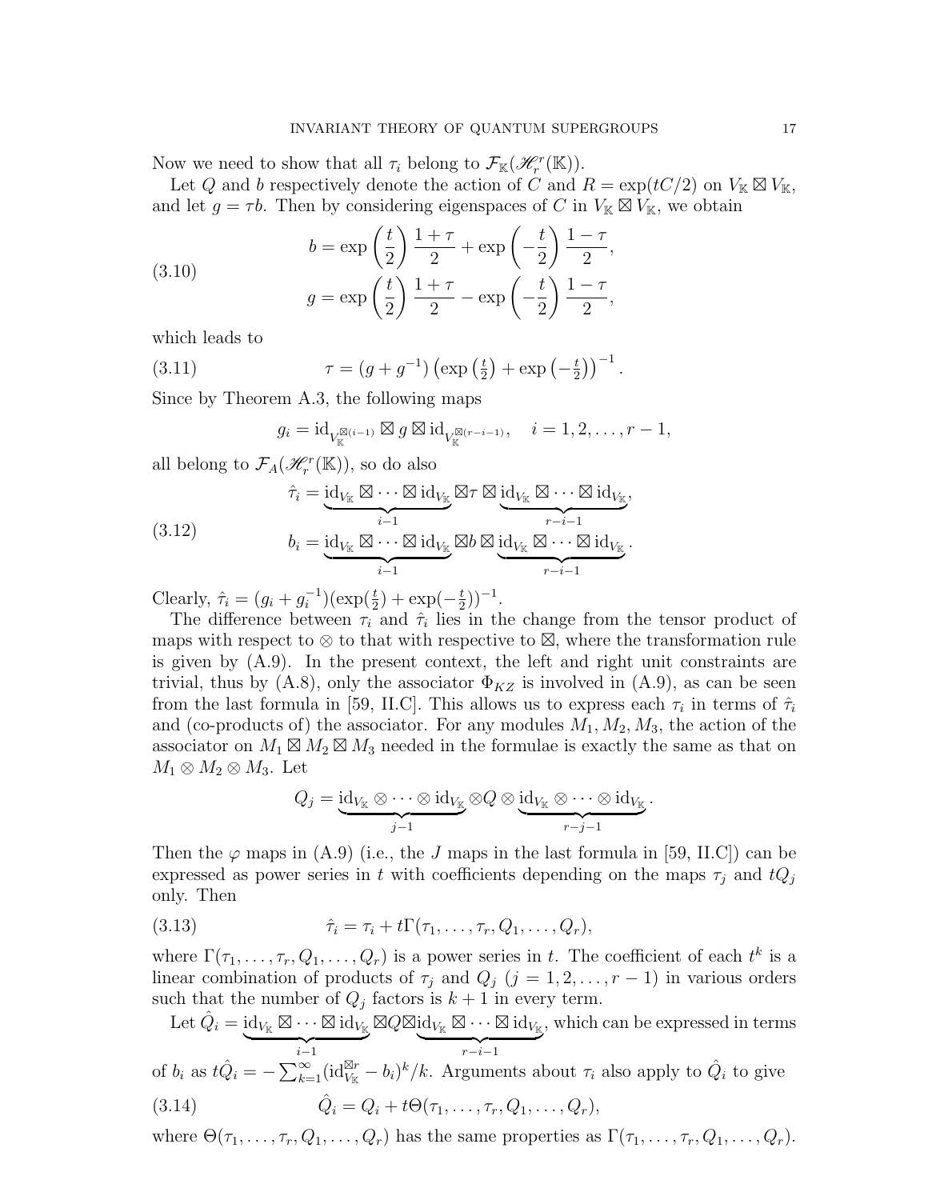Now we need to show that all $\tau_i$ belong to $\mathcal{F}_{\mathbb{K}}(\mathscr{H}_r^r(\mathbb{K}))$.

Let $Q$ and $b$ respectively denote the action of $C$ and $R = \exp(tC/2)$ on $V_{\mathbb{K}} \boxtimes V_{\mathbb{K}}$, and let $g = \tau b$. Then by considering eigenspaces of $C$ in $V_{\mathbb{K}} \boxtimes V_{\mathbb{K}}$, we obtain

$$
\begin{aligned}
b &= \exp\left(\frac{t}{2}\right)\frac{1+\tau}{2} + \exp\left(-\frac{t}{2}\right)\frac{1-\tau}{2},\\
g &= \exp\left(\frac{t}{2}\right)\frac{1+\tau}{2} - \exp\left(-\frac{t}{2}\right)\frac{1-\tau}{2},
\end{aligned}
\tag{3.10}
$$

which leads to

$$
\tau = (g + g^{-1})\left(\exp\left(\tfrac{t}{2}\right) + \exp\left(-\tfrac{t}{2}\right)\right)^{-1}. \tag{3.11}
$$

Since by Theorem A.3, the following maps

$$
g_i = \mathrm{id}_{V_{\mathbb{K}}^{\boxtimes(i-1)}} \boxtimes g \boxtimes \mathrm{id}_{V_{\mathbb{K}}^{\boxtimes(r-i-1)}}, \quad i = 1, 2, \ldots, r-1,
$$

all belong to $\mathcal{F}_A(\mathscr{H}_r^r(\mathbb{K}))$, so do also

$$
\begin{aligned}
\hat{\tau}_i &= \underbrace{\mathrm{id}_{V_{\mathbb{K}}} \boxtimes \cdots \boxtimes \mathrm{id}_{V_{\mathbb{K}}}}_{i-1} \boxtimes \tau \boxtimes \underbrace{\mathrm{id}_{V_{\mathbb{K}}} \boxtimes \cdots \boxtimes \mathrm{id}_{V_{\mathbb{K}}}}_{r-i-1},\\
b_i &= \underbrace{\mathrm{id}_{V_{\mathbb{K}}} \boxtimes \cdots \boxtimes \mathrm{id}_{V_{\mathbb{K}}}}_{i-1} \boxtimes b \boxtimes \underbrace{\mathrm{id}_{V_{\mathbb{K}}} \boxtimes \cdots \boxtimes \mathrm{id}_{V_{\mathbb{K}}}}_{r-i-1}.
\end{aligned}
\tag{3.12}
$$

Clearly, $\hat{\tau}_i = (g_i + g_i^{-1})(\exp(\frac{t}{2}) + \exp(-\frac{t}{2}))^{-1}$.

The difference between $\tau_i$ and $\hat{\tau}_i$ lies in the change from the tensor product of maps with respect to $\otimes$ to that with respective to $\boxtimes$, where the transformation rule is given by (A.9). In the present context, the left and right unit constraints are trivial, thus by (A.8), only the associator $\Phi_{KZ}$ is involved in (A.9), as can be seen from the last formula in [59, II.C]. This allows us to express each $\tau_i$ in terms of $\hat{\tau}_i$ and (co-products of) the associator. For any modules $M_1, M_2, M_3$, the action of the associator on $M_1 \boxtimes M_2 \boxtimes M_3$ needed in the formulae is exactly the same as that on $M_1 \otimes M_2 \otimes M_3$. Let

$$
Q_j = \underbrace{\mathrm{id}_{V_{\mathbb{K}}} \otimes \cdots \otimes \mathrm{id}_{V_{\mathbb{K}}}}_{j-1} \otimes Q \otimes \underbrace{\mathrm{id}_{V_{\mathbb{K}}} \otimes \cdots \otimes \mathrm{id}_{V_{\mathbb{K}}}}_{r-j-1}.
$$

Then the $\varphi$ maps in (A.9) (i.e., the $J$ maps in the last formula in [59, II.C]) can be expressed as power series in $t$ with coefficients depending on the maps $\tau_j$ and $tQ_j$ only. Then

$$
\hat{\tau}_i = \tau_i + t\Gamma(\tau_1, \ldots, \tau_r, Q_1, \ldots, Q_r), \tag{3.13}
$$

where $\Gamma(\tau_1, \ldots, \tau_r, Q_1, \ldots, Q_r)$ is a power series in $t$. The coefficient of each $t^k$ is a linear combination of products of $\tau_j$ and $Q_j$ $(j = 1, 2, \ldots, r-1)$ in various orders such that the number of $Q_j$ factors is $k+1$ in every term.

Let $\hat{Q}_i = \underbrace{\mathrm{id}_{V_{\mathbb{K}}} \boxtimes \cdots \boxtimes \mathrm{id}_{V_{\mathbb{K}}}}_{i-1} \boxtimes Q \boxtimes \underbrace{\mathrm{id}_{V_{\mathbb{K}}} \boxtimes \cdots \boxtimes \mathrm{id}_{V_{\mathbb{K}}}}_{r-i-1}$, which can be expressed in terms of $b_i$ as $t\hat{Q}_i = -\sum_{k=1}^{\infty}(\mathrm{id}_{V_{\mathbb{K}}}^{\boxtimes r} - b_i)^k/k$. Arguments about $\tau_i$ also apply to $\hat{Q}_i$ to give

$$
\hat{Q}_i = Q_i + t\Theta(\tau_1, \ldots, \tau_r, Q_1, \ldots, Q_r), \tag{3.14}
$$

where $\Theta(\tau_1, \ldots, \tau_r, Q_1, \ldots, Q_r)$ has the same properties as $\Gamma(\tau_1, \ldots, \tau_r, Q_1, \ldots, Q_r)$.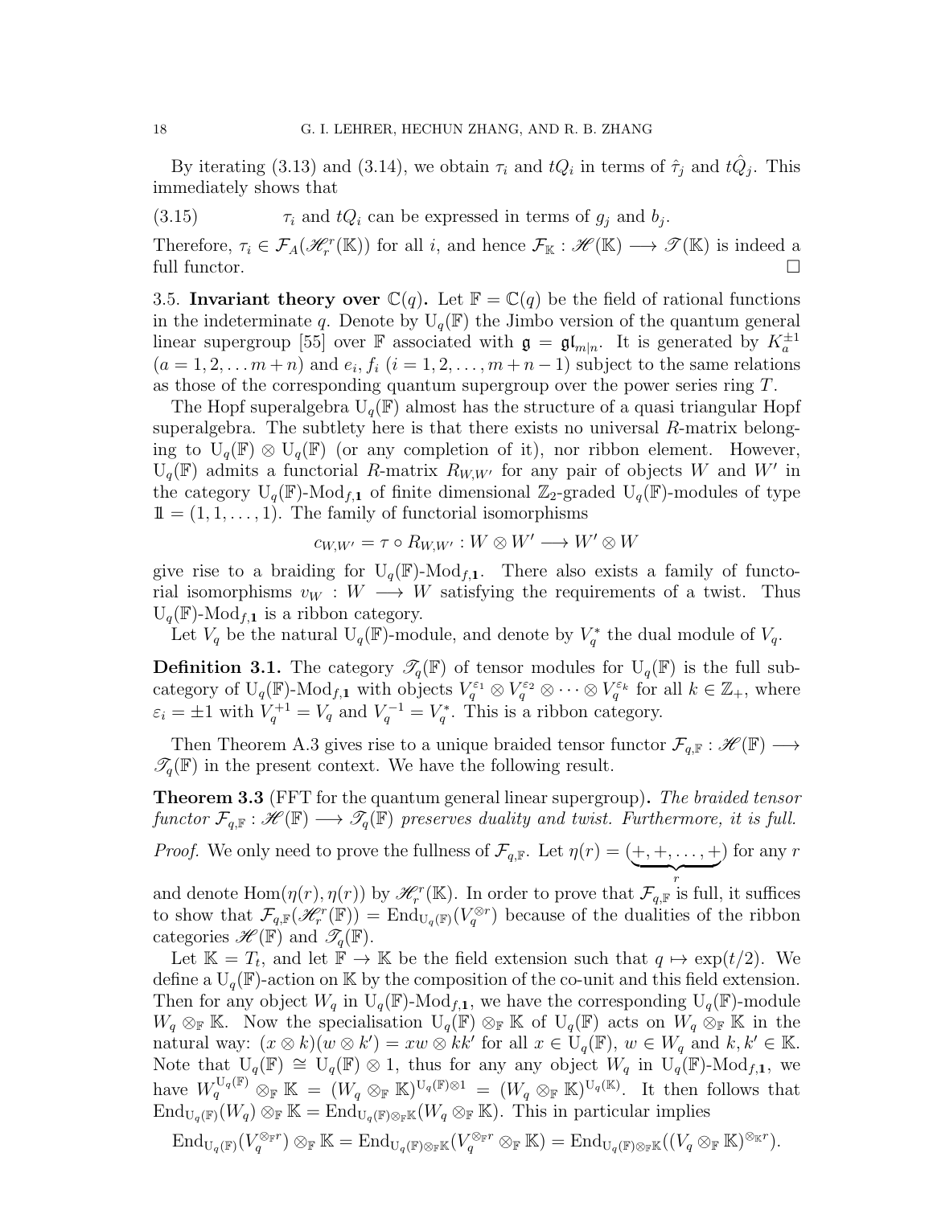By iterating (3.13) and (3.14), we obtain $\tau_i$ and $tQ_i$ in terms of $\hat{\tau}_j$ and $t\hat{Q}_j$. This immediately shows that

(3.15) $\tau_i$ and $tQ_i$ can be expressed in terms of $g_j$ and $b_j$.

Therefore, $\tau_i \in \mathcal{F}_A(\mathscr{H}_r^r(\mathbb{K}))$ for all $i$, and hence $\mathcal{F}_{\mathbb{K}} : \mathscr{H}(\mathbb{K}) \longrightarrow \mathscr{T}(\mathbb{K})$ is indeed a full functor. $\square$

**3.5. Invariant theory over $\mathbb{C}(q)$.** Let $\mathbb{F} = \mathbb{C}(q)$ be the field of rational functions in the indeterminate $q$. Denote by $\mathrm{U}_q(\mathbb{F})$ the Jimbo version of the quantum general linear supergroup [55] over $\mathbb{F}$ associated with $\mathfrak{g} = \mathfrak{gl}_{m|n}$. It is generated by $K_a^{\pm 1}$ ($a = 1, 2, \dots m+n$) and $e_i, f_i$ ($i = 1, 2, \dots, m+n-1$) subject to the same relations as those of the corresponding quantum supergroup over the power series ring $T$.

The Hopf superalgebra $\mathrm{U}_q(\mathbb{F})$ almost has the structure of a quasi triangular Hopf superalgebra. The subtlety here is that there exists no universal $R$-matrix belonging to $\mathrm{U}_q(\mathbb{F}) \otimes \mathrm{U}_q(\mathbb{F})$ (or any completion of it), nor ribbon element. However, $\mathrm{U}_q(\mathbb{F})$ admits a functorial $R$-matrix $R_{W,W'}$ for any pair of objects $W$ and $W'$ in the category $\mathrm{U}_q(\mathbb{F})\text{-Mod}_{f,\mathbf{1}}$ of finite dimensional $\mathbb{Z}_2$-graded $\mathrm{U}_q(\mathbb{F})$-modules of type $\mathbb{1} = (1, 1, \dots, 1)$. The family of functorial isomorphisms

$$c_{W,W'} = \tau \circ R_{W,W'} : W \otimes W' \longrightarrow W' \otimes W$$

give rise to a braiding for $\mathrm{U}_q(\mathbb{F})\text{-Mod}_{f,\mathbf{1}}$. There also exists a family of functorial isomorphisms $v_W : W \longrightarrow W$ satisfying the requirements of a twist. Thus $\mathrm{U}_q(\mathbb{F})\text{-Mod}_{f,\mathbf{1}}$ is a ribbon category.

Let $V_q$ be the natural $\mathrm{U}_q(\mathbb{F})$-module, and denote by $V_q^*$ the dual module of $V_q$.

**Definition 3.1.** The category $\mathscr{T}_q(\mathbb{F})$ of tensor modules for $\mathrm{U}_q(\mathbb{F})$ is the full subcategory of $\mathrm{U}_q(\mathbb{F})\text{-Mod}_{f,\mathbf{1}}$ with objects $V_q^{\varepsilon_1} \otimes V_q^{\varepsilon_2} \otimes \cdots \otimes V_q^{\varepsilon_k}$ for all $k \in \mathbb{Z}_+$, where $\varepsilon_i = \pm 1$ with $V_q^{+1} = V_q$ and $V_q^{-1} = V_q^*$. This is a ribbon category.

Then Theorem A.3 gives rise to a unique braided tensor functor $\mathcal{F}_{q,\mathbb{F}} : \mathscr{H}(\mathbb{F}) \longrightarrow \mathscr{T}_q(\mathbb{F})$ in the present context. We have the following result.

**Theorem 3.3** (FFT for the quantum general linear supergroup)**.** *The braided tensor functor $\mathcal{F}_{q,\mathbb{F}} : \mathscr{H}(\mathbb{F}) \longrightarrow \mathscr{T}_q(\mathbb{F})$ preserves duality and twist. Furthermore, it is full.*

*Proof.* We only need to prove the fullness of $\mathcal{F}_{q,\mathbb{F}}$. Let $\eta(r) = (\underbrace{+, +, \dots, +}_{r})$ for any $r$ and denote $\mathrm{Hom}(\eta(r), \eta(r))$ by $\mathscr{H}_r^r(\mathbb{K})$. In order to prove that $\mathcal{F}_{q,\mathbb{F}}$ is full, it suffices to show that $\mathcal{F}_{q,\mathbb{F}}(\mathscr{H}_r^r(\mathbb{F})) = \mathrm{End}_{\mathrm{U}_q(\mathbb{F})}(V_q^{\otimes r})$ because of the dualities of the ribbon categories $\mathscr{H}(\mathbb{F})$ and $\mathscr{T}_q(\mathbb{F})$.

Let $\mathbb{K} = T_t$, and let $\mathbb{F} \to \mathbb{K}$ be the field extension such that $q \mapsto \exp(t/2)$. We define a $\mathrm{U}_q(\mathbb{F})$-action on $\mathbb{K}$ by the composition of the co-unit and this field extension. Then for any object $W_q$ in $\mathrm{U}_q(\mathbb{F})\text{-Mod}_{f,\mathbf{1}}$, we have the corresponding $\mathrm{U}_q(\mathbb{F})$-module $W_q \otimes_{\mathbb{F}} \mathbb{K}$. Now the specialisation $\mathrm{U}_q(\mathbb{F}) \otimes_{\mathbb{F}} \mathbb{K}$ of $\mathrm{U}_q(\mathbb{F})$ acts on $W_q \otimes_{\mathbb{F}} \mathbb{K}$ in the natural way: $(x \otimes k)(w \otimes k') = xw \otimes kk'$ for all $x \in \mathrm{U}_q(\mathbb{F})$, $w \in W_q$ and $k, k' \in \mathbb{K}$. Note that $\mathrm{U}_q(\mathbb{F}) \cong \mathrm{U}_q(\mathbb{F}) \otimes 1$, thus for any any object $W_q$ in $\mathrm{U}_q(\mathbb{F})\text{-Mod}_{f,\mathbf{1}}$, we have $W_q^{\mathrm{U}_q(\mathbb{F})} \otimes_{\mathbb{F}} \mathbb{K} = (W_q \otimes_{\mathbb{F}} \mathbb{K})^{\mathrm{U}_q(\mathbb{F}) \otimes 1} = (W_q \otimes_{\mathbb{F}} \mathbb{K})^{\mathrm{U}_q(\mathbb{K})}$. It then follows that $\mathrm{End}_{\mathrm{U}_q(\mathbb{F})}(W_q) \otimes_{\mathbb{F}} \mathbb{K} = \mathrm{End}_{\mathrm{U}_q(\mathbb{F}) \otimes_{\mathbb{F}} \mathbb{K}}(W_q \otimes_{\mathbb{F}} \mathbb{K})$. This in particular implies

$$\mathrm{End}_{\mathrm{U}_q(\mathbb{F})}(V_q^{\otimes_{\mathbb{F}} r}) \otimes_{\mathbb{F}} \mathbb{K} = \mathrm{End}_{\mathrm{U}_q(\mathbb{F}) \otimes_{\mathbb{F}} \mathbb{K}}(V_q^{\otimes_{\mathbb{F}} r} \otimes_{\mathbb{F}} \mathbb{K}) = \mathrm{End}_{\mathrm{U}_q(\mathbb{F}) \otimes_{\mathbb{F}} \mathbb{K}}((V_q \otimes_{\mathbb{F}} \mathbb{K})^{\otimes_{\mathbb{K}} r}).$$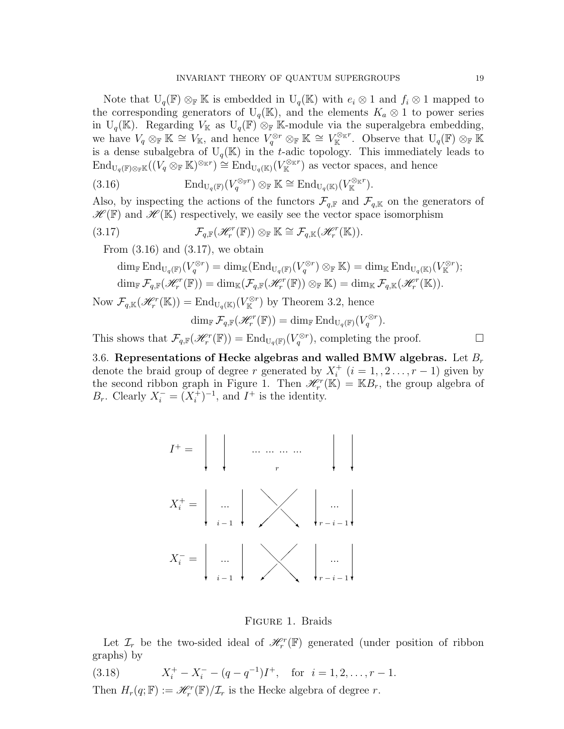Note that $\mathrm{U}_q(\mathbb{F}) \otimes_{\mathbb{F}} \mathbb{K}$ is embedded in $\mathrm{U}_q(\mathbb{K})$ with $e_i \otimes 1$ and $f_i \otimes 1$ mapped to the corresponding generators of $\mathrm{U}_q(\mathbb{K})$, and the elements $K_a \otimes 1$ to power series in $\mathrm{U}_q(\mathbb{K})$. Regarding $V_{\mathbb{K}}$ as $\mathrm{U}_q(\mathbb{F}) \otimes_{\mathbb{F}} \mathbb{K}$-module via the superalgebra embedding, we have $V_q \otimes_{\mathbb{F}} \mathbb{K} \cong V_{\mathbb{K}}$, and hence $V_q^{\otimes r} \otimes_{\mathbb{F}} \mathbb{K} \cong V_{\mathbb{K}}^{\otimes_{\mathbb{K}} r}$. Observe that $\mathrm{U}_q(\mathbb{F}) \otimes_{\mathbb{F}} \mathbb{K}$ is a dense subalgebra of $\mathrm{U}_q(\mathbb{K})$ in the $t$-adic topology. This immediately leads to $\mathrm{End}_{\mathrm{U}_q(\mathbb{F})\otimes_{\mathbb{F}}\mathbb{K}}((V_q \otimes_{\mathbb{F}} \mathbb{K})^{\otimes_{\mathbb{K}} r}) \cong \mathrm{End}_{\mathrm{U}_q(\mathbb{K})}(V_{\mathbb{K}}^{\otimes_{\mathbb{K}} r})$ as vector spaces, and hence

$$\mathrm{End}_{\mathrm{U}_q(\mathbb{F})}(V_q^{\otimes_{\mathbb{F}} r}) \otimes_{\mathbb{F}} \mathbb{K} \cong \mathrm{End}_{\mathrm{U}_q(\mathbb{K})}(V_{\mathbb{K}}^{\otimes_{\mathbb{K}} r}). \tag{3.16}$$

Also, by inspecting the actions of the functors $\mathcal{F}_{q,\mathbb{F}}$ and $\mathcal{F}_{q,\mathbb{K}}$ on the generators of $\mathscr{H}(\mathbb{F})$ and $\mathscr{H}(\mathbb{K})$ respectively, we easily see the vector space isomorphism

$$\mathcal{F}_{q,\mathbb{F}}(\mathscr{H}_r^r(\mathbb{F})) \otimes_{\mathbb{F}} \mathbb{K} \cong \mathcal{F}_{q,\mathbb{K}}(\mathscr{H}_r^r(\mathbb{K})). \tag{3.17}$$

From (3.16) and (3.17), we obtain

$$\dim_{\mathbb{F}} \mathrm{End}_{\mathrm{U}_q(\mathbb{F})}(V_q^{\otimes r}) = \dim_{\mathbb{K}}(\mathrm{End}_{\mathrm{U}_q(\mathbb{F})}(V_q^{\otimes r}) \otimes_{\mathbb{F}} \mathbb{K}) = \dim_{\mathbb{K}} \mathrm{End}_{\mathrm{U}_q(\mathbb{K})}(V_{\mathbb{K}}^{\otimes r});$$
$$\dim_{\mathbb{F}} \mathcal{F}_{q,\mathbb{F}}(\mathscr{H}_r^r(\mathbb{F})) = \dim_{\mathbb{K}}(\mathcal{F}_{q,\mathbb{F}}(\mathscr{H}_r^r(\mathbb{F})) \otimes_{\mathbb{F}} \mathbb{K}) = \dim_{\mathbb{K}} \mathcal{F}_{q,\mathbb{K}}(\mathscr{H}_r^r(\mathbb{K})).$$

Now $\mathcal{F}_{q,\mathbb{K}}(\mathscr{H}_r^r(\mathbb{K})) = \mathrm{End}_{\mathrm{U}_q(\mathbb{K})}(V_{\mathbb{K}}^{\otimes r})$ by Theorem 3.2, hence

$$\dim_{\mathbb{F}} \mathcal{F}_{q,\mathbb{F}}(\mathscr{H}_r^r(\mathbb{F})) = \dim_{\mathbb{F}} \mathrm{End}_{\mathrm{U}_q(\mathbb{F})}(V_q^{\otimes r}).$$

This shows that $\mathcal{F}_{q,\mathbb{F}}(\mathscr{H}_r^r(\mathbb{F})) = \mathrm{End}_{\mathrm{U}_q(\mathbb{F})}(V_q^{\otimes r})$, completing the proof. □

3.6. **Representations of Hecke algebras and walled BMW algebras.** Let $B_r$ denote the braid group of degree $r$ generated by $X_i^+$ $(i = 1, , 2 \dots, r-1)$ given by the second ribbon graph in Figure 1. Then $\mathscr{H}_r^r(\mathbb{K}) = \mathbb{K}B_r$, the group algebra of $B_r$. Clearly $X_i^- = (X_i^+)^{-1}$, and $I^+$ is the identity.

Figure 1. Braids

Let $\mathcal{I}_r$ be the two-sided ideal of $\mathscr{H}_r^r(\mathbb{F})$ generated (under position of ribbon graphs) by

$$X_i^+ - X_i^- - (q - q^{-1})I^+, \quad \text{for } \ i = 1, 2, \dots, r-1. \tag{3.18}$$

Then $H_r(q; \mathbb{F}) := \mathscr{H}_r^r(\mathbb{F})/\mathcal{I}_r$ is the Hecke algebra of degree $r$.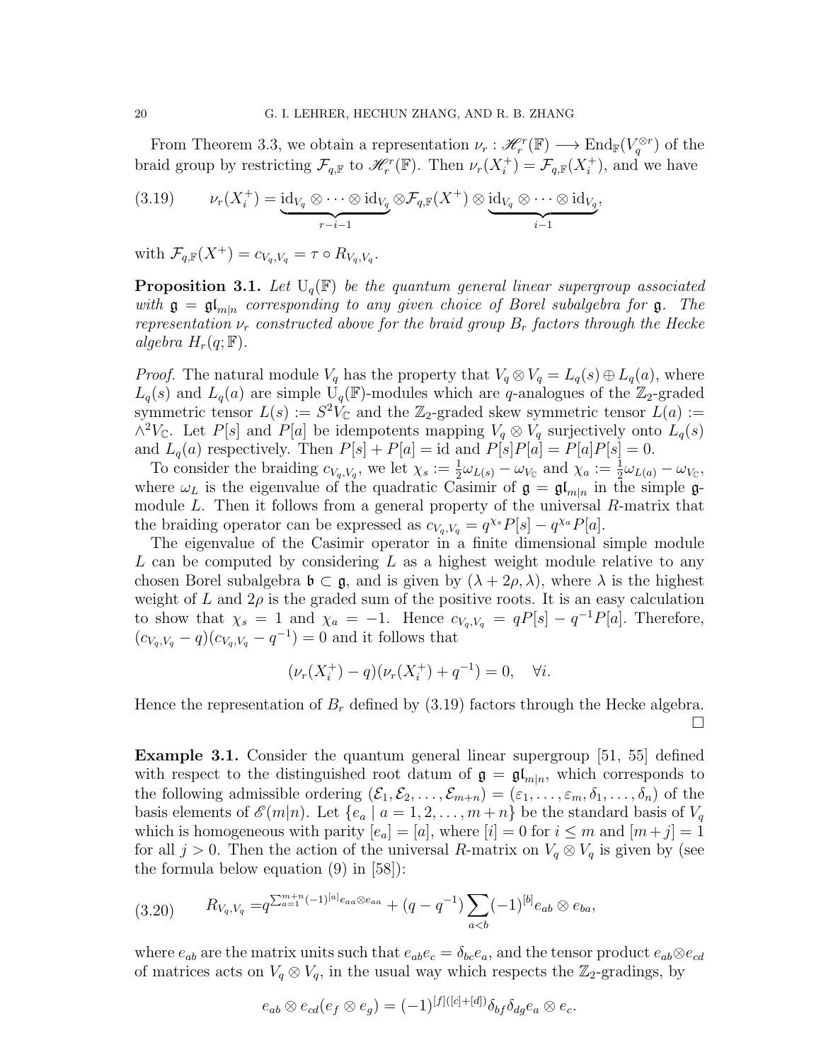From Theorem 3.3, we obtain a representation $\nu_r : \mathscr{H}_r^r(\mathbb{F}) \longrightarrow \mathrm{End}_{\mathbb{F}}(V_q^{\otimes r})$ of the braid group by restricting $\mathcal{F}_{q,\mathbb{F}}$ to $\mathscr{H}_r^r(\mathbb{F})$. Then $\nu_r(X_i^+) = \mathcal{F}_{q,\mathbb{F}}(X_i^+)$, and we have

$$\nu_r(X_i^+) = \underbrace{\mathrm{id}_{V_q} \otimes \cdots \otimes \mathrm{id}_{V_q}}_{r-i-1} \otimes \mathcal{F}_{q,\mathbb{F}}(X^+) \otimes \underbrace{\mathrm{id}_{V_q} \otimes \cdots \otimes \mathrm{id}_{V_q}}_{i-1}, \tag{3.19}$$

with $\mathcal{F}_{q,\mathbb{F}}(X^+) = c_{V_q,V_q} = \tau \circ R_{V_q,V_q}$.

**Proposition 3.1.** *Let $\mathrm{U}_q(\mathbb{F})$ be the quantum general linear supergroup associated with $\mathfrak{g} = \mathfrak{gl}_{m|n}$ corresponding to any given choice of Borel subalgebra for $\mathfrak{g}$. The representation $\nu_r$ constructed above for the braid group $B_r$ factors through the Hecke algebra $H_r(q;\mathbb{F})$.*

*Proof.* The natural module $V_q$ has the property that $V_q \otimes V_q = L_q(s) \oplus L_q(a)$, where $L_q(s)$ and $L_q(a)$ are simple $\mathrm{U}_q(\mathbb{F})$-modules which are $q$-analogues of the $\mathbb{Z}_2$-graded symmetric tensor $L(s) := S^2 V_{\mathbb{C}}$ and the $\mathbb{Z}_2$-graded skew symmetric tensor $L(a) := \wedge^2 V_{\mathbb{C}}$. Let $P[s]$ and $P[a]$ be idempotents mapping $V_q \otimes V_q$ surjectively onto $L_q(s)$ and $L_q(a)$ respectively. Then $P[s] + P[a] = \mathrm{id}$ and $P[s]P[a] = P[a]P[s] = 0$.

To consider the braiding $c_{V_q,V_q}$, we let $\chi_s := \frac{1}{2}\omega_{L(s)} - \omega_{V_{\mathbb{C}}}$ and $\chi_a := \frac{1}{2}\omega_{L(a)} - \omega_{V_{\mathbb{C}}}$, where $\omega_L$ is the eigenvalue of the quadratic Casimir of $\mathfrak{g} = \mathfrak{gl}_{m|n}$ in the simple $\mathfrak{g}$-module $L$. Then it follows from a general property of the universal $R$-matrix that the braiding operator can be expressed as $c_{V_q,V_q} = q^{\chi_s} P[s] - q^{\chi_a} P[a]$.

The eigenvalue of the Casimir operator in a finite dimensional simple module $L$ can be computed by considering $L$ as a highest weight module relative to any chosen Borel subalgebra $\mathfrak{b} \subset \mathfrak{g}$, and is given by $(\lambda + 2\rho, \lambda)$, where $\lambda$ is the highest weight of $L$ and $2\rho$ is the graded sum of the positive roots. It is an easy calculation to show that $\chi_s = 1$ and $\chi_a = -1$. Hence $c_{V_q,V_q} = qP[s] - q^{-1}P[a]$. Therefore, $(c_{V_q,V_q} - q)(c_{V_q,V_q} - q^{-1}) = 0$ and it follows that

$$(\nu_r(X_i^+) - q)(\nu_r(X_i^+) + q^{-1}) = 0, \quad \forall i.$$

Hence the representation of $B_r$ defined by (3.19) factors through the Hecke algebra. $\square$

**Example 3.1.** Consider the quantum general linear supergroup [51, 55] defined with respect to the distinguished root datum of $\mathfrak{g} = \mathfrak{gl}_{m|n}$, which corresponds to the following admissible ordering $(\mathcal{E}_1, \mathcal{E}_2, \ldots, \mathcal{E}_{m+n}) = (\varepsilon_1, \ldots, \varepsilon_m, \delta_1, \ldots, \delta_n)$ of the basis elements of $\mathscr{E}(m|n)$. Let $\{e_a \mid a = 1, 2, \ldots, m+n\}$ be the standard basis of $V_q$ which is homogeneous with parity $[e_a] = [a]$, where $[i] = 0$ for $i \le m$ and $[m+j] = 1$ for all $j > 0$. Then the action of the universal $R$-matrix on $V_q \otimes V_q$ is given by (see the formula below equation (9) in [58]):

$$R_{V_q,V_q} = q^{\sum_{a=1}^{m+n} (-1)^{[a]} e_{aa} \otimes e_{aa}} + (q - q^{-1}) \sum_{a<b} (-1)^{[b]} e_{ab} \otimes e_{ba}, \tag{3.20}$$

where $e_{ab}$ are the matrix units such that $e_{ab} e_c = \delta_{bc} e_a$, and the tensor product $e_{ab} \otimes e_{cd}$ of matrices acts on $V_q \otimes V_q$, in the usual way which respects the $\mathbb{Z}_2$-gradings, by

$$e_{ab} \otimes e_{cd}(e_f \otimes e_g) = (-1)^{[f]([c]+[d])} \delta_{bf} \delta_{dg} e_a \otimes e_c.$$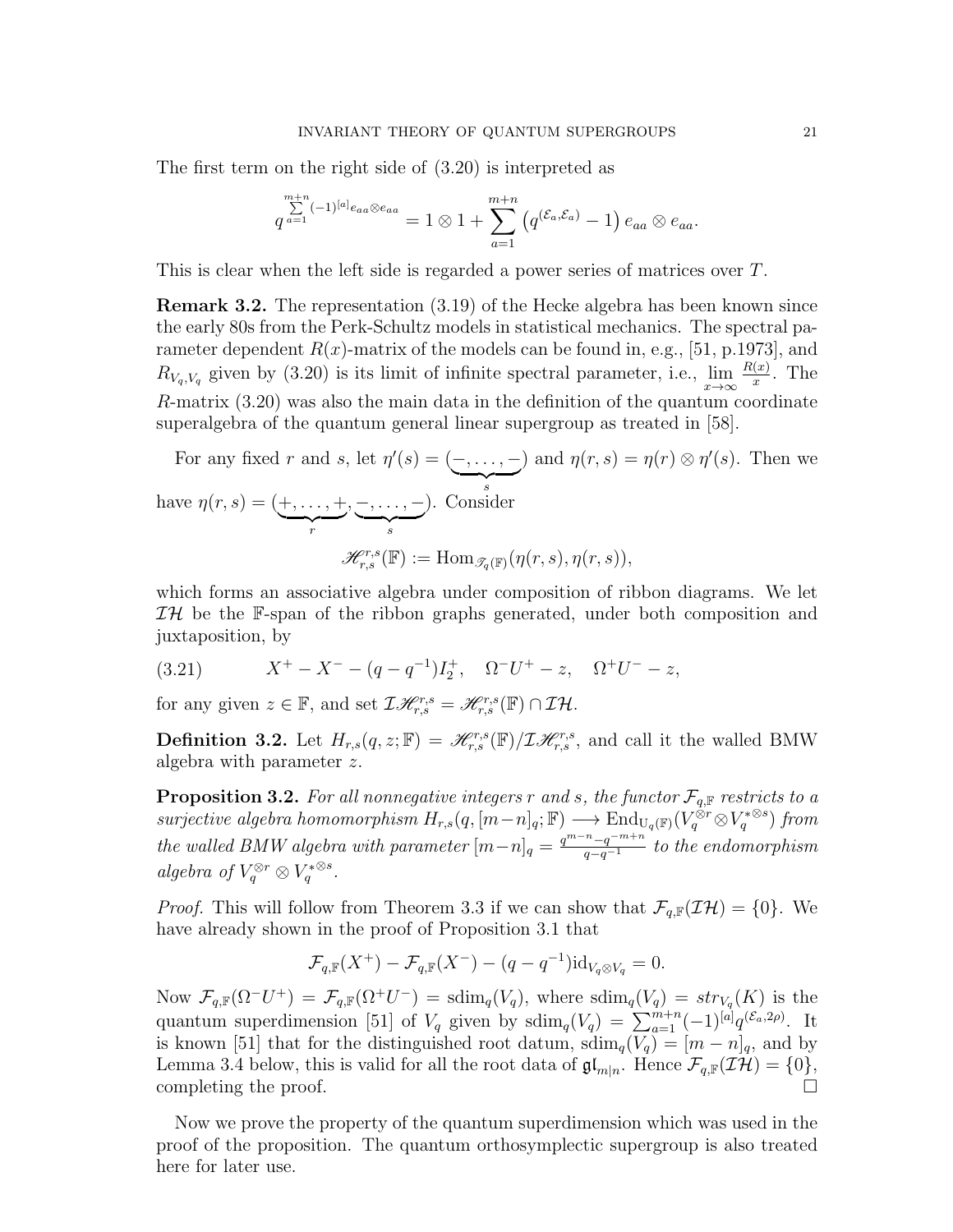The first term on the right side of (3.20) is interpreted as

$$q^{\sum_{a=1}^{m+n}(-1)^{[a]}e_{aa}\otimes e_{aa}} = 1\otimes 1 + \sum_{a=1}^{m+n}\left(q^{(\mathcal{E}_a,\mathcal{E}_a)}-1\right)e_{aa}\otimes e_{aa}.$$

This is clear when the left side is regarded a power series of matrices over $T$.

**Remark 3.2.** The representation (3.19) of the Hecke algebra has been known since the early 80s from the Perk-Schultz models in statistical mechanics. The spectral parameter dependent $R(x)$-matrix of the models can be found in, e.g., [51, p.1973], and $R_{V_q,V_q}$ given by (3.20) is its limit of infinite spectral parameter, i.e., $\lim_{x\to\infty}\frac{R(x)}{x}$. The $R$-matrix (3.20) was also the main data in the definition of the quantum coordinate superalgebra of the quantum general linear supergroup as treated in [58].

For any fixed $r$ and $s$, let $\eta'(s) = (\underbrace{-,\dots,-}_{s})$ and $\eta(r,s) = \eta(r)\otimes\eta'(s)$. Then we have $\eta(r,s) = (\underbrace{+,\dots,+}_{r},\underbrace{-,\dots,-}_{s})$. Consider

$$\mathscr{H}^{r,s}_{r,s}(\mathbb{F}) := \mathrm{Hom}_{\mathscr{T}_q(\mathbb{F})}(\eta(r,s),\eta(r,s)),$$

which forms an associative algebra under composition of ribbon diagrams. We let $\mathcal{IH}$ be the $\mathbb{F}$-span of the ribbon graphs generated, under both composition and juxtaposition, by

$$X^+ - X^- - (q-q^{-1})I_2^+, \quad \Omega^-U^+ - z, \quad \Omega^+U^- - z, \tag{3.21}$$

for any given $z\in\mathbb{F}$, and set $\mathcal{I}\mathscr{H}^{r,s}_{r,s} = \mathscr{H}^{r,s}_{r,s}(\mathbb{F})\cap\mathcal{IH}$.

**Definition 3.2.** Let $H_{r,s}(q,z;\mathbb{F}) = \mathscr{H}^{r,s}_{r,s}(\mathbb{F})/\mathcal{I}\mathscr{H}^{r,s}_{r,s}$, and call it the walled BMW algebra with parameter $z$.

**Proposition 3.2.** *For all nonnegative integers $r$ and $s$, the functor $\mathcal{F}_{q,\mathbb{F}}$ restricts to a surjective algebra homomorphism $H_{r,s}(q,[m-n]_q;\mathbb{F}) \longrightarrow \mathrm{End}_{\mathrm{U}_q(\mathbb{F})}(V_q^{\otimes r}\otimes V_q^{*\otimes s})$ from the walled BMW algebra with parameter $[m-n]_q = \frac{q^{m-n}-q^{-m+n}}{q-q^{-1}}$ to the endomorphism algebra of $V_q^{\otimes r}\otimes V_q^{*\otimes s}$.*

*Proof.* This will follow from Theorem 3.3 if we can show that $\mathcal{F}_{q,\mathbb{F}}(\mathcal{IH}) = \{0\}$. We have already shown in the proof of Proposition 3.1 that

$$\mathcal{F}_{q,\mathbb{F}}(X^+) - \mathcal{F}_{q,\mathbb{F}}(X^-) - (q-q^{-1})\mathrm{id}_{V_q\otimes V_q} = 0.$$

Now $\mathcal{F}_{q,\mathbb{F}}(\Omega^-U^+) = \mathcal{F}_{q,\mathbb{F}}(\Omega^+U^-) = \mathrm{sdim}_q(V_q)$, where $\mathrm{sdim}_q(V_q) = str_{V_q}(K)$ is the quantum superdimension [51] of $V_q$ given by $\mathrm{sdim}_q(V_q) = \sum_{a=1}^{m+n}(-1)^{[a]}q^{(\mathcal{E}_a,2\rho)}$. It is known [51] that for the distinguished root datum, $\mathrm{sdim}_q(V_q) = [m-n]_q$, and by Lemma 3.4 below, this is valid for all the root data of $\mathfrak{gl}_{m|n}$. Hence $\mathcal{F}_{q,\mathbb{F}}(\mathcal{IH}) = \{0\}$, completing the proof. □

Now we prove the property of the quantum superdimension which was used in the proof of the proposition. The quantum orthosymplectic supergroup is also treated here for later use.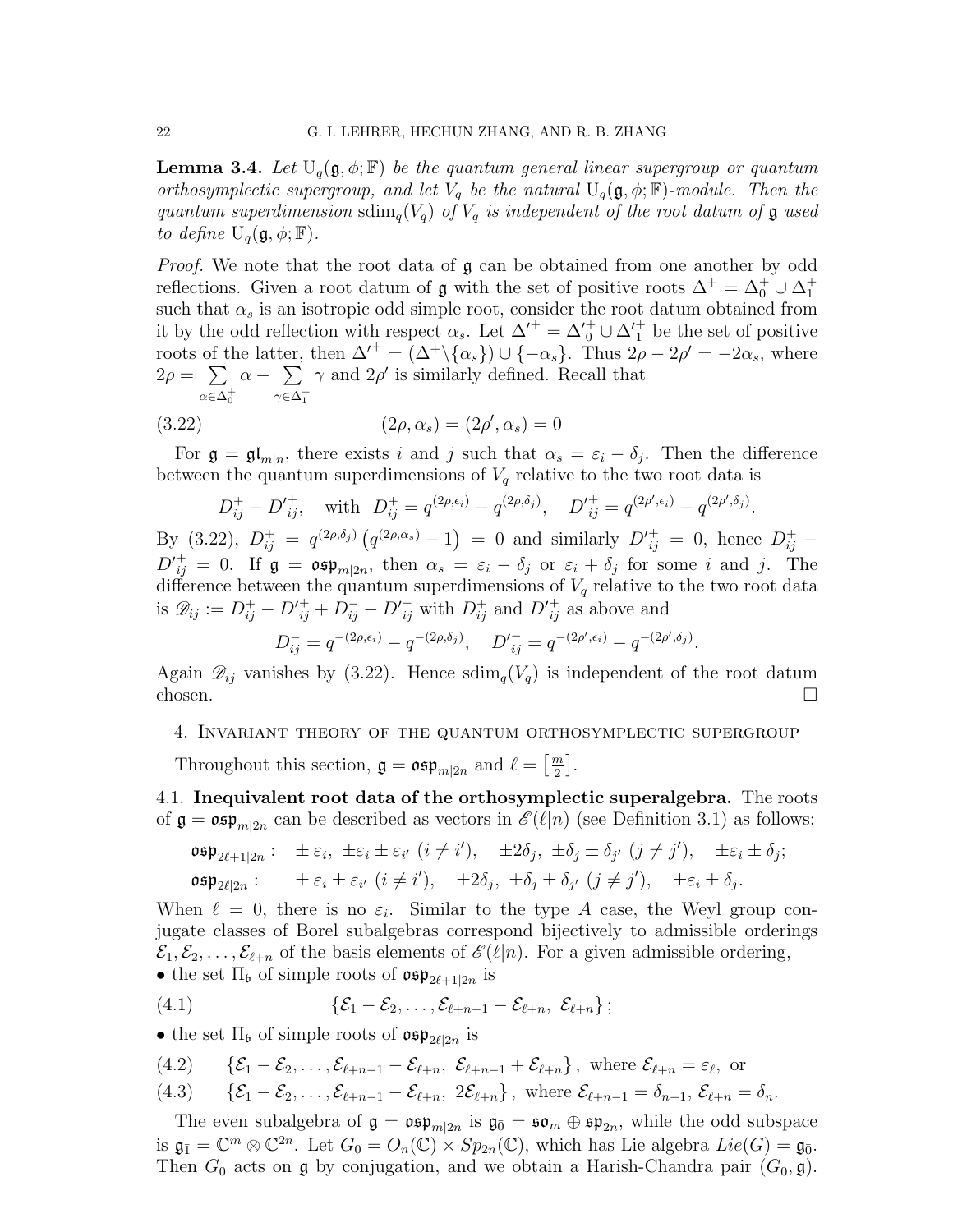**Lemma 3.4.** *Let $\mathrm{U}_q(\mathfrak{g}, \phi; \mathbb{F})$ be the quantum general linear supergroup or quantum orthosymplectic supergroup, and let $V_q$ be the natural $\mathrm{U}_q(\mathfrak{g}, \phi; \mathbb{F})$-module. Then the quantum superdimension $\mathrm{sdim}_q(V_q)$ of $V_q$ is independent of the root datum of $\mathfrak{g}$ used to define $\mathrm{U}_q(\mathfrak{g}, \phi; \mathbb{F})$.*

*Proof.* We note that the root data of $\mathfrak{g}$ can be obtained from one another by odd reflections. Given a root datum of $\mathfrak{g}$ with the set of positive roots $\Delta^+ = \Delta_0^+ \cup \Delta_1^+$ such that $\alpha_s$ is an isotropic odd simple root, consider the root datum obtained from it by the odd reflection with respect $\alpha_s$. Let $\Delta'^+ = \Delta_0'^+ \cup \Delta_1'^+$ be the set of positive roots of the latter, then $\Delta'^+ = (\Delta^+ \backslash \{\alpha_s\}) \cup \{-\alpha_s\}$. Thus $2\rho - 2\rho' = -2\alpha_s$, where $2\rho = \sum_{\alpha \in \Delta_0^+} \alpha - \sum_{\gamma \in \Delta_1^+} \gamma$ and $2\rho'$ is similarly defined. Recall that

$$(2\rho, \alpha_s) = (2\rho', \alpha_s) = 0 \tag{3.22}$$

For $\mathfrak{g} = \mathfrak{gl}_{m|n}$, there exists $i$ and $j$ such that $\alpha_s = \varepsilon_i - \delta_j$. Then the difference between the quantum superdimensions of $V_q$ relative to the two root data is

$$D_{ij}^+ - D_{ij}'^+, \quad \text{with } D_{ij}^+ = q^{(2\rho, \epsilon_i)} - q^{(2\rho, \delta_j)}, \quad D_{ij}'^+ = q^{(2\rho', \epsilon_i)} - q^{(2\rho', \delta_j)}.$$

By (3.22), $D_{ij}^+ = q^{(2\rho, \delta_j)}\left(q^{(2\rho, \alpha_s)} - 1\right) = 0$ and similarly $D_{ij}'^+ = 0$, hence $D_{ij}^+ - D_{ij}'^+ = 0$. If $\mathfrak{g} = \mathfrak{osp}_{m|2n}$, then $\alpha_s = \varepsilon_i - \delta_j$ or $\varepsilon_i + \delta_j$ for some $i$ and $j$. The difference between the quantum superdimensions of $V_q$ relative to the two root data is $\mathscr{D}_{ij} := D_{ij}^+ - D_{ij}'^+ + D_{ij}^- - D_{ij}'^-$ with $D_{ij}^+$ and $D_{ij}'^+$ as above and

$$D_{ij}^- = q^{-(2\rho, \epsilon_i)} - q^{-(2\rho, \delta_j)}, \quad D_{ij}'^- = q^{-(2\rho', \epsilon_i)} - q^{-(2\rho', \delta_j)}.$$

Again $\mathscr{D}_{ij}$ vanishes by (3.22). Hence $\mathrm{sdim}_q(V_q)$ is independent of the root datum chosen. □

## 4. Invariant theory of the quantum orthosymplectic supergroup

Throughout this section, $\mathfrak{g} = \mathfrak{osp}_{m|2n}$ and $\ell = \left[\frac{m}{2}\right]$.

4.1. **Inequivalent root data of the orthosymplectic superalgebra.** The roots of $\mathfrak{g} = \mathfrak{osp}_{m|2n}$ can be described as vectors in $\mathscr{E}(\ell|n)$ (see Definition 3.1) as follows:

$$\mathfrak{osp}_{2\ell+1|2n}: \quad \pm\varepsilon_i, \ \pm\varepsilon_i \pm \varepsilon_{i'} \ (i \neq i'), \quad \pm 2\delta_j, \ \pm\delta_j \pm \delta_{j'} \ (j \neq j'), \quad \pm\varepsilon_i \pm \delta_j;$$

$$\mathfrak{osp}_{2\ell|2n}: \quad \pm\varepsilon_i \pm \varepsilon_{i'} \ (i \neq i'), \quad \pm 2\delta_j, \ \pm\delta_j \pm \delta_{j'} \ (j \neq j'), \quad \pm\varepsilon_i \pm \delta_j.$$

When $\ell = 0$, there is no $\varepsilon_i$. Similar to the type $A$ case, the Weyl group conjugate classes of Borel subalgebras correspond bijectively to admissible orderings $\mathcal{E}_1, \mathcal{E}_2, \ldots, \mathcal{E}_{\ell+n}$ of the basis elements of $\mathscr{E}(\ell|n)$. For a given admissible ordering,

- the set $\Pi_{\mathfrak{b}}$ of simple roots of $\mathfrak{osp}_{2\ell+1|2n}$ is

$$\{\mathcal{E}_1 - \mathcal{E}_2, \ldots, \mathcal{E}_{\ell+n-1} - \mathcal{E}_{\ell+n}, \ \mathcal{E}_{\ell+n}\}; \tag{4.1}$$

- the set $\Pi_{\mathfrak{b}}$ of simple roots of $\mathfrak{osp}_{2\ell|2n}$ is

$$\{\mathcal{E}_1 - \mathcal{E}_2, \ldots, \mathcal{E}_{\ell+n-1} - \mathcal{E}_{\ell+n}, \ \mathcal{E}_{\ell+n-1} + \mathcal{E}_{\ell+n}\}, \text{ where } \mathcal{E}_{\ell+n} = \varepsilon_\ell, \text{ or} \tag{4.2}$$

$$\{\mathcal{E}_1 - \mathcal{E}_2, \ldots, \mathcal{E}_{\ell+n-1} - \mathcal{E}_{\ell+n}, \ 2\mathcal{E}_{\ell+n}\}, \text{ where } \mathcal{E}_{\ell+n-1} = \delta_{n-1}, \mathcal{E}_{\ell+n} = \delta_n. \tag{4.3}$$

The even subalgebra of $\mathfrak{g} = \mathfrak{osp}_{m|2n}$ is $\mathfrak{g}_{\bar{0}} = \mathfrak{so}_m \oplus \mathfrak{sp}_{2n}$, while the odd subspace is $\mathfrak{g}_{\bar{1}} = \mathbb{C}^m \otimes \mathbb{C}^{2n}$. Let $G_0 = O_n(\mathbb{C}) \times Sp_{2n}(\mathbb{C})$, which has Lie algebra $Lie(G) = \mathfrak{g}_{\bar{0}}$. Then $G_0$ acts on $\mathfrak{g}$ by conjugation, and we obtain a Harish-Chandra pair $(G_0, \mathfrak{g})$.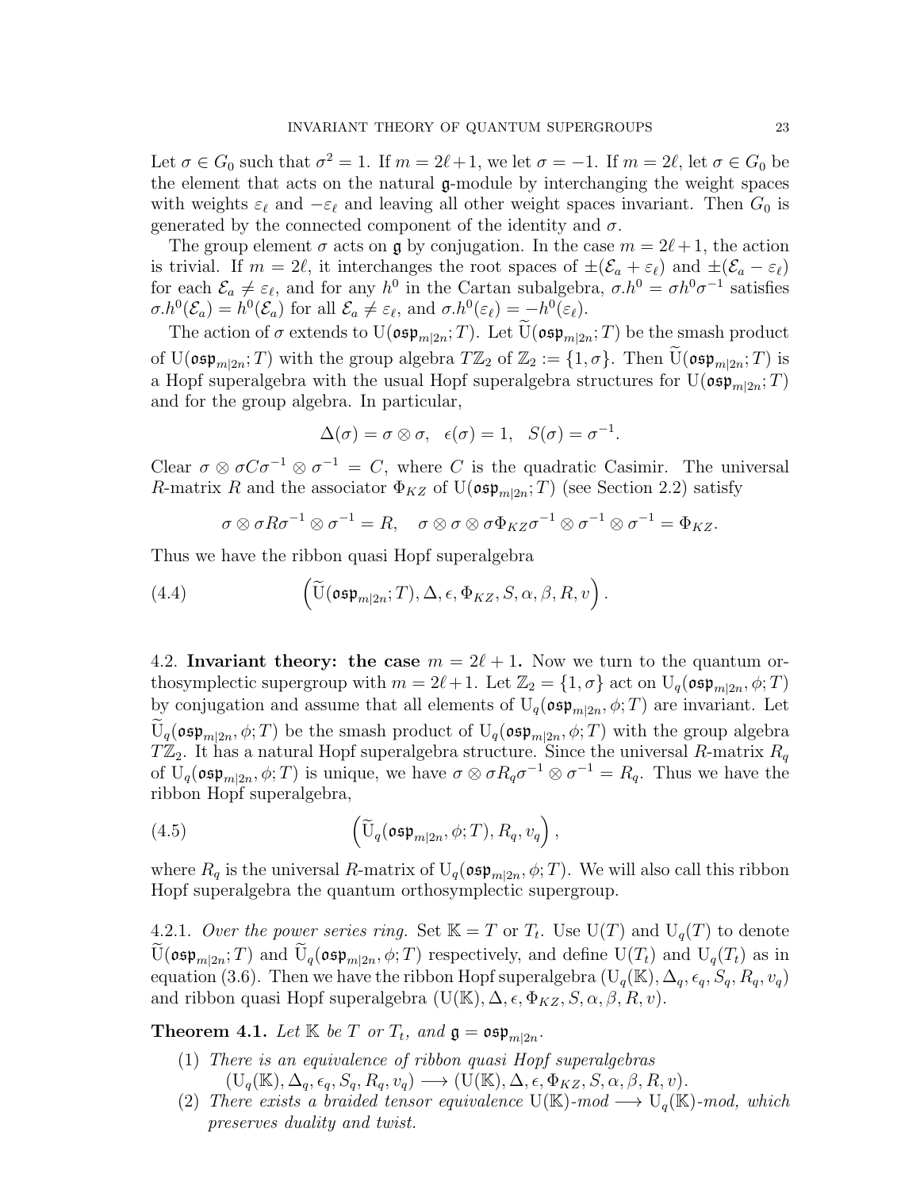Let $\sigma \in G_0$ such that $\sigma^2 = 1$. If $m = 2\ell+1$, we let $\sigma = -1$. If $m = 2\ell$, let $\sigma \in G_0$ be the element that acts on the natural $\mathfrak{g}$-module by interchanging the weight spaces with weights $\varepsilon_\ell$ and $-\varepsilon_\ell$ and leaving all other weight spaces invariant. Then $G_0$ is generated by the connected component of the identity and $\sigma$.

The group element $\sigma$ acts on $\mathfrak{g}$ by conjugation. In the case $m = 2\ell+1$, the action is trivial. If $m = 2\ell$, it interchanges the root spaces of $\pm(\mathcal{E}_a + \varepsilon_\ell)$ and $\pm(\mathcal{E}_a - \varepsilon_\ell)$ for each $\mathcal{E}_a \neq \varepsilon_\ell$, and for any $h^0$ in the Cartan subalgebra, $\sigma.h^0 = \sigma h^0 \sigma^{-1}$ satisfies $\sigma.h^0(\mathcal{E}_a) = h^0(\mathcal{E}_a)$ for all $\mathcal{E}_a \neq \varepsilon_\ell$, and $\sigma.h^0(\varepsilon_\ell) = -h^0(\varepsilon_\ell)$.

The action of $\sigma$ extends to $\mathrm{U}(\mathfrak{osp}_{m|2n}; T)$. Let $\widetilde{\mathrm{U}}(\mathfrak{osp}_{m|2n}; T)$ be the smash product of $\mathrm{U}(\mathfrak{osp}_{m|2n}; T)$ with the group algebra $T\mathbb{Z}_2$ of $\mathbb{Z}_2 := \{1, \sigma\}$. Then $\widetilde{\mathrm{U}}(\mathfrak{osp}_{m|2n}; T)$ is a Hopf superalgebra with the usual Hopf superalgebra structures for $\mathrm{U}(\mathfrak{osp}_{m|2n}; T)$ and for the group algebra. In particular,

$$\Delta(\sigma) = \sigma \otimes \sigma, \quad \epsilon(\sigma) = 1, \quad S(\sigma) = \sigma^{-1}.$$

Clear $\sigma \otimes \sigma C \sigma^{-1} \otimes \sigma^{-1} = C$, where $C$ is the quadratic Casimir. The universal $R$-matrix $R$ and the associator $\Phi_{KZ}$ of $\mathrm{U}(\mathfrak{osp}_{m|2n}; T)$ (see Section 2.2) satisfy

$$\sigma \otimes \sigma R \sigma^{-1} \otimes \sigma^{-1} = R, \quad \sigma \otimes \sigma \otimes \sigma \Phi_{KZ} \sigma^{-1} \otimes \sigma^{-1} \otimes \sigma^{-1} = \Phi_{KZ}.$$

Thus we have the ribbon quasi Hopf superalgebra

$$\left(\widetilde{\mathrm{U}}(\mathfrak{osp}_{m|2n}; T), \Delta, \epsilon, \Phi_{KZ}, S, \alpha, \beta, R, v\right). \tag{4.4}$$

### 4.2. Invariant theory: the case $m = 2\ell + 1$.

Now we turn to the quantum orthosymplectic supergroup with $m = 2\ell+1$. Let $\mathbb{Z}_2 = \{1, \sigma\}$ act on $\mathrm{U}_q(\mathfrak{osp}_{m|2n}, \phi; T)$ by conjugation and assume that all elements of $\mathrm{U}_q(\mathfrak{osp}_{m|2n}, \phi; T)$ are invariant. Let $\widetilde{\mathrm{U}}_q(\mathfrak{osp}_{m|2n}, \phi; T)$ be the smash product of $\mathrm{U}_q(\mathfrak{osp}_{m|2n}, \phi; T)$ with the group algebra $T\mathbb{Z}_2$. It has a natural Hopf superalgebra structure. Since the universal $R$-matrix $R_q$ of $\mathrm{U}_q(\mathfrak{osp}_{m|2n}, \phi; T)$ is unique, we have $\sigma \otimes \sigma R_q \sigma^{-1} \otimes \sigma^{-1} = R_q$. Thus we have the ribbon Hopf superalgebra,

$$\left(\widetilde{\mathrm{U}}_q(\mathfrak{osp}_{m|2n}, \phi; T), R_q, v_q\right), \tag{4.5}$$

where $R_q$ is the universal $R$-matrix of $\mathrm{U}_q(\mathfrak{osp}_{m|2n}, \phi; T)$. We will also call this ribbon Hopf superalgebra the quantum orthosymplectic supergroup.

4.2.1. *Over the power series ring.* Set $\mathbb{K} = T$ or $T_t$. Use $\mathrm{U}(T)$ and $\mathrm{U}_q(T)$ to denote $\widetilde{\mathrm{U}}(\mathfrak{osp}_{m|2n}; T)$ and $\widetilde{\mathrm{U}}_q(\mathfrak{osp}_{m|2n}, \phi; T)$ respectively, and define $\mathrm{U}(T_t)$ and $\mathrm{U}_q(T_t)$ as in equation (3.6). Then we have the ribbon Hopf superalgebra $(\mathrm{U}_q(\mathbb{K}), \Delta_q, \epsilon_q, S_q, R_q, v_q)$ and ribbon quasi Hopf superalgebra $(\mathrm{U}(\mathbb{K}), \Delta, \epsilon, \Phi_{KZ}, S, \alpha, \beta, R, v)$.

**Theorem 4.1.** *Let $\mathbb{K}$ be $T$ or $T_t$, and $\mathfrak{g} = \mathfrak{osp}_{m|2n}$.*

1. *There is an equivalence of ribbon quasi Hopf superalgebras* $(\mathrm{U}_q(\mathbb{K}), \Delta_q, \epsilon_q, S_q, R_q, v_q) \longrightarrow (\mathrm{U}(\mathbb{K}), \Delta, \epsilon, \Phi_{KZ}, S, \alpha, \beta, R, v)$.
2. *There exists a braided tensor equivalence $\mathrm{U}(\mathbb{K})$-mod $\longrightarrow \mathrm{U}_q(\mathbb{K})$-mod, which preserves duality and twist.*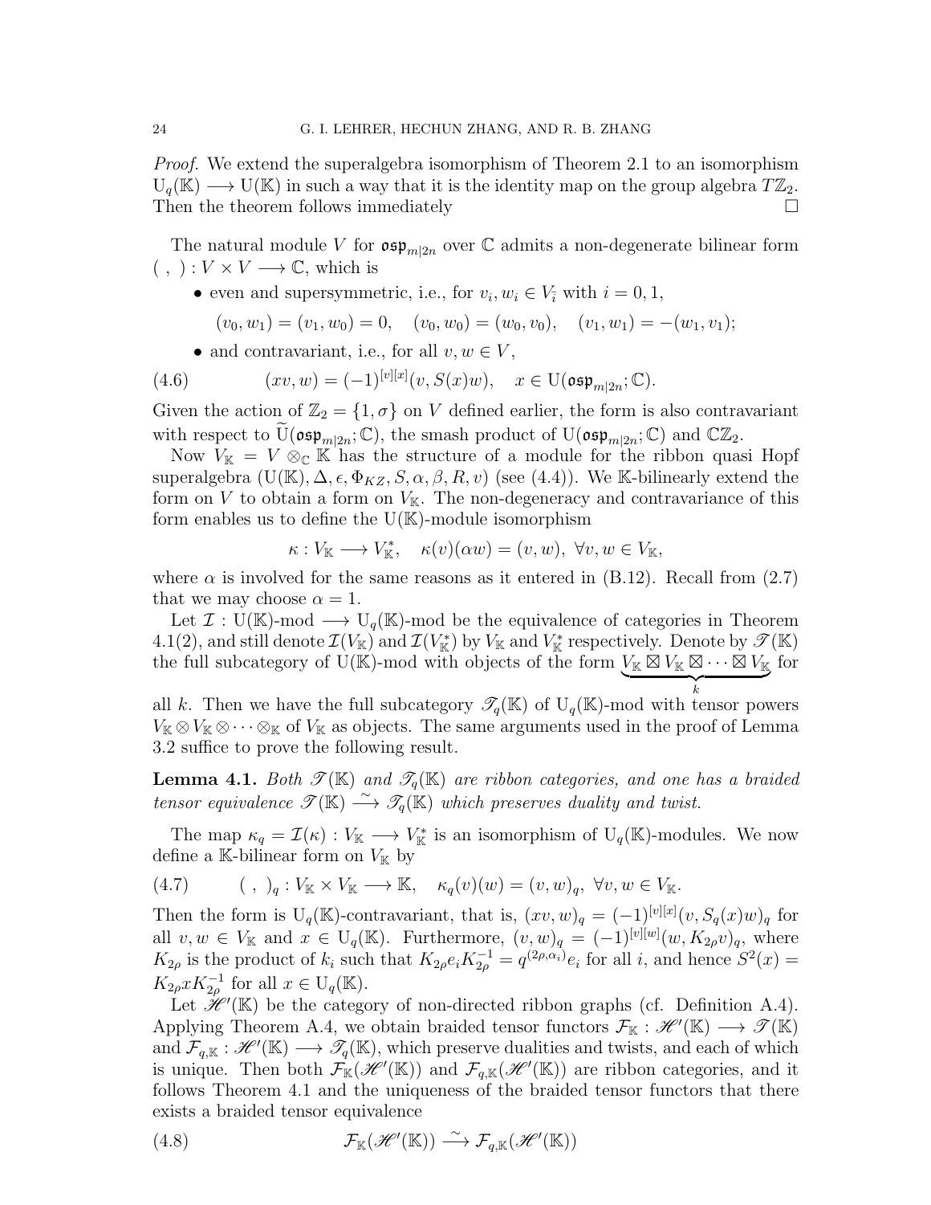*Proof.* We extend the superalgebra isomorphism of Theorem 2.1 to an isomorphism $\mathrm{U}_q(\mathbb{K}) \longrightarrow \mathrm{U}(\mathbb{K})$ in such a way that it is the identity map on the group algebra $T\mathbb{Z}_2$. Then the theorem follows immediately $\square$

The natural module $V$ for $\mathfrak{osp}_{m|2n}$ over $\mathbb{C}$ admits a non-degenerate bilinear form $(\ ,\ ) : V \times V \longrightarrow \mathbb{C}$, which is

- even and supersymmetric, i.e., for $v_i, w_i \in V_{\bar{i}}$ with $i = 0, 1$,
$$(v_0, w_1) = (v_1, w_0) = 0, \quad (v_0, w_0) = (w_0, v_0), \quad (v_1, w_1) = -(w_1, v_1);$$
- and contravariant, i.e., for all $v, w \in V$,

$$(xv, w) = (-1)^{[v][x]}(v, S(x)w), \quad x \in \mathrm{U}(\mathfrak{osp}_{m|2n}; \mathbb{C}). \tag{4.6}$$

Given the action of $\mathbb{Z}_2 = \{1, \sigma\}$ on $V$ defined earlier, the form is also contravariant with respect to $\widetilde{\mathrm{U}}(\mathfrak{osp}_{m|2n}; \mathbb{C})$, the smash product of $\mathrm{U}(\mathfrak{osp}_{m|2n}; \mathbb{C})$ and $\mathbb{C}\mathbb{Z}_2$.

Now $V_{\mathbb{K}} = V \otimes_{\mathbb{C}} \mathbb{K}$ has the structure of a module for the ribbon quasi Hopf superalgebra $(\mathrm{U}(\mathbb{K}), \Delta, \epsilon, \Phi_{KZ}, S, \alpha, \beta, R, v)$ (see (4.4)). We $\mathbb{K}$-bilinearly extend the form on $V$ to obtain a form on $V_{\mathbb{K}}$. The non-degeneracy and contravariance of this form enables us to define the $\mathrm{U}(\mathbb{K})$-module isomorphism

$$\kappa : V_{\mathbb{K}} \longrightarrow V_{\mathbb{K}}^*, \quad \kappa(v)(\alpha w) = (v, w), \ \forall v, w \in V_{\mathbb{K}},$$

where $\alpha$ is involved for the same reasons as it entered in (B.12). Recall from (2.7) that we may choose $\alpha = 1$.

Let $\mathcal{I} : \mathrm{U}(\mathbb{K})\text{-mod} \longrightarrow \mathrm{U}_q(\mathbb{K})\text{-mod}$ be the equivalence of categories in Theorem 4.1(2), and still denote $\mathcal{I}(V_{\mathbb{K}})$ and $\mathcal{I}(V_{\mathbb{K}}^*)$ by $V_{\mathbb{K}}$ and $V_{\mathbb{K}}^*$ respectively. Denote by $\mathscr{T}(\mathbb{K})$ the full subcategory of $\mathrm{U}(\mathbb{K})$-mod with objects of the form $\underbrace{V_{\mathbb{K}} \boxtimes V_{\mathbb{K}} \boxtimes \cdots \boxtimes V_{\mathbb{K}}}_{k}$ for all $k$. Then we have the full subcategory $\mathscr{T}_q(\mathbb{K})$ of $\mathrm{U}_q(\mathbb{K})$-mod with tensor powers $V_{\mathbb{K}} \otimes V_{\mathbb{K}} \otimes \cdots \otimes_{\mathbb{K}}$ of $V_{\mathbb{K}}$ as objects. The same arguments used in the proof of Lemma 3.2 suffice to prove the following result.

**Lemma 4.1.** *Both $\mathscr{T}(\mathbb{K})$ and $\mathscr{T}_q(\mathbb{K})$ are ribbon categories, and one has a braided tensor equivalence $\mathscr{T}(\mathbb{K}) \xrightarrow{\sim} \mathscr{T}_q(\mathbb{K})$ which preserves duality and twist.*

The map $\kappa_q = \mathcal{I}(\kappa) : V_{\mathbb{K}} \longrightarrow V_{\mathbb{K}}^*$ is an isomorphism of $\mathrm{U}_q(\mathbb{K})$-modules. We now define a $\mathbb{K}$-bilinear form on $V_{\mathbb{K}}$ by

$$(\ ,\ )_q : V_{\mathbb{K}} \times V_{\mathbb{K}} \longrightarrow \mathbb{K}, \quad \kappa_q(v)(w) = (v, w)_q, \ \forall v, w \in V_{\mathbb{K}}. \tag{4.7}$$

Then the form is $\mathrm{U}_q(\mathbb{K})$-contravariant, that is, $(xv, w)_q = (-1)^{[v][x]}(v, S_q(x)w)_q$ for all $v, w \in V_{\mathbb{K}}$ and $x \in \mathrm{U}_q(\mathbb{K})$. Furthermore, $(v, w)_q = (-1)^{[v][w]}(w, K_{2\rho}v)_q$, where $K_{2\rho}$ is the product of $k_i$ such that $K_{2\rho} e_i K_{2\rho}^{-1} = q^{(2\rho, \alpha_i)} e_i$ for all $i$, and hence $S^2(x) = K_{2\rho} x K_{2\rho}^{-1}$ for all $x \in \mathrm{U}_q(\mathbb{K})$.

Let $\mathscr{H}'(\mathbb{K})$ be the category of non-directed ribbon graphs (cf. Definition A.4). Applying Theorem A.4, we obtain braided tensor functors $\mathcal{F}_{\mathbb{K}} : \mathscr{H}'(\mathbb{K}) \longrightarrow \mathscr{T}(\mathbb{K})$ and $\mathcal{F}_{q,\mathbb{K}} : \mathscr{H}'(\mathbb{K}) \longrightarrow \mathscr{T}_q(\mathbb{K})$, which preserve dualities and twists, and each of which is unique. Then both $\mathcal{F}_{\mathbb{K}}(\mathscr{H}'(\mathbb{K}))$ and $\mathcal{F}_{q,\mathbb{K}}(\mathscr{H}'(\mathbb{K}))$ are ribbon categories, and it follows Theorem 4.1 and the uniqueness of the braided tensor functors that there exists a braided tensor equivalence

$$\mathcal{F}_{\mathbb{K}}(\mathscr{H}'(\mathbb{K})) \xrightarrow{\sim} \mathcal{F}_{q,\mathbb{K}}(\mathscr{H}'(\mathbb{K})) \tag{4.8}$$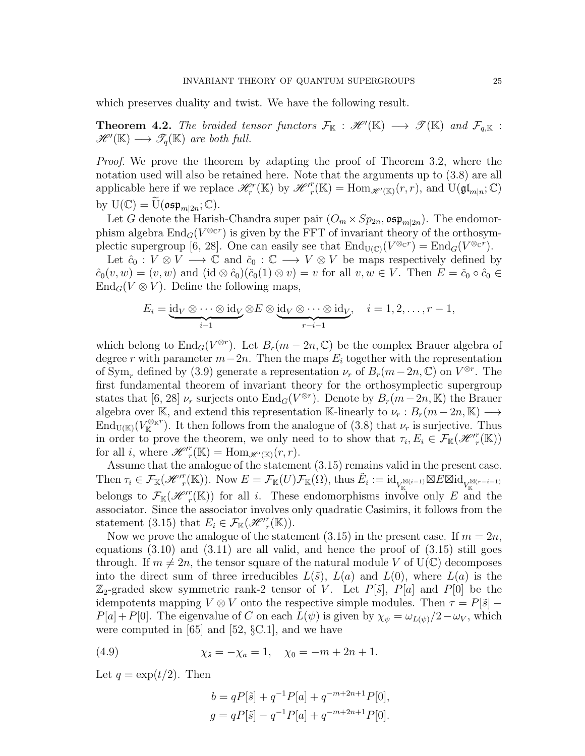which preserves duality and twist. We have the following result.

**Theorem 4.2.** *The braided tensor functors $\mathcal{F}_{\mathbb{K}} : \mathscr{H}'(\mathbb{K}) \longrightarrow \mathscr{T}(\mathbb{K})$ and $\mathcal{F}_{q,\mathbb{K}} : \mathscr{H}'(\mathbb{K}) \longrightarrow \mathscr{T}_q(\mathbb{K})$ are both full.*

*Proof.* We prove the theorem by adapting the proof of Theorem 3.2, where the notation used will also be retained here. Note that the arguments up to (3.8) are all applicable here if we replace $\mathscr{H}_r^r(\mathbb{K})$ by $\mathscr{H}'^r_r(\mathbb{K}) = \mathrm{Hom}_{\mathscr{H}'(\mathbb{K})}(r,r)$, and $\mathrm{U}(\mathfrak{gl}_{m|n};\mathbb{C})$ by $\mathrm{U}(\mathbb{C}) = \widetilde{\mathrm{U}}(\mathfrak{osp}_{m|2n};\mathbb{C})$.

Let $G$ denote the Harish-Chandra super pair $(O_m \times Sp_{2n}, \mathfrak{osp}_{m|2n})$. The endomorphism algebra $\mathrm{End}_G(V^{\otimes_{\mathbb{C}} r})$ is given by the FFT of invariant theory of the orthosymplectic supergroup [6, 28]. One can easily see that $\mathrm{End}_{\mathrm{U}(\mathbb{C})}(V^{\otimes_{\mathbb{C}} r}) = \mathrm{End}_G(V^{\otimes_{\mathbb{C}} r})$.

Let $\hat{c}_0 : V \otimes V \longrightarrow \mathbb{C}$ and $\check{c}_0 : \mathbb{C} \longrightarrow V \otimes V$ be maps respectively defined by $\hat{c}_0(v,w) = (v,w)$ and $(\mathrm{id} \otimes \hat{c}_0)(\check{c}_0(1) \otimes v) = v$ for all $v, w \in V$. Then $E = \check{c}_0 \circ \hat{c}_0 \in \mathrm{End}_G(V \otimes V)$. Define the following maps,

$$E_i = \underbrace{\mathrm{id}_V \otimes \cdots \otimes \mathrm{id}_V}_{i-1} \otimes E \otimes \underbrace{\mathrm{id}_V \otimes \cdots \otimes \mathrm{id}_V}_{r-i-1}, \quad i = 1, 2, \ldots, r-1,$$

which belong to $\mathrm{End}_G(V^{\otimes r})$. Let $B_r(m-2n, \mathbb{C})$ be the complex Brauer algebra of degree $r$ with parameter $m-2n$. Then the maps $E_i$ together with the representation of $\mathrm{Sym}_r$ defined by (3.9) generate a representation $\nu_r$ of $B_r(m-2n,\mathbb{C})$ on $V^{\otimes r}$. The first fundamental theorem of invariant theory for the orthosymplectic supergroup states that [6, 28] $\nu_r$ surjects onto $\mathrm{End}_G(V^{\otimes r})$. Denote by $B_r(m-2n,\mathbb{K})$ the Brauer algebra over $\mathbb{K}$, and extend this representation $\mathbb{K}$-linearly to $\nu_r : B_r(m-2n,\mathbb{K}) \longrightarrow \mathrm{End}_{\mathrm{U}(\mathbb{K})}(V_{\mathbb{K}}^{\otimes_{\mathbb{K}} r})$. It then follows from the analogue of (3.8) that $\nu_r$ is surjective. Thus in order to prove the theorem, we only need to to show that $\tau_i, E_i \in \mathcal{F}_{\mathbb{K}}(\mathscr{H}'^r_r(\mathbb{K}))$ for all $i$, where $\mathscr{H}'^r_r(\mathbb{K}) = \mathrm{Hom}_{\mathscr{H}'(\mathbb{K})}(r,r)$.

Assume that the analogue of the statement (3.15) remains valid in the present case. Then $\tau_i \in \mathcal{F}_{\mathbb{K}}(\mathscr{H}'^r_r(\mathbb{K}))$. Now $E = \mathcal{F}_{\mathbb{K}}(U)\mathcal{F}_{\mathbb{K}}(\Omega)$, thus $\tilde{E}_i := \mathrm{id}_{V_{\mathbb{K}}^{\boxtimes(i-1)}} \boxtimes E \boxtimes \mathrm{id}_{V_{\mathbb{K}}^{\boxtimes(r-i-1)}}$ belongs to $\mathcal{F}_{\mathbb{K}}(\mathscr{H}'^r_r(\mathbb{K}))$ for all $i$. These endomorphisms involve only $E$ and the associator. Since the associator involves only quadratic Casimirs, it follows from the statement (3.15) that $E_i \in \mathcal{F}_{\mathbb{K}}(\mathscr{H}'^r_r(\mathbb{K}))$.

Now we prove the analogue of the statement (3.15) in the present case. If $m = 2n$, equations (3.10) and (3.11) are all valid, and hence the proof of (3.15) still goes through. If $m \neq 2n$, the tensor square of the natural module $V$ of $\mathrm{U}(\mathbb{C})$ decomposes into the direct sum of three irreducibles $L(\tilde{s})$, $L(a)$ and $L(0)$, where $L(a)$ is the $\mathbb{Z}_2$-graded skew symmetric rank-2 tensor of $V$. Let $P[\tilde{s}]$, $P[a]$ and $P[0]$ be the idempotents mapping $V \otimes V$ onto the respective simple modules. Then $\tau = P[\tilde{s}] - P[a] + P[0]$. The eigenvalue of $C$ on each $L(\psi)$ is given by $\chi_\psi = \omega_{L(\psi)}/2 - \omega_V$, which were computed in [65] and [52, §C.1], and we have

$$\chi_{\tilde{s}} = -\chi_a = 1, \quad \chi_0 = -m + 2n + 1. \tag{4.9}$$

Let $q = \exp(t/2)$. Then

$$\begin{aligned} b &= qP[\tilde{s}] + q^{-1}P[a] + q^{-m+2n+1}P[0], \\ g &= qP[\tilde{s}] - q^{-1}P[a] + q^{-m+2n+1}P[0]. \end{aligned}$$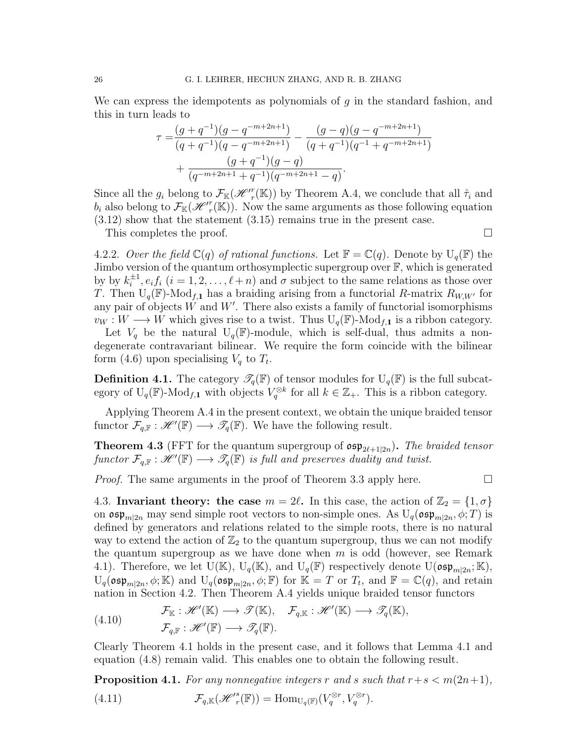We can express the idempotents as polynomials of $g$ in the standard fashion, and this in turn leads to

$$\tau = \frac{(g+q^{-1})(g-q^{-m+2n+1})}{(q+q^{-1})(q-q^{-m+2n+1})} - \frac{(g-q)(g-q^{-m+2n+1})}{(q+q^{-1})(q^{-1}+q^{-m+2n+1})} + \frac{(g+q^{-1})(g-q)}{(q^{-m+2n+1}+q^{-1})(q^{-m+2n+1}-q)}.$$

Since all the $g_i$ belong to $\mathcal{F}_{\mathbb{K}}(\mathscr{H}'^{r}_{r}(\mathbb{K}))$ by Theorem A.4, we conclude that all $\hat{\tau}_i$ and $b_i$ also belong to $\mathcal{F}_{\mathbb{K}}(\mathscr{H}'^{r}_{r}(\mathbb{K}))$. Now the same arguments as those following equation (3.12) show that the statement (3.15) remains true in the present case.

This completes the proof. $\square$

4.2.2. *Over the field $\mathbb{C}(q)$ of rational functions.* Let $\mathbb{F} = \mathbb{C}(q)$. Denote by $\mathrm{U}_q(\mathbb{F})$ the Jimbo version of the quantum orthosymplectic supergroup over $\mathbb{F}$, which is generated by by $k_i^{\pm 1}, e_i f_i$ $(i = 1, 2, \ldots, \ell+n)$ and $\sigma$ subject to the same relations as those over $T$. Then $\mathrm{U}_q(\mathbb{F})$-$\mathrm{Mod}_{f,\mathbf{1}}$ has a braiding arising from a functorial $R$-matrix $R_{W,W'}$ for any pair of objects $W$ and $W'$. There also exists a family of functorial isomorphisms $\upsilon_W : W \longrightarrow W$ which gives rise to a twist. Thus $\mathrm{U}_q(\mathbb{F})$-$\mathrm{Mod}_{f,\mathbf{1}}$ is a ribbon category.

Let $V_q$ be the natural $\mathrm{U}_q(\mathbb{F})$-module, which is self-dual, thus admits a non-degenerate contravariant bilinear. We require the form coincide with the bilinear form (4.6) upon specialising $V_q$ to $T_t$.

**Definition 4.1.** The category $\mathscr{T}_q(\mathbb{F})$ of tensor modules for $\mathrm{U}_q(\mathbb{F})$ is the full subcategory of $\mathrm{U}_q(\mathbb{F})$-$\mathrm{Mod}_{f,\mathbf{1}}$ with objects $V_q^{\otimes k}$ for all $k \in \mathbb{Z}_+$. This is a ribbon category.

Applying Theorem A.4 in the present context, we obtain the unique braided tensor functor $\mathcal{F}_{q,\mathbb{F}} : \mathscr{H}'(\mathbb{F}) \longrightarrow \mathscr{T}_q(\mathbb{F})$. We have the following result.

**Theorem 4.3** (FFT for the quantum supergroup of $\mathfrak{osp}_{2\ell+1|2n}$)**.** *The braided tensor functor $\mathcal{F}_{q,\mathbb{F}} : \mathscr{H}'(\mathbb{F}) \longrightarrow \mathscr{T}_q(\mathbb{F})$ is full and preserves duality and twist.*

*Proof.* The same arguments in the proof of Theorem 3.3 apply here. $\square$

4.3. **Invariant theory: the case $m = 2\ell$.** In this case, the action of $\mathbb{Z}_2 = \{1, \sigma\}$ on $\mathfrak{osp}_{m|2n}$ may send simple root vectors to non-simple ones. As $\mathrm{U}_q(\mathfrak{osp}_{m|2n}, \phi; T)$ is defined by generators and relations related to the simple roots, there is no natural way to extend the action of $\mathbb{Z}_2$ to the quantum supergroup, thus we can not modify the quantum supergroup as we have done when $m$ is odd (however, see Remark 4.1). Therefore, we let $\mathrm{U}(\mathbb{K})$, $\mathrm{U}_q(\mathbb{K})$, and $\mathrm{U}_q(\mathbb{F})$ respectively denote $\mathrm{U}(\mathfrak{osp}_{m|2n}; \mathbb{K})$, $\mathrm{U}_q(\mathfrak{osp}_{m|2n}, \phi; \mathbb{K})$ and $\mathrm{U}_q(\mathfrak{osp}_{m|2n}, \phi; \mathbb{F})$ for $\mathbb{K} = T$ or $T_t$, and $\mathbb{F} = \mathbb{C}(q)$, and retain nation in Section 4.2. Then Theorem A.4 yields unique braided tensor functors

$$\begin{aligned} &\mathcal{F}_{\mathbb{K}} : \mathscr{H}'(\mathbb{K}) \longrightarrow \mathscr{T}(\mathbb{K}), \quad \mathcal{F}_{q,\mathbb{K}} : \mathscr{H}'(\mathbb{K}) \longrightarrow \mathscr{T}_q(\mathbb{K}), \\ &\mathcal{F}_{q,\mathbb{F}} : \mathscr{H}'(\mathbb{F}) \longrightarrow \mathscr{T}_q(\mathbb{F}). \end{aligned} \tag{4.10}$$

Clearly Theorem 4.1 holds in the present case, and it follows that Lemma 4.1 and equation (4.8) remain valid. This enables one to obtain the following result.

**Proposition 4.1.** *For any nonnegative integers $r$ and $s$ such that $r+s < m(2n+1)$,*

$$\mathcal{F}_{q,\mathbb{K}}(\mathscr{H}'^{s}_{r}(\mathbb{F})) = \mathrm{Hom}_{\mathrm{U}_q(\mathbb{F})}(V_q^{\otimes r}, V_q^{\otimes r}). \tag{4.11}$$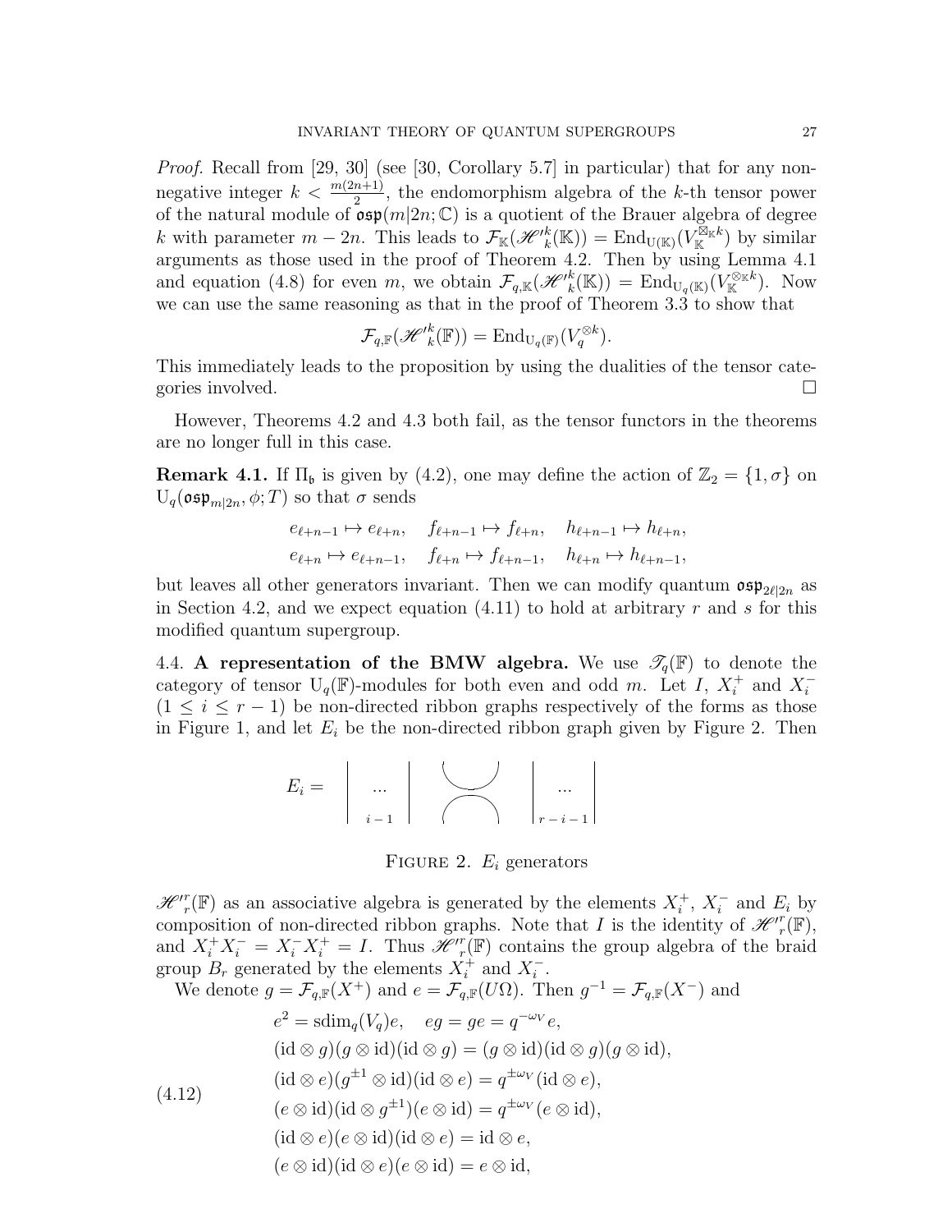*Proof.* Recall from [29, 30] (see [30, Corollary 5.7] in particular) that for any non-negative integer $k < \frac{m(2n+1)}{2}$, the endomorphism algebra of the $k$-th tensor power of the natural module of $\mathfrak{osp}(m|2n;\mathbb{C})$ is a quotient of the Brauer algebra of degree $k$ with parameter $m-2n$. This leads to $\mathcal{F}_{\mathbb{K}}({\mathscr{H}'}^k_k(\mathbb{K})) = \mathrm{End}_{\mathrm{U}(\mathbb{K})}(V_{\mathbb{K}}^{\boxtimes_{\mathbb{K}} k})$ by similar arguments as those used in the proof of Theorem 4.2. Then by using Lemma 4.1 and equation (4.8) for even $m$, we obtain $\mathcal{F}_{q,\mathbb{K}}({\mathscr{H}'}^k_k(\mathbb{K})) = \mathrm{End}_{\mathrm{U}_q(\mathbb{K})}(V_{\mathbb{K}}^{\otimes_{\mathbb{K}} k})$. Now we can use the same reasoning as that in the proof of Theorem 3.3 to show that

$$\mathcal{F}_{q,\mathbb{F}}({\mathscr{H}'}^k_k(\mathbb{F})) = \mathrm{End}_{\mathrm{U}_q(\mathbb{F})}(V_q^{\otimes k}).$$

This immediately leads to the proposition by using the dualities of the tensor categories involved. □

However, Theorems 4.2 and 4.3 both fail, as the tensor functors in the theorems are no longer full in this case.

**Remark 4.1.** If $\Pi_{\mathfrak{b}}$ is given by (4.2), one may define the action of $\mathbb{Z}_2 = \{1, \sigma\}$ on $\mathrm{U}_q(\mathfrak{osp}_{m|2n}, \phi; T)$ so that $\sigma$ sends

$$\begin{aligned} e_{\ell+n-1} \mapsto e_{\ell+n}, \quad f_{\ell+n-1} \mapsto f_{\ell+n}, \quad h_{\ell+n-1} \mapsto h_{\ell+n}, \\ e_{\ell+n} \mapsto e_{\ell+n-1}, \quad f_{\ell+n} \mapsto f_{\ell+n-1}, \quad h_{\ell+n} \mapsto h_{\ell+n-1}, \end{aligned}$$

but leaves all other generators invariant. Then we can modify quantum $\mathfrak{osp}_{2\ell|2n}$ as in Section 4.2, and we expect equation (4.11) to hold at arbitrary $r$ and $s$ for this modified quantum supergroup.

4.4. **A representation of the BMW algebra.** We use $\mathscr{T}_q(\mathbb{F})$ to denote the category of tensor $\mathrm{U}_q(\mathbb{F})$-modules for both even and odd $m$. Let $I$, $X_i^+$ and $X_i^-$ $(1 \leq i \leq r-1)$ be non-directed ribbon graphs respectively of the forms as those in Figure 1, and let $E_i$ be the non-directed ribbon graph given by Figure 2. Then

$E_i =$ [diagram: $i-1$ vertical strands, a cap-cup pair, $r-i-1$ vertical strands]

FIGURE 2. $E_i$ generators

${\mathscr{H}'}^r_r(\mathbb{F})$ as an associative algebra is generated by the elements $X_i^+$, $X_i^-$ and $E_i$ by composition of non-directed ribbon graphs. Note that $I$ is the identity of ${\mathscr{H}'}^r_r(\mathbb{F})$, and $X_i^+ X_i^- = X_i^- X_i^+ = I$. Thus ${\mathscr{H}'}^r_r(\mathbb{F})$ contains the group algebra of the braid group $B_r$ generated by the elements $X_i^+$ and $X_i^-$.

We denote $g = \mathcal{F}_{q,\mathbb{F}}(X^+)$ and $e = \mathcal{F}_{q,\mathbb{F}}(U\Omega)$. Then $g^{-1} = \mathcal{F}_{q,\mathbb{F}}(X^-)$ and

$$\begin{aligned}
&e^2 = \mathrm{sdim}_q(V_q)e, \quad eg = ge = q^{-\omega_V} e, \\
&(\mathrm{id} \otimes g)(g \otimes \mathrm{id})(\mathrm{id} \otimes g) = (g \otimes \mathrm{id})(\mathrm{id} \otimes g)(g \otimes \mathrm{id}), \\
&(\mathrm{id} \otimes e)(g^{\pm 1} \otimes \mathrm{id})(\mathrm{id} \otimes e) = q^{\pm\omega_V}(\mathrm{id} \otimes e), \\
&(e \otimes \mathrm{id})(\mathrm{id} \otimes g^{\pm 1})(e \otimes \mathrm{id}) = q^{\pm\omega_V}(e \otimes \mathrm{id}), \\
&(\mathrm{id} \otimes e)(e \otimes \mathrm{id})(\mathrm{id} \otimes e) = \mathrm{id} \otimes e, \\
&(e \otimes \mathrm{id})(\mathrm{id} \otimes e)(e \otimes \mathrm{id}) = e \otimes \mathrm{id},
\end{aligned} \tag{4.12}$$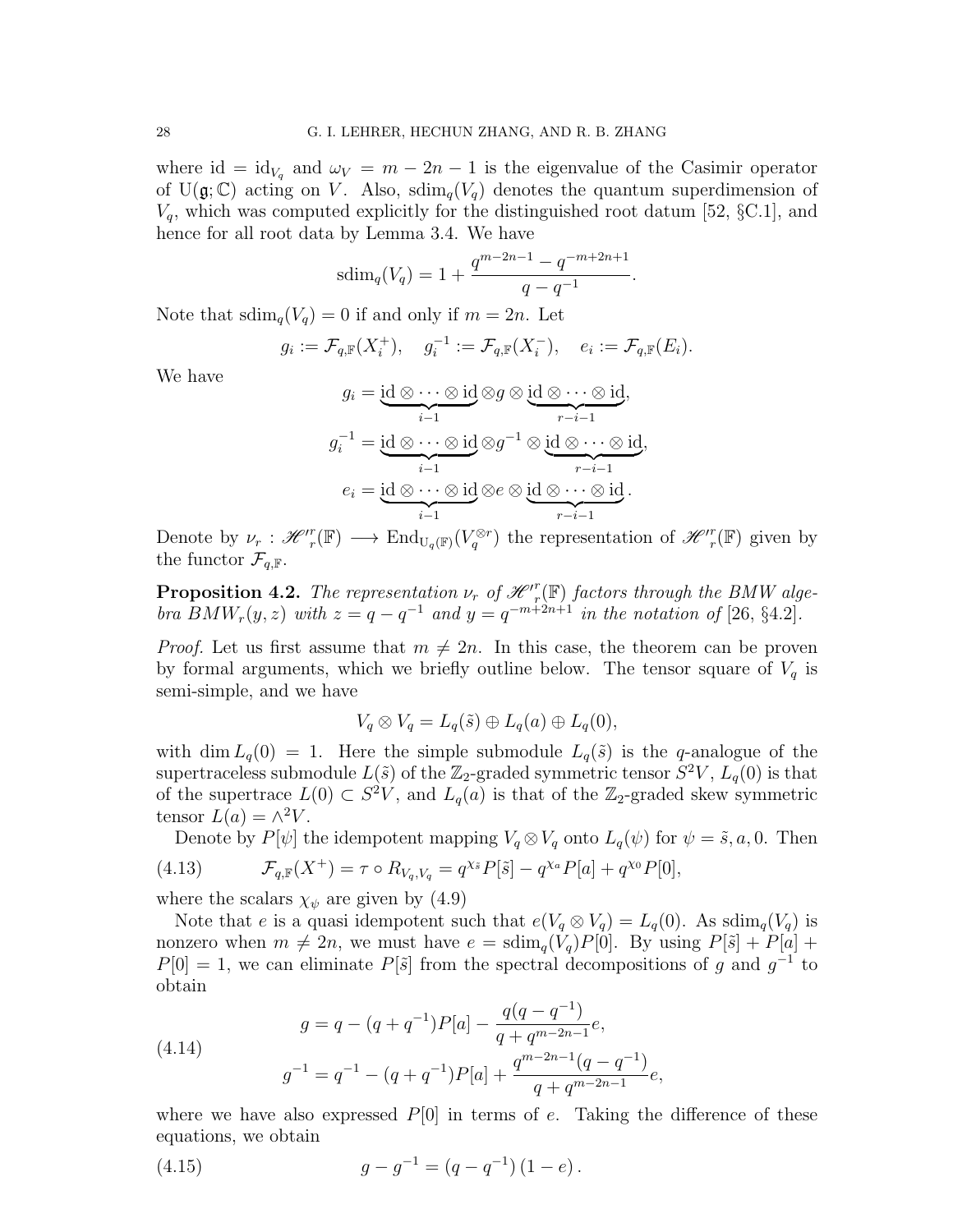where $\mathrm{id} = \mathrm{id}_{V_q}$ and $\omega_V = m - 2n - 1$ is the eigenvalue of the Casimir operator of $\mathrm{U}(\mathfrak{g};\mathbb{C})$ acting on $V$. Also, $\mathrm{sdim}_q(V_q)$ denotes the quantum superdimension of $V_q$, which was computed explicitly for the distinguished root datum [52, §C.1], and hence for all root data by Lemma 3.4. We have

$$\mathrm{sdim}_q(V_q) = 1 + \frac{q^{m-2n-1} - q^{-m+2n+1}}{q - q^{-1}}.$$

Note that $\mathrm{sdim}_q(V_q) = 0$ if and only if $m = 2n$. Let

$$g_i := \mathcal{F}_{q,\mathbb{F}}(X_i^+), \quad g_i^{-1} := \mathcal{F}_{q,\mathbb{F}}(X_i^-), \quad e_i := \mathcal{F}_{q,\mathbb{F}}(E_i).$$

We have

$$g_i = \underbrace{\mathrm{id} \otimes \cdots \otimes \mathrm{id}}_{i-1} \otimes g \otimes \underbrace{\mathrm{id} \otimes \cdots \otimes \mathrm{id}}_{r-i-1},$$

$$g_i^{-1} = \underbrace{\mathrm{id} \otimes \cdots \otimes \mathrm{id}}_{i-1} \otimes g^{-1} \otimes \underbrace{\mathrm{id} \otimes \cdots \otimes \mathrm{id}}_{r-i-1},$$

$$e_i = \underbrace{\mathrm{id} \otimes \cdots \otimes \mathrm{id}}_{i-1} \otimes e \otimes \underbrace{\mathrm{id} \otimes \cdots \otimes \mathrm{id}}_{r-i-1}.$$

Denote by $\nu_r : \mathscr{H}'^r_r(\mathbb{F}) \longrightarrow \mathrm{End}_{\mathrm{U}_q(\mathbb{F})}(V_q^{\otimes r})$ the representation of $\mathscr{H}'^r_r(\mathbb{F})$ given by the functor $\mathcal{F}_{q,\mathbb{F}}$.

**Proposition 4.2.** *The representation $\nu_r$ of $\mathscr{H}'^r_r(\mathbb{F})$ factors through the BMW algebra $BMW_r(y,z)$ with $z = q - q^{-1}$ and $y = q^{-m+2n+1}$ in the notation of [26, §4.2].*

*Proof.* Let us first assume that $m \neq 2n$. In this case, the theorem can be proven by formal arguments, which we briefly outline below. The tensor square of $V_q$ is semi-simple, and we have

$$V_q \otimes V_q = L_q(\tilde{s}) \oplus L_q(a) \oplus L_q(0),$$

with $\dim L_q(0) = 1$. Here the simple submodule $L_q(\tilde{s})$ is the $q$-analogue of the supertraceless submodule $L(\tilde{s})$ of the $\mathbb{Z}_2$-graded symmetric tensor $S^2V$, $L_q(0)$ is that of the supertrace $L(0) \subset S^2V$, and $L_q(a)$ is that of the $\mathbb{Z}_2$-graded skew symmetric tensor $L(a) = \wedge^2 V$.

Denote by $P[\psi]$ the idempotent mapping $V_q \otimes V_q$ onto $L_q(\psi)$ for $\psi = \tilde{s}, a, 0$. Then

$$\mathcal{F}_{q,\mathbb{F}}(X^+) = \tau \circ R_{V_q,V_q} = q^{\chi_{\tilde{s}}} P[\tilde{s}] - q^{\chi_a} P[a] + q^{\chi_0} P[0], \tag{4.13}$$

where the scalars $\chi_\psi$ are given by (4.9)

Note that $e$ is a quasi idempotent such that $e(V_q \otimes V_q) = L_q(0)$. As $\mathrm{sdim}_q(V_q)$ is nonzero when $m \neq 2n$, we must have $e = \mathrm{sdim}_q(V_q)P[0]$. By using $P[\tilde{s}] + P[a] + P[0] = 1$, we can eliminate $P[\tilde{s}]$ from the spectral decompositions of $g$ and $g^{-1}$ to obtain

$$\begin{aligned} g &= q - (q + q^{-1})P[a] - \frac{q(q - q^{-1})}{q + q^{m-2n-1}} e, \\ g^{-1} &= q^{-1} - (q + q^{-1})P[a] + \frac{q^{m-2n-1}(q - q^{-1})}{q + q^{m-2n-1}} e, \end{aligned} \tag{4.14}$$

where we have also expressed $P[0]$ in terms of $e$. Taking the difference of these equations, we obtain

$$g - g^{-1} = (q - q^{-1})(1 - e). \tag{4.15}$$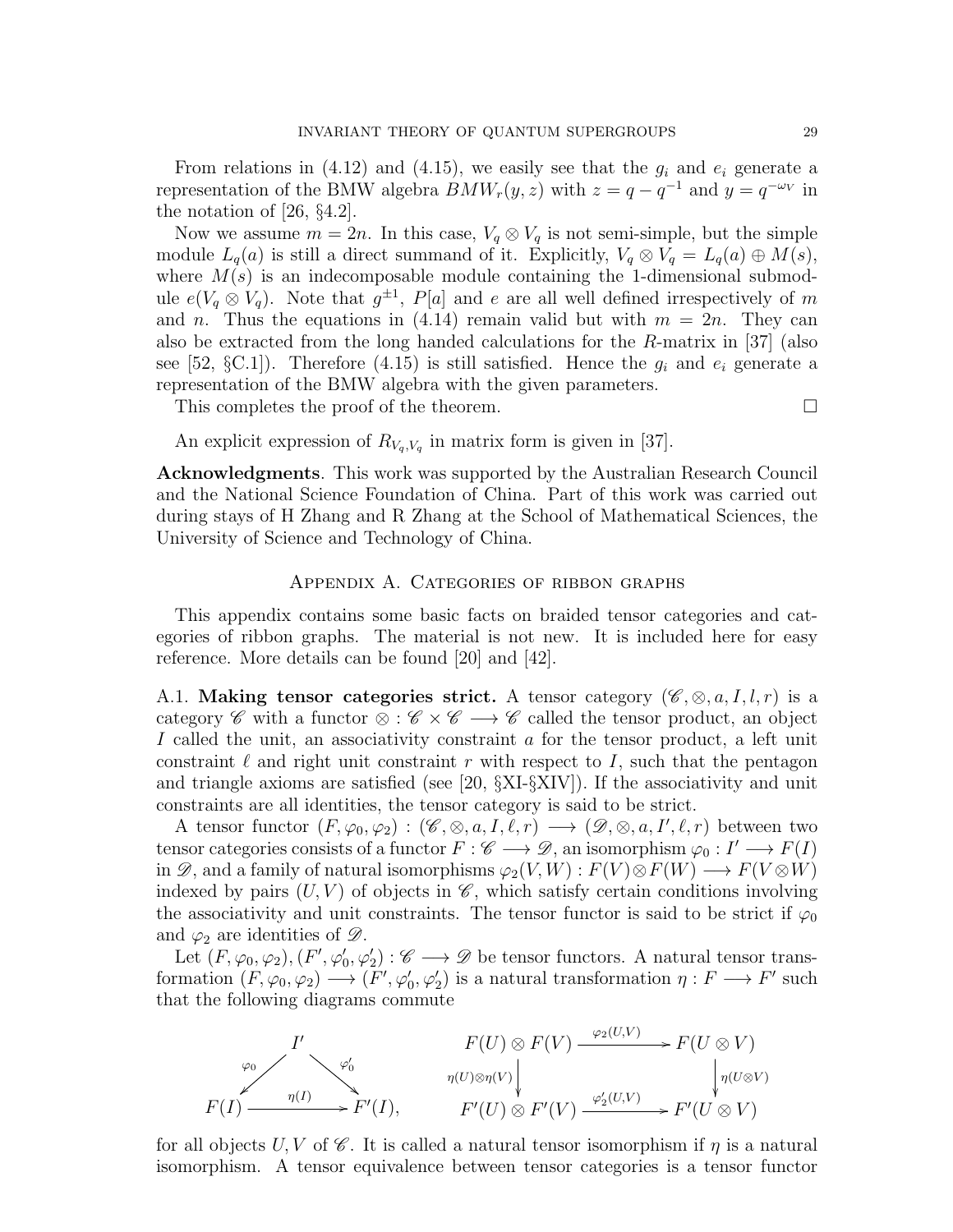From relations in (4.12) and (4.15), we easily see that the $g_i$ and $e_i$ generate a representation of the BMW algebra $BMW_r(y, z)$ with $z = q - q^{-1}$ and $y = q^{-\omega_V}$ in the notation of [26, §4.2].

Now we assume $m = 2n$. In this case, $V_q \otimes V_q$ is not semi-simple, but the simple module $L_q(a)$ is still a direct summand of it. Explicitly, $V_q \otimes V_q = L_q(a) \oplus M(s)$, where $M(s)$ is an indecomposable module containing the 1-dimensional submodule $e(V_q \otimes V_q)$. Note that $g^{\pm 1}$, $P[a]$ and $e$ are all well defined irrespectively of $m$ and $n$. Thus the equations in (4.14) remain valid but with $m = 2n$. They can also be extracted from the long handed calculations for the $R$-matrix in [37] (also see [52, §C.1]). Therefore (4.15) is still satisfied. Hence the $g_i$ and $e_i$ generate a representation of the BMW algebra with the given parameters.

This completes the proof of the theorem. □

An explicit expression of $R_{V_q,V_q}$ in matrix form is given in [37].

**Acknowledgments**. This work was supported by the Australian Research Council and the National Science Foundation of China. Part of this work was carried out during stays of H Zhang and R Zhang at the School of Mathematical Sciences, the University of Science and Technology of China.

## Appendix A. Categories of ribbon graphs

This appendix contains some basic facts on braided tensor categories and categories of ribbon graphs. The material is not new. It is included here for easy reference. More details can be found [20] and [42].

A.1. **Making tensor categories strict.** A tensor category $(\mathscr{C}, \otimes, a, I, l, r)$ is a category $\mathscr{C}$ with a functor $\otimes : \mathscr{C} \times \mathscr{C} \longrightarrow \mathscr{C}$ called the tensor product, an object $I$ called the unit, an associativity constraint $a$ for the tensor product, a left unit constraint $\ell$ and right unit constraint $r$ with respect to $I$, such that the pentagon and triangle axioms are satisfied (see [20, §XI-§XIV]). If the associativity and unit constraints are all identities, the tensor category is said to be strict.

A tensor functor $(F, \varphi_0, \varphi_2) : (\mathscr{C}, \otimes, a, I, \ell, r) \longrightarrow (\mathscr{D}, \otimes, a, I', \ell, r)$ between two tensor categories consists of a functor $F : \mathscr{C} \longrightarrow \mathscr{D}$, an isomorphism $\varphi_0 : I' \longrightarrow F(I)$ in $\mathscr{D}$, and a family of natural isomorphisms $\varphi_2(V, W) : F(V) \otimes F(W) \longrightarrow F(V \otimes W)$ indexed by pairs $(U, V)$ of objects in $\mathscr{C}$, which satisfy certain conditions involving the associativity and unit constraints. The tensor functor is said to be strict if $\varphi_0$ and $\varphi_2$ are identities of $\mathscr{D}$.

Let $(F, \varphi_0, \varphi_2), (F', \varphi_0', \varphi_2') : \mathscr{C} \longrightarrow \mathscr{D}$ be tensor functors. A natural tensor transformation $(F, \varphi_0, \varphi_2) \longrightarrow (F', \varphi_0', \varphi_2')$ is a natural transformation $\eta : F \longrightarrow F'$ such that the following diagrams commute

$$
\begin{array}{ccc}
 & I' & \\
\swarrow^{\varphi_0} & & \searrow^{\varphi_0'} \\
F(I) & \xrightarrow{\eta(I)} & F'(I),
\end{array}
\qquad
\begin{array}{ccc}
F(U) \otimes F(V) & \xrightarrow{\varphi_2(U,V)} & F(U \otimes V) \\
\downarrow{\scriptstyle \eta(U)\otimes\eta(V)} & & \downarrow{\scriptstyle \eta(U\otimes V)} \\
F'(U) \otimes F'(V) & \xrightarrow{\varphi_2'(U,V)} & F'(U \otimes V)
\end{array}
$$

for all objects $U, V$ of $\mathscr{C}$. It is called a natural tensor isomorphism if $\eta$ is a natural isomorphism. A tensor equivalence between tensor categories is a tensor functor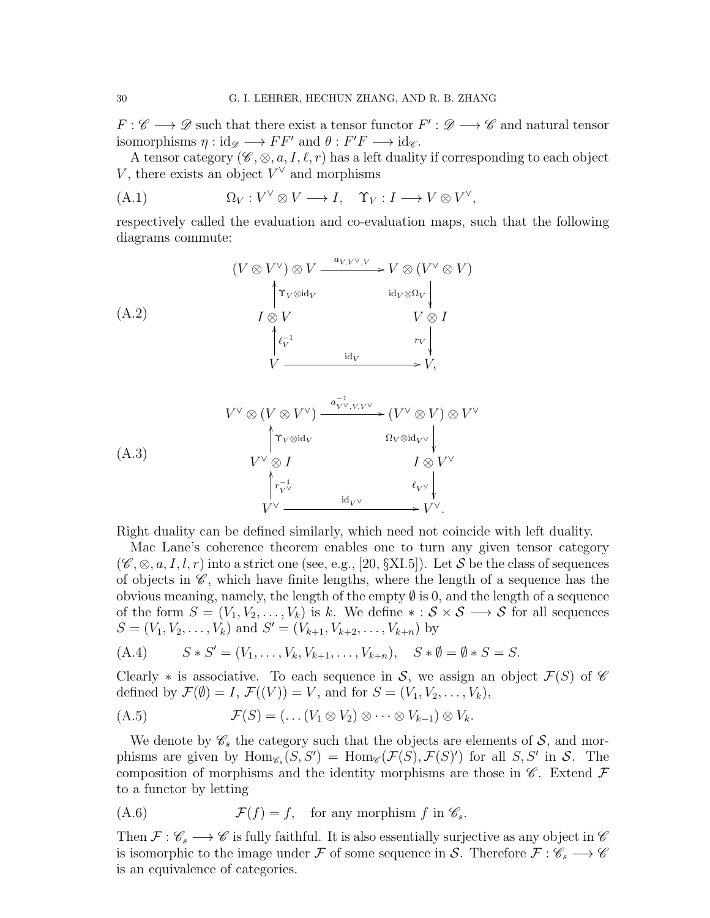$F : \mathscr{C} \longrightarrow \mathscr{D}$ such that there exist a tensor functor $F' : \mathscr{D} \longrightarrow \mathscr{C}$ and natural tensor isomorphisms $\eta : \mathrm{id}_{\mathscr{D}} \longrightarrow FF'$ and $\theta : F'F \longrightarrow \mathrm{id}_{\mathscr{C}}$.

A tensor category $(\mathscr{C}, \otimes, a, I, \ell, r)$ has a left duality if corresponding to each object $V$, there exists an object $V^\vee$ and morphisms

$$\Omega_V : V^\vee \otimes V \longrightarrow I, \quad \Upsilon_V : I \longrightarrow V \otimes V^\vee, \tag{A.1}$$

respectively called the evaluation and co-evaluation maps, such that the following diagrams commute:

$$\begin{array}{ccc}
(V \otimes V^\vee) \otimes V & \xrightarrow{a_{V,V^\vee,V}} & V \otimes (V^\vee \otimes V) \\
\uparrow{\scriptstyle \Upsilon_V \otimes \mathrm{id}_V} & & \downarrow{\scriptstyle \mathrm{id}_V \otimes \Omega_V} \\
I \otimes V & & V \otimes I \\
\uparrow{\scriptstyle \ell_V^{-1}} & & \downarrow{\scriptstyle r_V} \\
V & \xrightarrow{\mathrm{id}_V} & V,
\end{array} \tag{A.2}$$

$$\begin{array}{ccc}
V^\vee \otimes (V \otimes V^\vee) & \xrightarrow{a^{-1}_{V^\vee,V,V^\vee}} & (V^\vee \otimes V) \otimes V^\vee \\
\uparrow{\scriptstyle \Upsilon_V \otimes \mathrm{id}_V} & & \downarrow{\scriptstyle \Omega_V \otimes \mathrm{id}_{V^\vee}} \\
V^\vee \otimes I & & I \otimes V^\vee \\
\uparrow{\scriptstyle r_{V^\vee}^{-1}} & & \downarrow{\scriptstyle \ell_{V^\vee}} \\
V^\vee & \xrightarrow{\mathrm{id}_{V^\vee}} & V^\vee.
\end{array} \tag{A.3}$$

Right duality can be defined similarly, which need not coincide with left duality.

Mac Lane's coherence theorem enables one to turn any given tensor category $(\mathscr{C}, \otimes, a, I, l, r)$ into a strict one (see, e.g., [20, §XI.5]). Let $\mathcal{S}$ be the class of sequences of objects in $\mathscr{C}$, which have finite lengths, where the length of a sequence has the obvious meaning, namely, the length of the empty $\emptyset$ is 0, and the length of a sequence of the form $S = (V_1, V_2, \dots, V_k)$ is $k$. We define $* : \mathcal{S} \times \mathcal{S} \longrightarrow \mathcal{S}$ for all sequences $S = (V_1, V_2, \dots, V_k)$ and $S' = (V_{k+1}, V_{k+2}, \dots, V_{k+n})$ by

$$S * S' = (V_1, \dots, V_k, V_{k+1}, \dots, V_{k+n}), \quad S * \emptyset = \emptyset * S = S. \tag{A.4}$$

Clearly $*$ is associative. To each sequence in $\mathcal{S}$, we assign an object $\mathcal{F}(S)$ of $\mathscr{C}$ defined by $\mathcal{F}(\emptyset) = I$, $\mathcal{F}((V)) = V$, and for $S = (V_1, V_2, \dots, V_k)$,

$$\mathcal{F}(S) = (\dots(V_1 \otimes V_2) \otimes \dots \otimes V_{k-1}) \otimes V_k. \tag{A.5}$$

We denote by $\mathscr{C}_s$ the category such that the objects are elements of $\mathcal{S}$, and morphisms are given by $\mathrm{Hom}_{\mathscr{C}_s}(S, S') = \mathrm{Hom}_{\mathscr{C}}(\mathcal{F}(S), \mathcal{F}(S)')$ for all $S, S'$ in $\mathcal{S}$. The composition of morphisms and the identity morphisms are those in $\mathscr{C}$. Extend $\mathcal{F}$ to a functor by letting

$$\mathcal{F}(f) = f, \quad \text{for any morphism } f \text{ in } \mathscr{C}_s. \tag{A.6}$$

Then $\mathcal{F} : \mathscr{C}_s \longrightarrow \mathscr{C}$ is fully faithful. It is also essentially surjective as any object in $\mathscr{C}$ is isomorphic to the image under $\mathcal{F}$ of some sequence in $\mathcal{S}$. Therefore $\mathcal{F} : \mathscr{C}_s \longrightarrow \mathscr{C}$ is an equivalence of categories.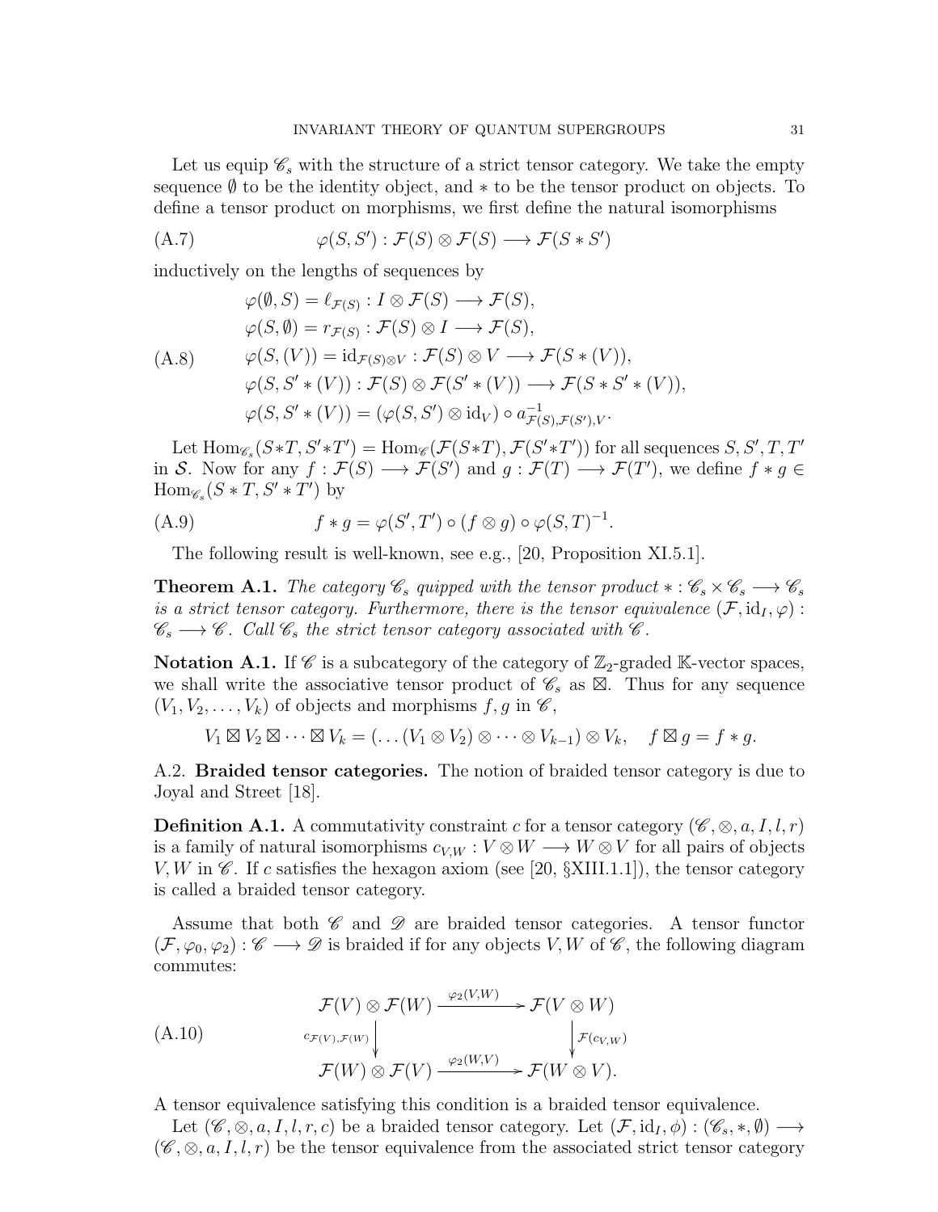Let us equip $\mathscr{C}_s$ with the structure of a strict tensor category. We take the empty sequence $\emptyset$ to be the identity object, and $*$ to be the tensor product on objects. To define a tensor product on morphisms, we first define the natural isomorphisms

$$\varphi(S, S') : \mathcal{F}(S) \otimes \mathcal{F}(S) \longrightarrow \mathcal{F}(S * S') \tag{A.7}$$

inductively on the lengths of sequences by

$$\begin{aligned}
&\varphi(\emptyset, S) = \ell_{\mathcal{F}(S)} : I \otimes \mathcal{F}(S) \longrightarrow \mathcal{F}(S), \\
&\varphi(S, \emptyset) = r_{\mathcal{F}(S)} : \mathcal{F}(S) \otimes I \longrightarrow \mathcal{F}(S), \\
&\varphi(S, (V)) = \mathrm{id}_{\mathcal{F}(S) \otimes V} : \mathcal{F}(S) \otimes V \longrightarrow \mathcal{F}(S * (V)), \\
&\varphi(S, S' * (V)) : \mathcal{F}(S) \otimes \mathcal{F}(S' * (V)) \longrightarrow \mathcal{F}(S * S' * (V)), \\
&\varphi(S, S' * (V)) = (\varphi(S, S') \otimes \mathrm{id}_V) \circ a^{-1}_{\mathcal{F}(S), \mathcal{F}(S'), V}.
\end{aligned} \tag{A.8}$$

Let $\mathrm{Hom}_{\mathscr{C}_s}(S*T, S'*T') = \mathrm{Hom}_{\mathscr{C}}(\mathcal{F}(S*T), \mathcal{F}(S'*T'))$ for all sequences $S, S', T, T'$ in $\mathcal{S}$. Now for any $f : \mathcal{F}(S) \longrightarrow \mathcal{F}(S')$ and $g : \mathcal{F}(T) \longrightarrow \mathcal{F}(T')$, we define $f * g \in \mathrm{Hom}_{\mathscr{C}_s}(S * T, S' * T')$ by

$$f * g = \varphi(S', T') \circ (f \otimes g) \circ \varphi(S, T)^{-1}. \tag{A.9}$$

The following result is well-known, see e.g., [20, Proposition XI.5.1].

**Theorem A.1.** *The category $\mathscr{C}_s$ quipped with the tensor product $* : \mathscr{C}_s \times \mathscr{C}_s \longrightarrow \mathscr{C}_s$ is a strict tensor category. Furthermore, there is the tensor equivalence $(\mathcal{F}, \mathrm{id}_I, \varphi) : \mathscr{C}_s \longrightarrow \mathscr{C}$. Call $\mathscr{C}_s$ the strict tensor category associated with $\mathscr{C}$.*

**Notation A.1.** If $\mathscr{C}$ is a subcategory of the category of $\mathbb{Z}_2$-graded $\mathbb{K}$-vector spaces, we shall write the associative tensor product of $\mathscr{C}_s$ as $\boxtimes$. Thus for any sequence $(V_1, V_2, \ldots, V_k)$ of objects and morphisms $f, g$ in $\mathscr{C}$,

$$V_1 \boxtimes V_2 \boxtimes \cdots \boxtimes V_k = (\ldots (V_1 \otimes V_2) \otimes \cdots \otimes V_{k-1}) \otimes V_k, \quad f \boxtimes g = f * g.$$

A.2. **Braided tensor categories.** The notion of braided tensor category is due to Joyal and Street [18].

**Definition A.1.** A commutativity constraint $c$ for a tensor category $(\mathscr{C}, \otimes, a, I, l, r)$ is a family of natural isomorphisms $c_{V,W} : V \otimes W \longrightarrow W \otimes V$ for all pairs of objects $V, W$ in $\mathscr{C}$. If $c$ satisfies the hexagon axiom (see [20, §XIII.1.1]), the tensor category is called a braided tensor category.

Assume that both $\mathscr{C}$ and $\mathscr{D}$ are braided tensor categories. A tensor functor $(\mathcal{F}, \varphi_0, \varphi_2) : \mathscr{C} \longrightarrow \mathscr{D}$ is braided if for any objects $V, W$ of $\mathscr{C}$, the following diagram commutes:

$$\begin{array}{ccc}
\mathcal{F}(V) \otimes \mathcal{F}(W) & \xrightarrow{\varphi_2(V,W)} & \mathcal{F}(V \otimes W) \\
\Big\downarrow {\scriptstyle c_{\mathcal{F}(V),\mathcal{F}(W)}} & & \Big\downarrow {\scriptstyle \mathcal{F}(c_{V,W})} \\
\mathcal{F}(W) \otimes \mathcal{F}(V) & \xrightarrow{\varphi_2(W,V)} & \mathcal{F}(W \otimes V).
\end{array} \tag{A.10}$$

A tensor equivalence satisfying this condition is a braided tensor equivalence.

Let $(\mathscr{C}, \otimes, a, I, l, r, c)$ be a braided tensor category. Let $(\mathcal{F}, \mathrm{id}_I, \phi) : (\mathscr{C}_s, *, \emptyset) \longrightarrow (\mathscr{C}, \otimes, a, I, l, r)$ be the tensor equivalence from the associated strict tensor category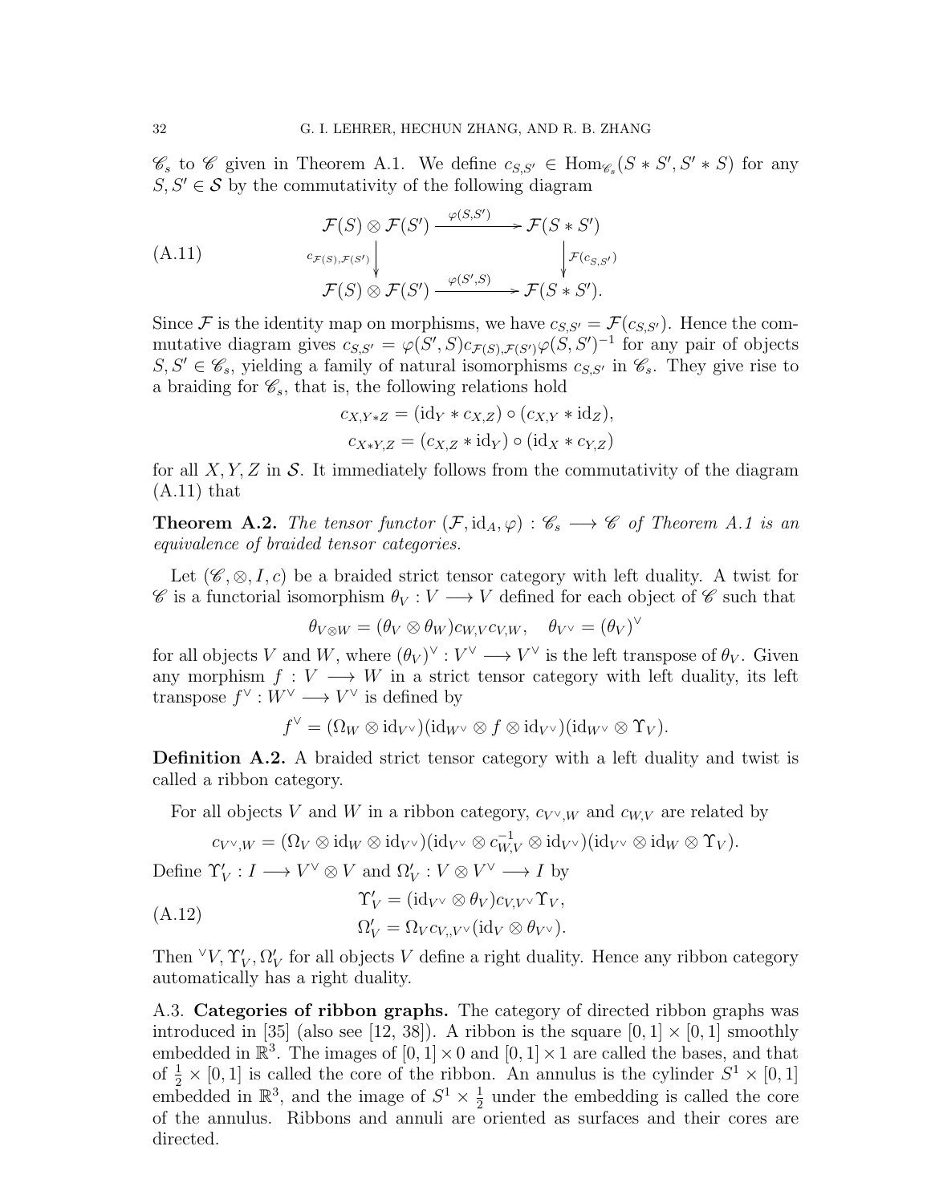$\mathscr{C}_s$ to $\mathscr{C}$ given in Theorem A.1. We define $c_{S,S'} \in \mathrm{Hom}_{\mathscr{C}_s}(S * S', S' * S)$ for any $S, S' \in \mathcal{S}$ by the commutativity of the following diagram

$$
\text{(A.11)} \qquad
\begin{array}{ccc}
\mathcal{F}(S) \otimes \mathcal{F}(S') & \xrightarrow{\varphi(S,S')} & \mathcal{F}(S * S') \\
\Big\downarrow {\scriptstyle c_{\mathcal{F}(S),\mathcal{F}(S')}} & & \Big\downarrow {\scriptstyle \mathcal{F}(c_{S,S'})} \\
\mathcal{F}(S) \otimes \mathcal{F}(S') & \xrightarrow{\varphi(S',S)} & \mathcal{F}(S * S').
\end{array}
$$

Since $\mathcal{F}$ is the identity map on morphisms, we have $c_{S,S'} = \mathcal{F}(c_{S,S'})$. Hence the commutative diagram gives $c_{S,S'} = \varphi(S', S) c_{\mathcal{F}(S),\mathcal{F}(S')} \varphi(S, S')^{-1}$ for any pair of objects $S, S' \in \mathscr{C}_s$, yielding a family of natural isomorphisms $c_{S,S'}$ in $\mathscr{C}_s$. They give rise to a braiding for $\mathscr{C}_s$, that is, the following relations hold

$$
c_{X,Y*Z} = (\mathrm{id}_Y * c_{X,Z}) \circ (c_{X,Y} * \mathrm{id}_Z),
$$
$$
c_{X*Y,Z} = (c_{X,Z} * \mathrm{id}_Y) \circ (\mathrm{id}_X * c_{Y,Z})
$$

for all $X, Y, Z$ in $\mathcal{S}$. It immediately follows from the commutativity of the diagram (A.11) that

**Theorem A.2.** *The tensor functor $(\mathcal{F}, \mathrm{id}_A, \varphi) : \mathscr{C}_s \longrightarrow \mathscr{C}$ of Theorem A.1 is an equivalence of braided tensor categories.*

Let $(\mathscr{C}, \otimes, I, c)$ be a braided strict tensor category with left duality. A twist for $\mathscr{C}$ is a functorial isomorphism $\theta_V : V \longrightarrow V$ defined for each object of $\mathscr{C}$ such that

$$
\theta_{V\otimes W} = (\theta_V \otimes \theta_W) c_{W,V} c_{V,W}, \quad \theta_{V^\vee} = (\theta_V)^\vee
$$

for all objects $V$ and $W$, where $(\theta_V)^\vee : V^\vee \longrightarrow V^\vee$ is the left transpose of $\theta_V$. Given any morphism $f : V \longrightarrow W$ in a strict tensor category with left duality, its left transpose $f^\vee : W^\vee \longrightarrow V^\vee$ is defined by

$$
f^\vee = (\Omega_W \otimes \mathrm{id}_{V^\vee})(\mathrm{id}_{W^\vee} \otimes f \otimes \mathrm{id}_{V^\vee})(\mathrm{id}_{W^\vee} \otimes \Upsilon_V).
$$

**Definition A.2.** A braided strict tensor category with a left duality and twist is called a ribbon category.

For all objects $V$ and $W$ in a ribbon category, $c_{V^\vee,W}$ and $c_{W,V}$ are related by

$$
c_{V^\vee,W} = (\Omega_V \otimes \mathrm{id}_W \otimes \mathrm{id}_{V^\vee})(\mathrm{id}_{V^\vee} \otimes c_{W,V}^{-1} \otimes \mathrm{id}_{V^\vee})(\mathrm{id}_{V^\vee} \otimes \mathrm{id}_W \otimes \Upsilon_V).
$$

Define $\Upsilon'_V : I \longrightarrow V^\vee \otimes V$ and $\Omega'_V : V \otimes V^\vee \longrightarrow I$ by

$$
\text{(A.12)} \qquad
\begin{aligned}
\Upsilon'_V &= (\mathrm{id}_{V^\vee} \otimes \theta_V) c_{V,V^\vee} \Upsilon_V, \\
\Omega'_V &= \Omega_V c_{V,,V^\vee} (\mathrm{id}_V \otimes \theta_{V^\vee}).
\end{aligned}
$$

Then ${}^\vee V, \Upsilon'_V, \Omega'_V$ for all objects $V$ define a right duality. Hence any ribbon category automatically has a right duality.

A.3. **Categories of ribbon graphs.** The category of directed ribbon graphs was introduced in [35] (also see [12, 38]). A ribbon is the square $[0, 1] \times [0, 1]$ smoothly embedded in $\mathbb{R}^3$. The images of $[0, 1] \times 0$ and $[0, 1] \times 1$ are called the bases, and that of $\frac{1}{2} \times [0, 1]$ is called the core of the ribbon. An annulus is the cylinder $S^1 \times [0, 1]$ embedded in $\mathbb{R}^3$, and the image of $S^1 \times \frac{1}{2}$ under the embedding is called the core of the annulus. Ribbons and annuli are oriented as surfaces and their cores are directed.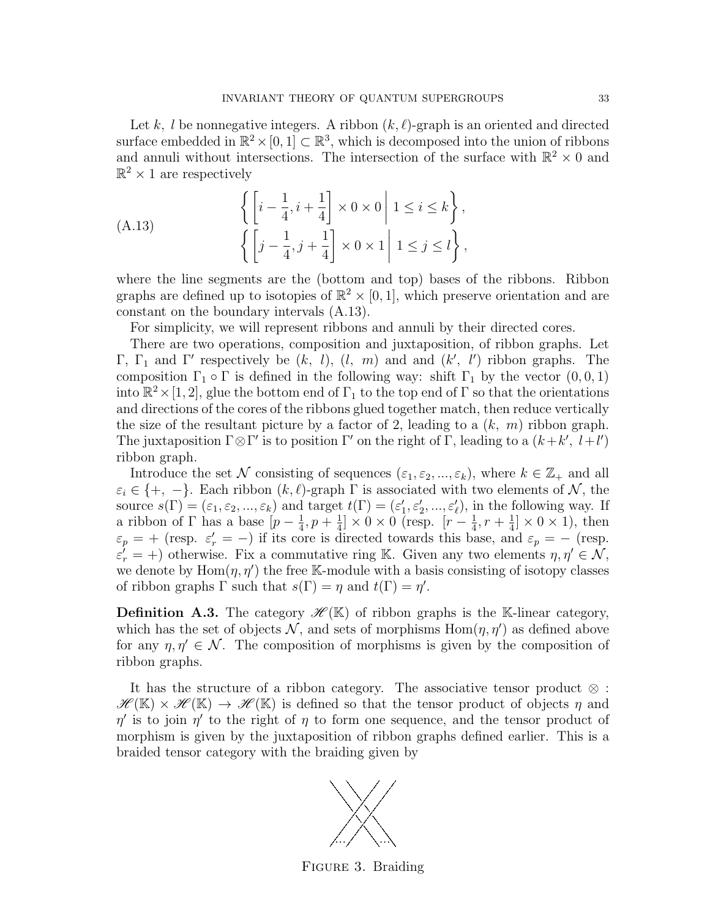Let $k$, $l$ be nonnegative integers. A ribbon $(k, \ell)$-graph is an oriented and directed surface embedded in $\mathbb{R}^2 \times [0,1] \subset \mathbb{R}^3$, which is decomposed into the union of ribbons and annuli without intersections. The intersection of the surface with $\mathbb{R}^2 \times 0$ and $\mathbb{R}^2 \times 1$ are respectively

$$
\begin{aligned}
&\left\{ \left[ i - \frac{1}{4}, i + \frac{1}{4} \right] \times 0 \times 0 \,\middle|\, 1 \leq i \leq k \right\}, \\
&\left\{ \left[ j - \frac{1}{4}, j + \frac{1}{4} \right] \times 0 \times 1 \,\middle|\, 1 \leq j \leq l \right\},
\end{aligned} \tag{A.13}
$$

where the line segments are the (bottom and top) bases of the ribbons. Ribbon graphs are defined up to isotopies of $\mathbb{R}^2 \times [0,1]$, which preserve orientation and are constant on the boundary intervals (A.13).

For simplicity, we will represent ribbons and annuli by their directed cores.

There are two operations, composition and juxtaposition, of ribbon graphs. Let $\Gamma$, $\Gamma_1$ and $\Gamma'$ respectively be $(k,\ l)$, $(l,\ m)$ and and $(k',\ l')$ ribbon graphs. The composition $\Gamma_1 \circ \Gamma$ is defined in the following way: shift $\Gamma_1$ by the vector $(0,0,1)$ into $\mathbb{R}^2 \times [1,2]$, glue the bottom end of $\Gamma_1$ to the top end of $\Gamma$ so that the orientations and directions of the cores of the ribbons glued together match, then reduce vertically the size of the resultant picture by a factor of 2, leading to a $(k,\ m)$ ribbon graph. The juxtaposition $\Gamma \otimes \Gamma'$ is to position $\Gamma'$ on the right of $\Gamma$, leading to a $(k+k',\ l+l')$ ribbon graph.

Introduce the set $\mathcal{N}$ consisting of sequences $(\varepsilon_1, \varepsilon_2, ..., \varepsilon_k)$, where $k \in \mathbb{Z}_+$ and all $\varepsilon_i \in \{+,\ -\}$. Each ribbon $(k,\ell)$-graph $\Gamma$ is associated with two elements of $\mathcal{N}$, the source $s(\Gamma) = (\varepsilon_1, \varepsilon_2, ..., \varepsilon_k)$ and target $t(\Gamma) = (\varepsilon'_1, \varepsilon'_2, ..., \varepsilon'_\ell)$, in the following way. If a ribbon of $\Gamma$ has a base $[p - \frac{1}{4}, p + \frac{1}{4}] \times 0 \times 0$ (resp. $[r - \frac{1}{4}, r + \frac{1}{4}] \times 0 \times 1$), then $\varepsilon_p = +$ (resp. $\varepsilon'_r = -$) if its core is directed towards this base, and $\varepsilon_p = -$ (resp. $\varepsilon'_r = +$) otherwise. Fix a commutative ring $\mathbb{K}$. Given any two elements $\eta, \eta' \in \mathcal{N}$, we denote by $\mathrm{Hom}(\eta, \eta')$ the free $\mathbb{K}$-module with a basis consisting of isotopy classes of ribbon graphs $\Gamma$ such that $s(\Gamma) = \eta$ and $t(\Gamma) = \eta'$.

**Definition A.3.** The category $\mathscr{H}(\mathbb{K})$ of ribbon graphs is the $\mathbb{K}$-linear category, which has the set of objects $\mathcal{N}$, and sets of morphisms $\mathrm{Hom}(\eta, \eta')$ as defined above for any $\eta, \eta' \in \mathcal{N}$. The composition of morphisms is given by the composition of ribbon graphs.

It has the structure of a ribbon category. The associative tensor product $\otimes$ : $\mathscr{H}(\mathbb{K}) \times \mathscr{H}(\mathbb{K}) \to \mathscr{H}(\mathbb{K})$ is defined so that the tensor product of objects $\eta$ and $\eta'$ is to join $\eta'$ to the right of $\eta$ to form one sequence, and the tensor product of morphism is given by the juxtaposition of ribbon graphs defined earlier. This is a braided tensor category with the braiding given by

FIGURE 3. Braiding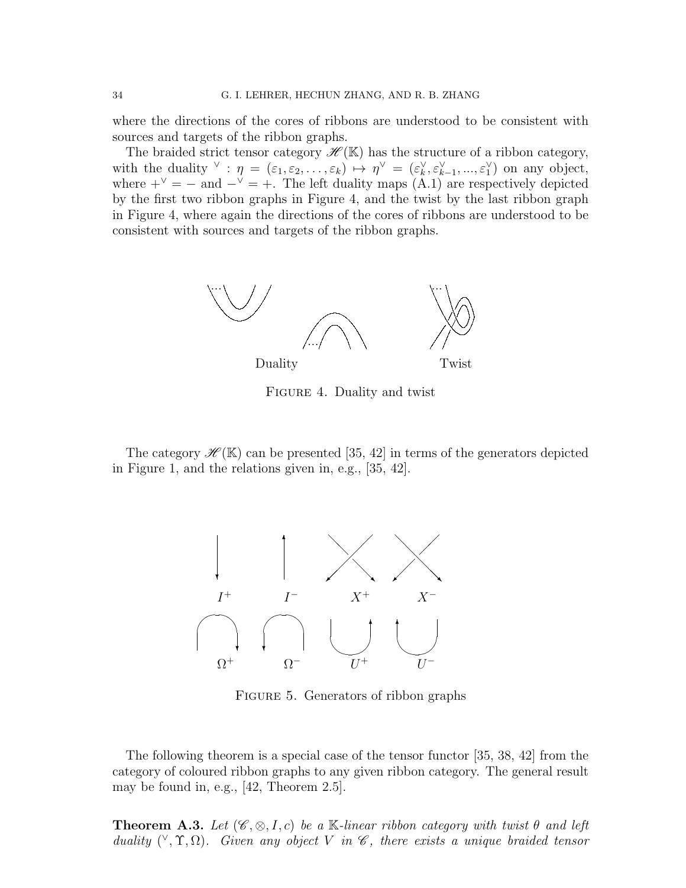where the directions of the cores of ribbons are understood to be consistent with sources and targets of the ribbon graphs.

The braided strict tensor category $\mathscr{H}(\mathbb{K})$ has the structure of a ribbon category, with the duality $^\vee : \eta = (\varepsilon_1, \varepsilon_2, \dots, \varepsilon_k) \mapsto \eta^\vee = (\varepsilon_k^\vee, \varepsilon_{k-1}^\vee, ..., \varepsilon_1^\vee)$ on any object, where $+^\vee = -$ and $-^\vee = +$. The left duality maps (A.1) are respectively depicted by the first two ribbon graphs in Figure 4, and the twist by the last ribbon graph in Figure 4, where again the directions of the cores of ribbons are understood to be consistent with sources and targets of the ribbon graphs.

Duality Twist

Figure 4. Duality and twist

The category $\mathscr{H}(\mathbb{K})$ can be presented [35, 42] in terms of the generators depicted in Figure 1, and the relations given in, e.g., [35, 42].

$I^+$ $I^-$ $X^+$ $X^-$

$\Omega^+$ $\Omega^-$ $U^+$ $U^-$

Figure 5. Generators of ribbon graphs

The following theorem is a special case of the tensor functor [35, 38, 42] from the category of coloured ribbon graphs to any given ribbon category. The general result may be found in, e.g., [42, Theorem 2.5].

**Theorem A.3.** *Let $(\mathscr{C}, \otimes, I, c)$ be a $\mathbb{K}$-linear ribbon category with twist $\theta$ and left duality $(^\vee, \Upsilon, \Omega)$. Given any object $V$ in $\mathscr{C}$, there exists a unique braided tensor*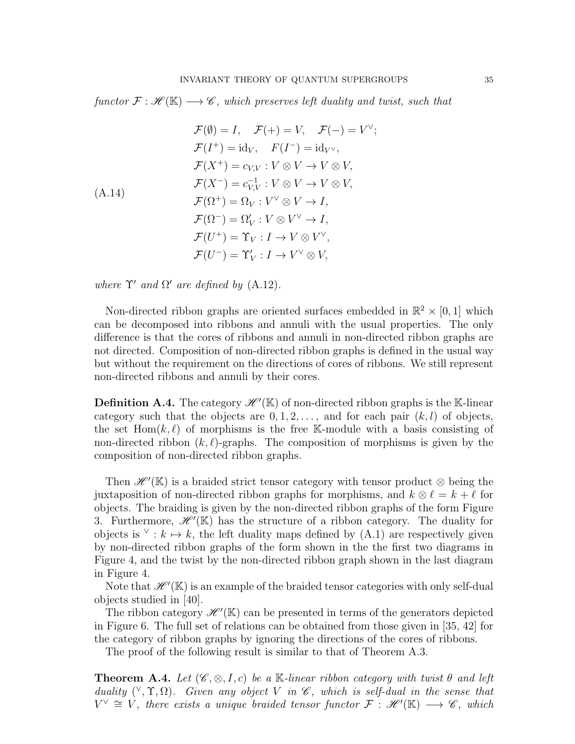*functor* $\mathcal{F} : \mathscr{H}(\mathbb{K}) \longrightarrow \mathscr{C}$*, which preserves left duality and twist, such that*

$$
\begin{aligned}
&\mathcal{F}(\emptyset) = I, \quad \mathcal{F}(+) = V, \quad \mathcal{F}(-) = V^\vee;\\
&\mathcal{F}(I^+) = \mathrm{id}_V, \quad F(I^-) = \mathrm{id}_{V^\vee},\\
&\mathcal{F}(X^+) = c_{V,V} : V \otimes V \to V \otimes V,\\
&\mathcal{F}(X^-) = c_{V,V}^{-1} : V \otimes V \to V \otimes V,\\
&\mathcal{F}(\Omega^+) = \Omega_V : V^\vee \otimes V \to I,\\
&\mathcal{F}(\Omega^-) = \Omega'_V : V \otimes V^\vee \to I,\\
&\mathcal{F}(U^+) = \Upsilon_V : I \to V \otimes V^\vee,\\
&\mathcal{F}(U^-) = \Upsilon'_V : I \to V^\vee \otimes V,
\end{aligned}
\tag{A.14}
$$

*where* $\Upsilon'$ *and* $\Omega'$ *are defined by* (A.12).

Non-directed ribbon graphs are oriented surfaces embedded in $\mathbb{R}^2 \times [0, 1]$ which can be decomposed into ribbons and annuli with the usual properties. The only difference is that the cores of ribbons and annuli in non-directed ribbon graphs are not directed. Composition of non-directed ribbon graphs is defined in the usual way but without the requirement on the directions of cores of ribbons. We still represent non-directed ribbons and annuli by their cores.

**Definition A.4.** The category $\mathscr{H}'(\mathbb{K})$ of non-directed ribbon graphs is the $\mathbb{K}$-linear category such that the objects are $0, 1, 2, \ldots,$ and for each pair $(k, l)$ of objects, the set $\mathrm{Hom}(k, \ell)$ of morphisms is the free $\mathbb{K}$-module with a basis consisting of non-directed ribbon $(k, \ell)$-graphs. The composition of morphisms is given by the composition of non-directed ribbon graphs.

Then $\mathscr{H}'(\mathbb{K})$ is a braided strict tensor category with tensor product $\otimes$ being the juxtaposition of non-directed ribbon graphs for morphisms, and $k \otimes \ell = k + \ell$ for objects. The braiding is given by the non-directed ribbon graphs of the form Figure 3. Furthermore, $\mathscr{H}'(\mathbb{K})$ has the structure of a ribbon category. The duality for objects is $^\vee : k \mapsto k$, the left duality maps defined by (A.1) are respectively given by non-directed ribbon graphs of the form shown in the the first two diagrams in Figure 4, and the twist by the non-directed ribbon graph shown in the last diagram in Figure 4.

Note that $\mathscr{H}'(\mathbb{K})$ is an example of the braided tensor categories with only self-dual objects studied in [40].

The ribbon category $\mathscr{H}'(\mathbb{K})$ can be presented in terms of the generators depicted in Figure 6. The full set of relations can be obtained from those given in [35, 42] for the category of ribbon graphs by ignoring the directions of the cores of ribbons.

The proof of the following result is similar to that of Theorem A.3.

**Theorem A.4.** *Let* $(\mathscr{C}, \otimes, I, c)$ *be a* $\mathbb{K}$*-linear ribbon category with twist* $\theta$ *and left duality* $(^\vee, \Upsilon, \Omega)$*. Given any object* $V$ *in* $\mathscr{C}$*, which is self-dual in the sense that* $V^\vee \cong V$*, there exists a unique braided tensor functor* $\mathcal{F} : \mathscr{H}'(\mathbb{K}) \longrightarrow \mathscr{C}$*, which*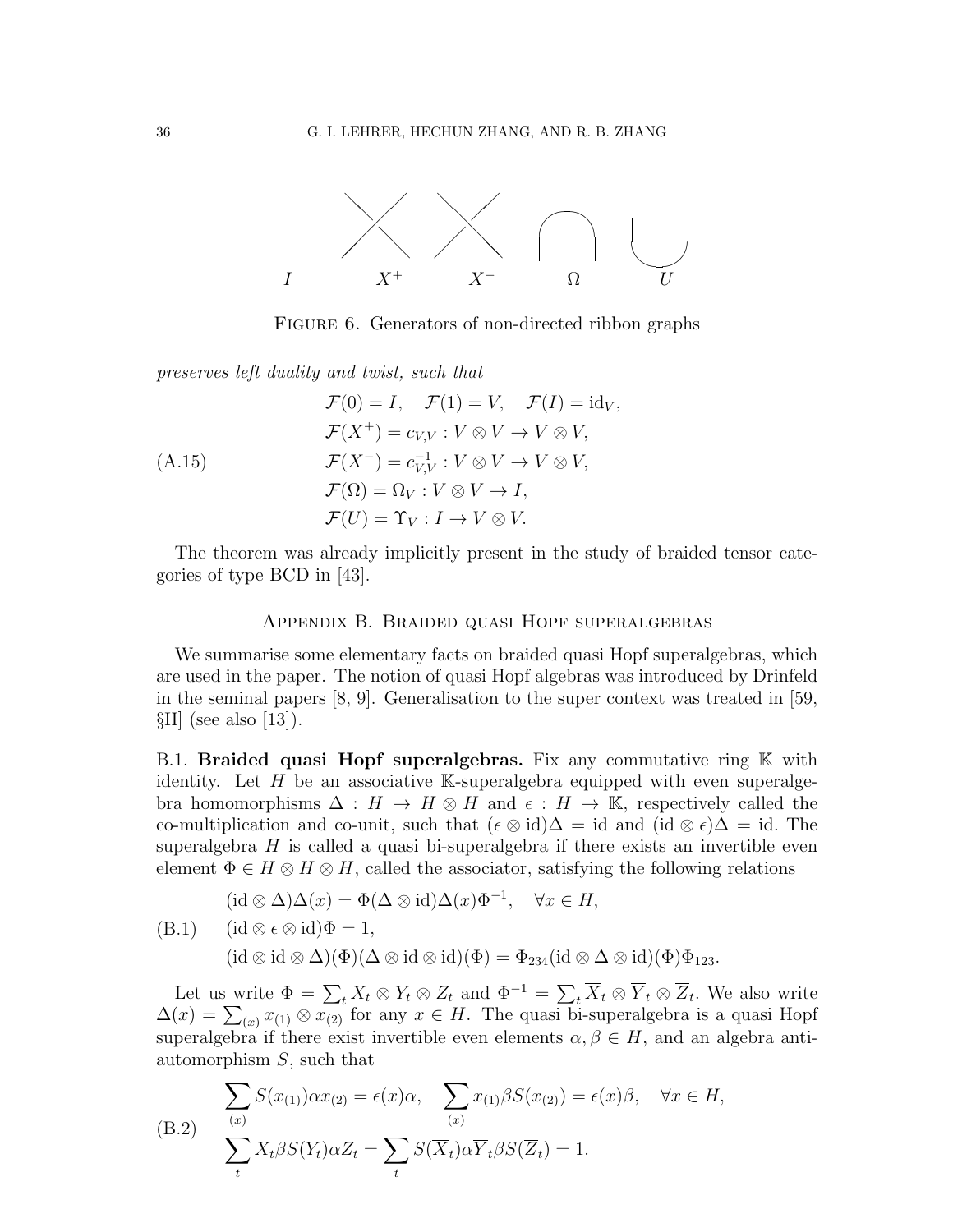$I \qquad X^+ \qquad X^- \qquad \Omega \qquad U$

Figure 6. Generators of non-directed ribbon graphs

*preserves left duality and twist, such that*

$$
\begin{aligned}
&\mathcal{F}(0) = I, \quad \mathcal{F}(1) = V, \quad \mathcal{F}(I) = \mathrm{id}_V, \\
&\mathcal{F}(X^+) = c_{V,V} : V \otimes V \to V \otimes V, \\
&\mathcal{F}(X^-) = c_{V,V}^{-1} : V \otimes V \to V \otimes V, \\
&\mathcal{F}(\Omega) = \Omega_V : V \otimes V \to I, \\
&\mathcal{F}(U) = \Upsilon_V : I \to V \otimes V.
\end{aligned} \tag{A.15}
$$

The theorem was already implicitly present in the study of braided tensor categories of type BCD in [43].

## Appendix B. Braided quasi Hopf superalgebras

We summarise some elementary facts on braided quasi Hopf superalgebras, which are used in the paper. The notion of quasi Hopf algebras was introduced by Drinfeld in the seminal papers [8, 9]. Generalisation to the super context was treated in [59, §II] (see also [13]).

**B.1. Braided quasi Hopf superalgebras.** Fix any commutative ring $\mathbb{K}$ with identity. Let $H$ be an associative $\mathbb{K}$-superalgebra equipped with even superalgebra homomorphisms $\Delta : H \to H \otimes H$ and $\epsilon : H \to \mathbb{K}$, respectively called the co-multiplication and co-unit, such that $(\epsilon \otimes \mathrm{id})\Delta = \mathrm{id}$ and $(\mathrm{id} \otimes \epsilon)\Delta = \mathrm{id}$. The superalgebra $H$ is called a quasi bi-superalgebra if there exists an invertible even element $\Phi \in H \otimes H \otimes H$, called the associator, satisfying the following relations

$$
\begin{aligned}
&(\mathrm{id} \otimes \Delta)\Delta(x) = \Phi(\Delta \otimes \mathrm{id})\Delta(x)\Phi^{-1}, \quad \forall x \in H, \\
&(\mathrm{id} \otimes \epsilon \otimes \mathrm{id})\Phi = 1, \\
&(\mathrm{id} \otimes \mathrm{id} \otimes \Delta)(\Phi)(\Delta \otimes \mathrm{id} \otimes \mathrm{id})(\Phi) = \Phi_{234}(\mathrm{id} \otimes \Delta \otimes \mathrm{id})(\Phi)\Phi_{123}.
\end{aligned} \tag{B.1}
$$

Let us write $\Phi = \sum_t X_t \otimes Y_t \otimes Z_t$ and $\Phi^{-1} = \sum_t \overline{X}_t \otimes \overline{Y}_t \otimes \overline{Z}_t$. We also write $\Delta(x) = \sum_{(x)} x_{(1)} \otimes x_{(2)}$ for any $x \in H$. The quasi bi-superalgebra is a quasi Hopf superalgebra if there exist invertible even elements $\alpha, \beta \in H$, and an algebra anti-automorphism $S$, such that

$$
\begin{aligned}
&\sum_{(x)} S(x_{(1)})\alpha x_{(2)} = \epsilon(x)\alpha, \quad \sum_{(x)} x_{(1)}\beta S(x_{(2)}) = \epsilon(x)\beta, \quad \forall x \in H, \\
&\sum_t X_t \beta S(Y_t)\alpha Z_t = \sum_t S(\overline{X}_t)\alpha \overline{Y}_t \beta S(\overline{Z}_t) = 1.
\end{aligned} \tag{B.2}
$$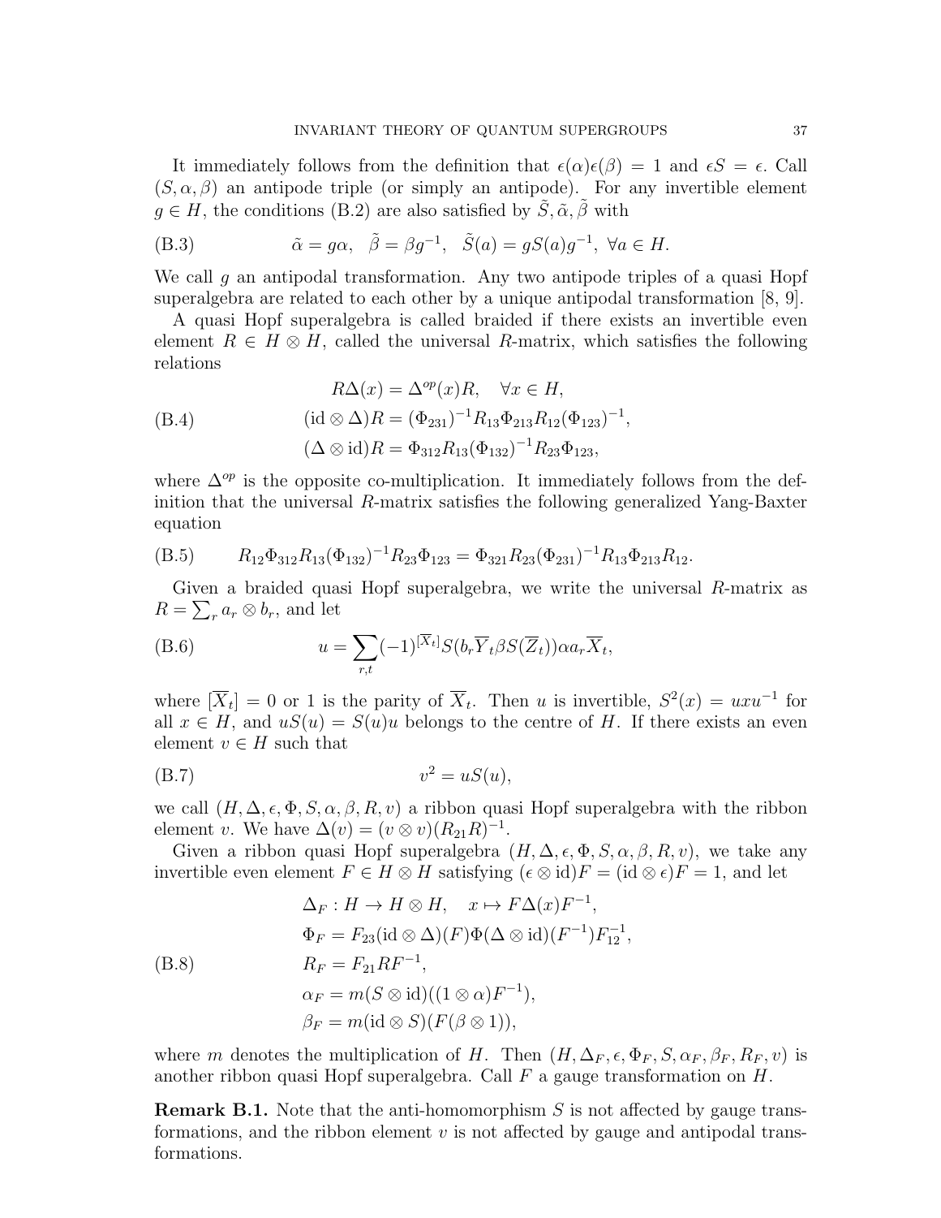It immediately follows from the definition that $\epsilon(\alpha)\epsilon(\beta) = 1$ and $\epsilon S = \epsilon$. Call $(S, \alpha, \beta)$ an antipode triple (or simply an antipode). For any invertible element $g \in H$, the conditions (B.2) are also satisfied by $\tilde{S}, \tilde{\alpha}, \tilde{\beta}$ with

$$\tilde{\alpha} = g\alpha, \quad \tilde{\beta} = \beta g^{-1}, \quad \tilde{S}(a) = gS(a)g^{-1}, \ \forall a \in H. \tag{B.3}$$

We call $g$ an antipodal transformation. Any two antipode triples of a quasi Hopf superalgebra are related to each other by a unique antipodal transformation [8, 9].

A quasi Hopf superalgebra is called braided if there exists an invertible even element $R \in H \otimes H$, called the universal $R$-matrix, which satisfies the following relations

$$\begin{aligned}
&R\Delta(x) = \Delta^{op}(x)R, \quad \forall x \in H, \\
&(\mathrm{id} \otimes \Delta)R = (\Phi_{231})^{-1}R_{13}\Phi_{213}R_{12}(\Phi_{123})^{-1}, \\
&(\Delta \otimes \mathrm{id})R = \Phi_{312}R_{13}(\Phi_{132})^{-1}R_{23}\Phi_{123},
\end{aligned} \tag{B.4}$$

where $\Delta^{op}$ is the opposite co-multiplication. It immediately follows from the definition that the universal $R$-matrix satisfies the following generalized Yang-Baxter equation

$$R_{12}\Phi_{312}R_{13}(\Phi_{132})^{-1}R_{23}\Phi_{123} = \Phi_{321}R_{23}(\Phi_{231})^{-1}R_{13}\Phi_{213}R_{12}. \tag{B.5}$$

Given a braided quasi Hopf superalgebra, we write the universal $R$-matrix as $R = \sum_r a_r \otimes b_r$, and let

$$u = \sum_{r,t}(-1)^{[\overline{X}_t]}S(b_r\overline{Y}_t\beta S(\overline{Z}_t))\alpha a_r\overline{X}_t, \tag{B.6}$$

where $[\overline{X}_t] = 0$ or $1$ is the parity of $\overline{X}_t$. Then $u$ is invertible, $S^2(x) = uxu^{-1}$ for all $x \in H$, and $uS(u) = S(u)u$ belongs to the centre of $H$. If there exists an even element $v \in H$ such that

$$v^2 = uS(u), \tag{B.7}$$

we call $(H, \Delta, \epsilon, \Phi, S, \alpha, \beta, R, v)$ a ribbon quasi Hopf superalgebra with the ribbon element $v$. We have $\Delta(v) = (v \otimes v)(R_{21}R)^{-1}$.

Given a ribbon quasi Hopf superalgebra $(H, \Delta, \epsilon, \Phi, S, \alpha, \beta, R, v)$, we take any invertible even element $F \in H \otimes H$ satisfying $(\epsilon \otimes \mathrm{id})F = (\mathrm{id} \otimes \epsilon)F = 1$, and let

$$\begin{aligned}
&\Delta_F : H \to H \otimes H, \quad x \mapsto F\Delta(x)F^{-1}, \\
&\Phi_F = F_{23}(\mathrm{id} \otimes \Delta)(F)\Phi(\Delta \otimes \mathrm{id})(F^{-1})F_{12}^{-1}, \\
&R_F = F_{21}RF^{-1}, \\
&\alpha_F = m(S \otimes \mathrm{id})((1 \otimes \alpha)F^{-1}), \\
&\beta_F = m(\mathrm{id} \otimes S)(F(\beta \otimes 1)),
\end{aligned} \tag{B.8}$$

where $m$ denotes the multiplication of $H$. Then $(H, \Delta_F, \epsilon, \Phi_F, S, \alpha_F, \beta_F, R_F, v)$ is another ribbon quasi Hopf superalgebra. Call $F$ a gauge transformation on $H$.

**Remark B.1.** Note that the anti-homomorphism $S$ is not affected by gauge transformations, and the ribbon element $v$ is not affected by gauge and antipodal transformations.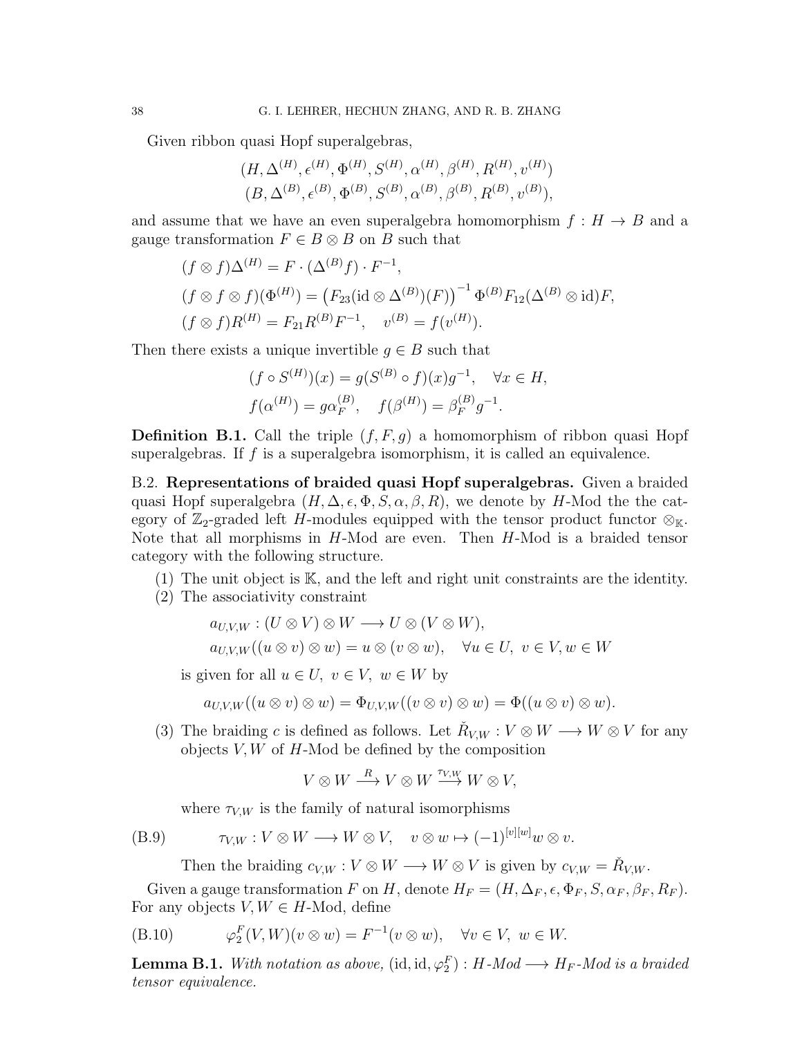Given ribbon quasi Hopf superalgebras,

$$
\begin{aligned}
&(H, \Delta^{(H)}, \epsilon^{(H)}, \Phi^{(H)}, S^{(H)}, \alpha^{(H)}, \beta^{(H)}, R^{(H)}, v^{(H)})\\
&(B, \Delta^{(B)}, \epsilon^{(B)}, \Phi^{(B)}, S^{(B)}, \alpha^{(B)}, \beta^{(B)}, R^{(B)}, v^{(B)}),
\end{aligned}
$$

and assume that we have an even superalgebra homomorphism $f : H \to B$ and a gauge transformation $F \in B \otimes B$ on $B$ such that

$$
\begin{aligned}
&(f \otimes f)\Delta^{(H)} = F \cdot (\Delta^{(B)} f) \cdot F^{-1},\\
&(f \otimes f \otimes f)(\Phi^{(H)}) = \left(F_{23}(\mathrm{id} \otimes \Delta^{(B)})(F)\right)^{-1} \Phi^{(B)} F_{12}(\Delta^{(B)} \otimes \mathrm{id})F,\\
&(f \otimes f)R^{(H)} = F_{21} R^{(B)} F^{-1}, \quad v^{(B)} = f(v^{(H)}).
\end{aligned}
$$

Then there exists a unique invertible $g \in B$ such that

$$
\begin{aligned}
&(f \circ S^{(H)})(x) = g(S^{(B)} \circ f)(x) g^{-1}, \quad \forall x \in H,\\
&f(\alpha^{(H)}) = g\alpha_F^{(B)}, \quad f(\beta^{(H)}) = \beta_F^{(B)} g^{-1}.
\end{aligned}
$$

**Definition B.1.** Call the triple $(f, F, g)$ a homomorphism of ribbon quasi Hopf superalgebras. If $f$ is a superalgebra isomorphism, it is called an equivalence.

B.2. **Representations of braided quasi Hopf superalgebras.** Given a braided quasi Hopf superalgebra $(H, \Delta, \epsilon, \Phi, S, \alpha, \beta, R)$, we denote by $H$-Mod the the category of $\mathbb{Z}_2$-graded left $H$-modules equipped with the tensor product functor $\otimes_{\mathbb{K}}$. Note that all morphisms in $H$-Mod are even. Then $H$-Mod is a braided tensor category with the following structure.

(1) The unit object is $\mathbb{K}$, and the left and right unit constraints are the identity.
(2) The associativity constraint

$$
\begin{aligned}
&a_{U,V,W} : (U \otimes V) \otimes W \longrightarrow U \otimes (V \otimes W),\\
&a_{U,V,W}((u \otimes v) \otimes w) = u \otimes (v \otimes w), \quad \forall u \in U,\ v \in V, w \in W
\end{aligned}
$$

is given for all $u \in U,\ v \in V,\ w \in W$ by

$$
a_{U,V,W}((u \otimes v) \otimes w) = \Phi_{U,V,W}((v \otimes v) \otimes w) = \Phi((u \otimes v) \otimes w).
$$

(3) The braiding $c$ is defined as follows. Let $\check{R}_{V,W} : V \otimes W \longrightarrow W \otimes V$ for any objects $V, W$ of $H$-Mod be defined by the composition

$$
V \otimes W \xrightarrow{R} V \otimes W \xrightarrow{\tau_{V,W}} W \otimes V,
$$

where $\tau_{V,W}$ is the family of natural isomorphisms

$$
\tau_{V,W} : V \otimes W \longrightarrow W \otimes V, \quad v \otimes w \mapsto (-1)^{[v][w]} w \otimes v. \tag{B.9}
$$

Then the braiding $c_{V,W} : V \otimes W \longrightarrow W \otimes V$ is given by $c_{V,W} = \check{R}_{V,W}$.

Given a gauge transformation $F$ on $H$, denote $H_F = (H, \Delta_F, \epsilon, \Phi_F, S, \alpha_F, \beta_F, R_F)$. For any objects $V, W \in H$-Mod, define

$$
\varphi_2^F(V, W)(v \otimes w) = F^{-1}(v \otimes w), \quad \forall v \in V,\ w \in W. \tag{B.10}
$$

**Lemma B.1.** *With notation as above,* $(\mathrm{id}, \mathrm{id}, \varphi_2^F) : H$*-Mod* $\longrightarrow H_F$*-Mod is a braided tensor equivalence.*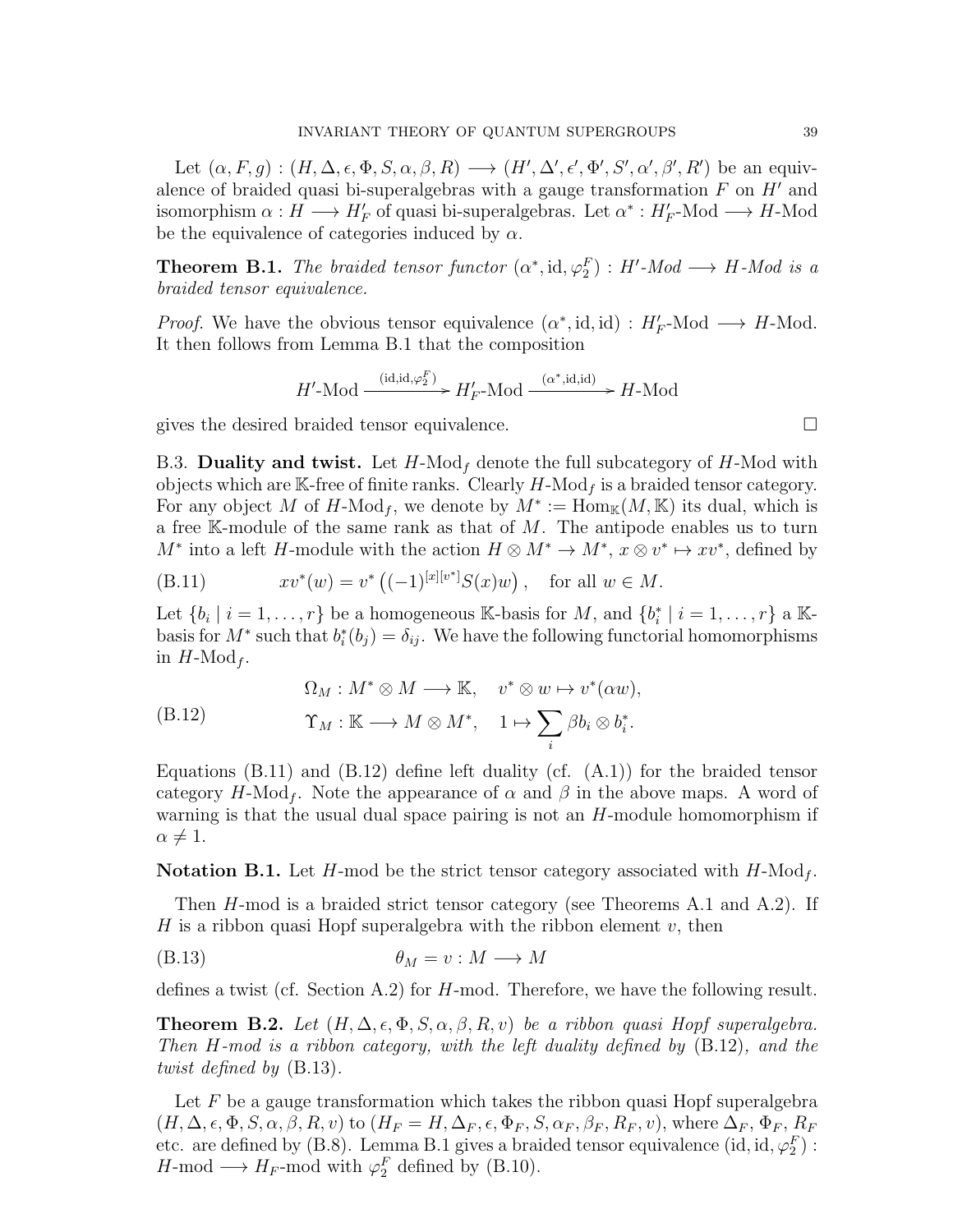Let $(\alpha, F, g) : (H, \Delta, \epsilon, \Phi, S, \alpha, \beta, R) \longrightarrow (H', \Delta', \epsilon', \Phi', S', \alpha', \beta', R')$ be an equivalence of braided quasi bi-superalgebras with a gauge transformation $F$ on $H'$ and isomorphism $\alpha : H \longrightarrow H'_F$ of quasi bi-superalgebras. Let $\alpha^* : H'_F\text{-Mod} \longrightarrow H\text{-Mod}$ be the equivalence of categories induced by $\alpha$.

**Theorem B.1.** *The braided tensor functor $(\alpha^*, \mathrm{id}, \varphi_2^F) : H'\text{-Mod} \longrightarrow H\text{-Mod}$ is a braided tensor equivalence.*

*Proof.* We have the obvious tensor equivalence $(\alpha^*, \mathrm{id}, \mathrm{id}) : H'_F\text{-Mod} \longrightarrow H\text{-Mod}$. It then follows from Lemma B.1 that the composition

$$H'\text{-Mod} \xrightarrow{(\mathrm{id}, \mathrm{id}, \varphi_2^F)} H'_F\text{-Mod} \xrightarrow{(\alpha^*, \mathrm{id}, \mathrm{id})} H\text{-Mod}$$

gives the desired braided tensor equivalence. $\square$

B.3. **Duality and twist.** Let $H\text{-Mod}_f$ denote the full subcategory of $H$-Mod with objects which are $\mathbb{K}$-free of finite ranks. Clearly $H\text{-Mod}_f$ is a braided tensor category. For any object $M$ of $H\text{-Mod}_f$, we denote by $M^* := \mathrm{Hom}_{\mathbb{K}}(M, \mathbb{K})$ its dual, which is a free $\mathbb{K}$-module of the same rank as that of $M$. The antipode enables us to turn $M^*$ into a left $H$-module with the action $H \otimes M^* \to M^*$, $x \otimes v^* \mapsto xv^*$, defined by

$$xv^*(w) = v^*\left((-1)^{[x][v^*]} S(x) w\right), \quad \text{for all } w \in M. \tag{B.11}$$

Let $\{b_i \mid i = 1, \ldots, r\}$ be a homogeneous $\mathbb{K}$-basis for $M$, and $\{b_i^* \mid i = 1, \ldots, r\}$ a $\mathbb{K}$-basis for $M^*$ such that $b_i^*(b_j) = \delta_{ij}$. We have the following functorial homomorphisms in $H\text{-Mod}_f$.

$$\begin{aligned} &\Omega_M : M^* \otimes M \longrightarrow \mathbb{K}, \quad v^* \otimes w \mapsto v^*(\alpha w), \\ &\Upsilon_M : \mathbb{K} \longrightarrow M \otimes M^*, \quad 1 \mapsto \sum_i \beta b_i \otimes b_i^*. \end{aligned} \tag{B.12}$$

Equations (B.11) and (B.12) define left duality (cf. (A.1)) for the braided tensor category $H\text{-Mod}_f$. Note the appearance of $\alpha$ and $\beta$ in the above maps. A word of warning is that the usual dual space pairing is not an $H$-module homomorphism if $\alpha \neq 1$.

**Notation B.1.** Let $H$-mod be the strict tensor category associated with $H\text{-Mod}_f$.

Then $H$-mod is a braided strict tensor category (see Theorems A.1 and A.2). If $H$ is a ribbon quasi Hopf superalgebra with the ribbon element $v$, then

$$\theta_M = v : M \longrightarrow M \tag{B.13}$$

defines a twist (cf. Section A.2) for $H$-mod. Therefore, we have the following result.

**Theorem B.2.** *Let $(H, \Delta, \epsilon, \Phi, S, \alpha, \beta, R, v)$ be a ribbon quasi Hopf superalgebra. Then $H$-mod is a ribbon category, with the left duality defined by* (B.12)*, and the twist defined by* (B.13).

Let $F$ be a gauge transformation which takes the ribbon quasi Hopf superalgebra $(H, \Delta, \epsilon, \Phi, S, \alpha, \beta, R, v)$ to $(H_F = H, \Delta_F, \epsilon, \Phi_F, S, \alpha_F, \beta_F, R_F, v)$, where $\Delta_F$, $\Phi_F$, $R_F$ etc. are defined by (B.8). Lemma B.1 gives a braided tensor equivalence $(\mathrm{id}, \mathrm{id}, \varphi_2^F) : H\text{-mod} \longrightarrow H_F\text{-mod}$ with $\varphi_2^F$ defined by (B.10).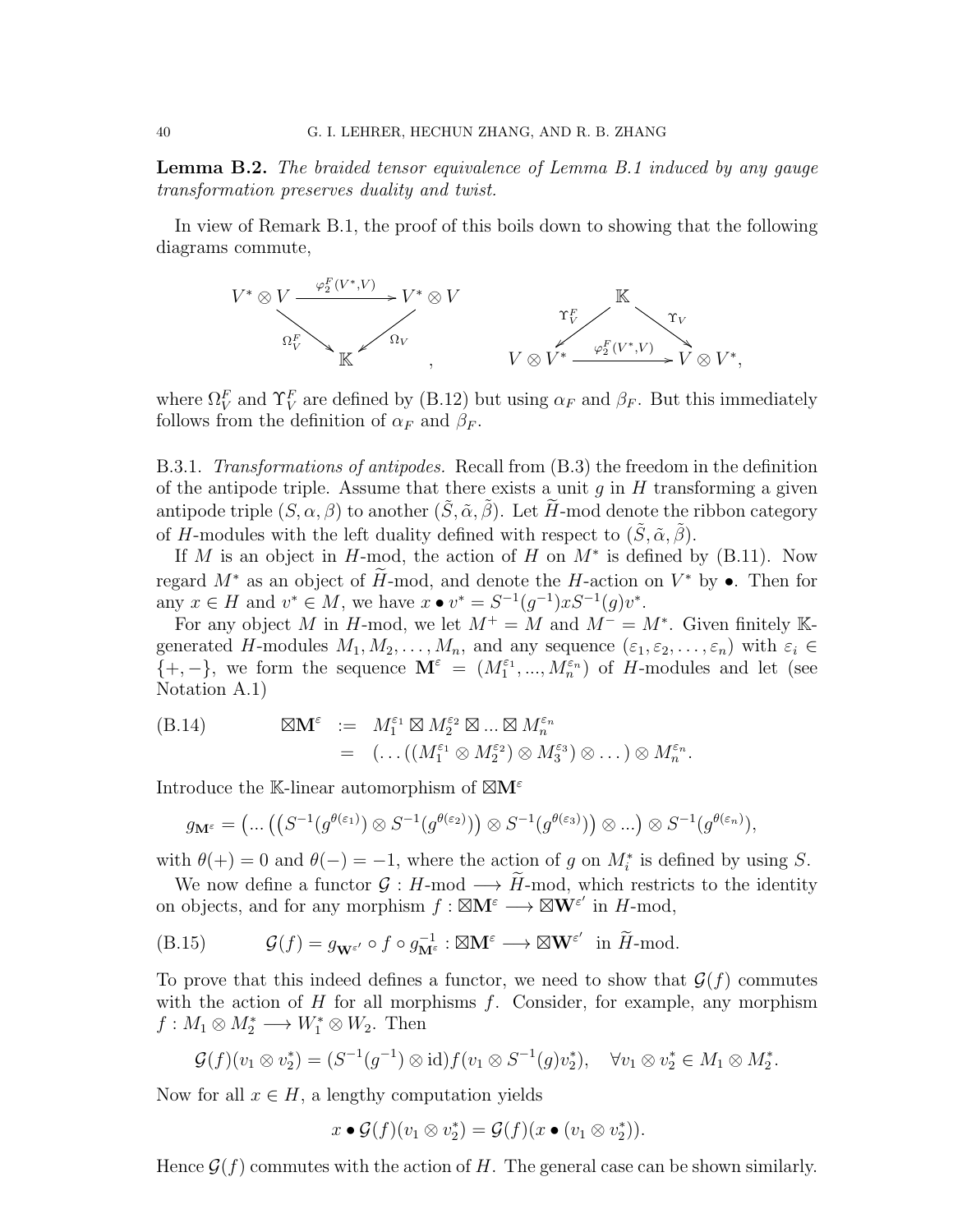**Lemma B.2.** *The braided tensor equivalence of Lemma B.1 induced by any gauge transformation preserves duality and twist.*

In view of Remark B.1, the proof of this boils down to showing that the following diagrams commute,

$$
\begin{array}{ccc}
V^*\otimes V & \xrightarrow{\varphi_2^F(V^*,V)} & V^*\otimes V \\
 & \searrow^{\Omega_V^F} \quad \swarrow_{\Omega_V} & \\
 & \mathbb{K} &
\end{array}
\qquad , \qquad
\begin{array}{ccc}
 & \mathbb{K} & \\
 & \swarrow^{\Upsilon_V^F} \quad \searrow^{\Upsilon_V} & \\
V\otimes V^* & \xrightarrow{\varphi_2^F(V^*,V)} & V\otimes V^*,
\end{array}
$$

where $\Omega_V^F$ and $\Upsilon_V^F$ are defined by (B.12) but using $\alpha_F$ and $\beta_F$. But this immediately follows from the definition of $\alpha_F$ and $\beta_F$.

B.3.1. *Transformations of antipodes.* Recall from (B.3) the freedom in the definition of the antipode triple. Assume that there exists a unit $g$ in $H$ transforming a given antipode triple $(S,\alpha,\beta)$ to another $(\tilde{S},\tilde{\alpha},\tilde{\beta})$. Let $\widetilde{H}$-mod denote the ribbon category of $H$-modules with the left duality defined with respect to $(\tilde{S},\tilde{\alpha},\tilde{\beta})$.

If $M$ is an object in $H$-mod, the action of $H$ on $M^*$ is defined by (B.11). Now regard $M^*$ as an object of $\widetilde{H}$-mod, and denote the $H$-action on $V^*$ by $\bullet$. Then for any $x\in H$ and $v^*\in M$, we have $x\bullet v^* = S^{-1}(g^{-1})xS^{-1}(g)v^*$.

For any object $M$ in $H$-mod, we let $M^+=M$ and $M^-=M^*$. Given finitely $\mathbb{K}$-generated $H$-modules $M_1, M_2, \dots, M_n$, and any sequence $(\varepsilon_1,\varepsilon_2,\dots,\varepsilon_n)$ with $\varepsilon_i\in\{+,-\}$, we form the sequence $\mathbf{M}^\varepsilon = (M_1^{\varepsilon_1},...,M_n^{\varepsilon_n})$ of $H$-modules and let (see Notation A.1)

$$
\text{(B.14)}\qquad
\begin{aligned}
\boxtimes\mathbf{M}^\varepsilon &:= M_1^{\varepsilon_1}\boxtimes M_2^{\varepsilon_2}\boxtimes\ldots\boxtimes M_n^{\varepsilon_n}\\
&= (\ldots((M_1^{\varepsilon_1}\otimes M_2^{\varepsilon_2})\otimes M_3^{\varepsilon_3})\otimes\ldots)\otimes M_n^{\varepsilon_n}.
\end{aligned}
$$

Introduce the $\mathbb{K}$-linear automorphism of $\boxtimes\mathbf{M}^\varepsilon$

$$
g_{\mathbf{M}^\varepsilon} = \left(\ldots\left(\left(S^{-1}(g^{\theta(\varepsilon_1)})\otimes S^{-1}(g^{\theta(\varepsilon_2)})\right)\otimes S^{-1}(g^{\theta(\varepsilon_3)})\right)\otimes\ldots\right)\otimes S^{-1}(g^{\theta(\varepsilon_n)}),
$$

with $\theta(+)=0$ and $\theta(-)=-1$, where the action of $g$ on $M_i^*$ is defined by using $S$.

We now define a functor $\mathcal{G}: H\text{-mod}\longrightarrow\widetilde{H}\text{-mod}$, which restricts to the identity on objects, and for any morphism $f:\boxtimes\mathbf{M}^\varepsilon\longrightarrow\boxtimes\mathbf{W}^{\varepsilon'}$ in $H$-mod,

$$
\text{(B.15)}\qquad \mathcal{G}(f) = g_{\mathbf{W}^{\varepsilon'}}\circ f\circ g_{\mathbf{M}^\varepsilon}^{-1}:\boxtimes\mathbf{M}^\varepsilon\longrightarrow\boxtimes\mathbf{W}^{\varepsilon'}\ \text{ in } \widetilde{H}\text{-mod}.
$$

To prove that this indeed defines a functor, we need to show that $\mathcal{G}(f)$ commutes with the action of $H$ for all morphisms $f$. Consider, for example, any morphism $f: M_1\otimes M_2^*\longrightarrow W_1^*\otimes W_2$. Then

$$
\mathcal{G}(f)(v_1\otimes v_2^*) = (S^{-1}(g^{-1})\otimes\mathrm{id})f(v_1\otimes S^{-1}(g)v_2^*),\quad \forall v_1\otimes v_2^*\in M_1\otimes M_2^*.
$$

Now for all $x\in H$, a lengthy computation yields

$$
x\bullet\mathcal{G}(f)(v_1\otimes v_2^*) = \mathcal{G}(f)(x\bullet(v_1\otimes v_2^*)).
$$

Hence $\mathcal{G}(f)$ commutes with the action of $H$. The general case can be shown similarly.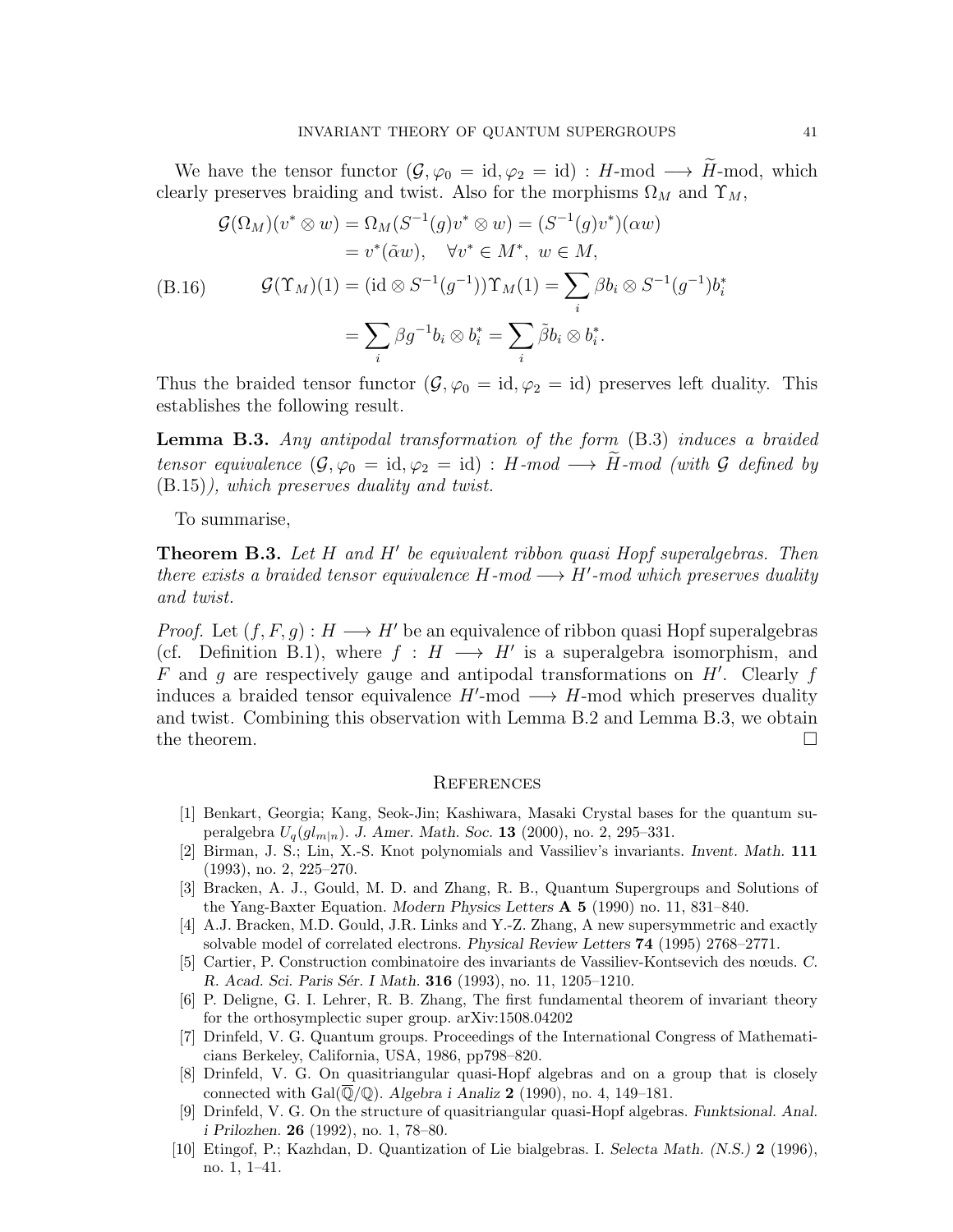We have the tensor functor $(\mathcal{G}, \varphi_0 = \mathrm{id}, \varphi_2 = \mathrm{id}) : H\text{-mod} \longrightarrow \widetilde{H}\text{-mod}$, which clearly preserves braiding and twist. Also for the morphisms $\Omega_M$ and $\Upsilon_M$,

$$
\begin{aligned}
\mathcal{G}(\Omega_M)(v^* \otimes w) &= \Omega_M(S^{-1}(g)v^* \otimes w) = (S^{-1}(g)v^*)(\alpha w) \\
&= v^*(\tilde{\alpha} w), \quad \forall v^* \in M^*,\ w \in M,
\end{aligned}
$$

$$
\begin{aligned}
\mathcal{G}(\Upsilon_M)(1) &= (\mathrm{id} \otimes S^{-1}(g^{-1}))\Upsilon_M(1) = \sum_i \beta b_i \otimes S^{-1}(g^{-1}) b_i^* \\
&= \sum_i \beta g^{-1} b_i \otimes b_i^* = \sum_i \tilde{\beta} b_i \otimes b_i^*.
\end{aligned} \tag{B.16}
$$

Thus the braided tensor functor $(\mathcal{G}, \varphi_0 = \mathrm{id}, \varphi_2 = \mathrm{id})$ preserves left duality. This establishes the following result.

**Lemma B.3.** *Any antipodal transformation of the form* (B.3) *induces a braided tensor equivalence* $(\mathcal{G}, \varphi_0 = \mathrm{id}, \varphi_2 = \mathrm{id}) : H\text{-}mod \longrightarrow \widetilde{H}\text{-}mod$ *(with* $\mathcal{G}$ *defined by* (B.15)*), which preserves duality and twist.*

To summarise,

**Theorem B.3.** *Let* $H$ *and* $H'$ *be equivalent ribbon quasi Hopf superalgebras. Then there exists a braided tensor equivalence* $H\text{-}mod \longrightarrow H'\text{-}mod$ *which preserves duality and twist.*

*Proof.* Let $(f, F, g) : H \longrightarrow H'$ be an equivalence of ribbon quasi Hopf superalgebras (cf. Definition B.1), where $f : H \longrightarrow H'$ is a superalgebra isomorphism, and $F$ and $g$ are respectively gauge and antipodal transformations on $H'$. Clearly $f$ induces a braided tensor equivalence $H'\text{-mod} \longrightarrow H\text{-mod}$ which preserves duality and twist. Combining this observation with Lemma B.2 and Lemma B.3, we obtain the theorem. □

## References

[1] Benkart, Georgia; Kang, Seok-Jin; Kashiwara, Masaki Crystal bases for the quantum superalgebra $U_q(gl_{m|n})$. *J. Amer. Math. Soc.* **13** (2000), no. 2, 295–331.

[2] Birman, J. S.; Lin, X.-S. Knot polynomials and Vassiliev's invariants. *Invent. Math.* **111** (1993), no. 2, 225–270.

[3] Bracken, A. J., Gould, M. D. and Zhang, R. B., Quantum Supergroups and Solutions of the Yang-Baxter Equation. *Modern Physics Letters* **A 5** (1990) no. 11, 831–840.

[4] A.J. Bracken, M.D. Gould, J.R. Links and Y.-Z. Zhang, A new supersymmetric and exactly solvable model of correlated electrons. *Physical Review Letters* **74** (1995) 2768–2771.

[5] Cartier, P. Construction combinatoire des invariants de Vassiliev-Kontsevich des nœuds. *C. R. Acad. Sci. Paris Sér. I Math.* **316** (1993), no. 11, 1205–1210.

[6] P. Deligne, G. I. Lehrer, R. B. Zhang, The first fundamental theorem of invariant theory for the orthosymplectic super group. arXiv:1508.04202

[7] Drinfeld, V. G. Quantum groups. Proceedings of the International Congress of Mathematicians Berkeley, California, USA, 1986, pp798–820.

[8] Drinfeld, V. G. On quasitriangular quasi-Hopf algebras and on a group that is closely connected with $\mathrm{Gal}(\overline{\mathbb{Q}}/\mathbb{Q})$. *Algebra i Analiz* **2** (1990), no. 4, 149–181.

[9] Drinfeld, V. G. On the structure of quasitriangular quasi-Hopf algebras. *Funktsional. Anal. i Prilozhen.* **26** (1992), no. 1, 78–80.

[10] Etingof, P.; Kazhdan, D. Quantization of Lie bialgebras. I. *Selecta Math. (N.S.)* **2** (1996), no. 1, 1–41.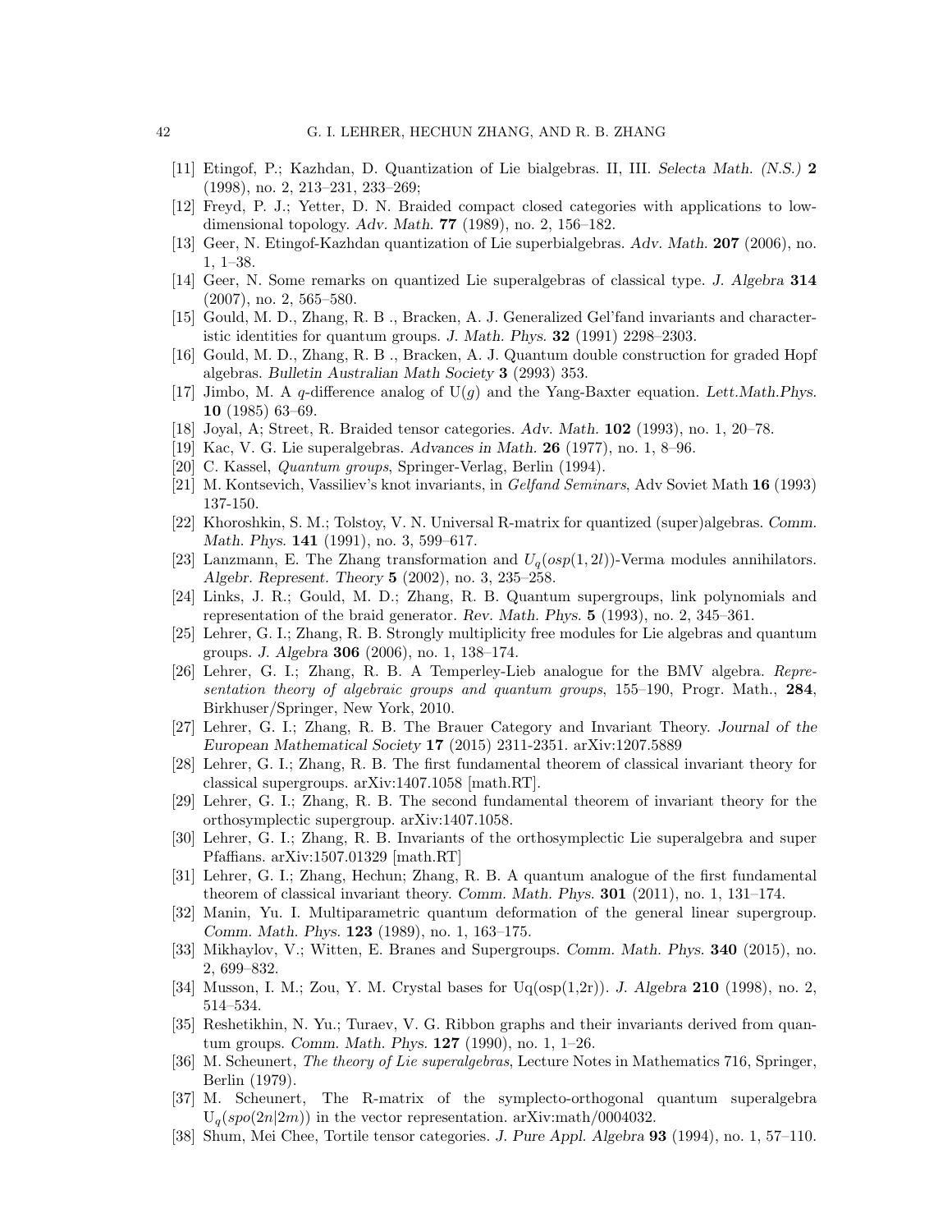[11] Etingof, P.; Kazhdan, D. Quantization of Lie bialgebras. II, III. *Selecta Math. (N.S.)* **2** (1998), no. 2, 213–231, 233–269;

[12] Freyd, P. J.; Yetter, D. N. Braided compact closed categories with applications to low-dimensional topology. *Adv. Math.* **77** (1989), no. 2, 156–182.

[13] Geer, N. Etingof-Kazhdan quantization of Lie superbialgebras. *Adv. Math.* **207** (2006), no. 1, 1–38.

[14] Geer, N. Some remarks on quantized Lie superalgebras of classical type. *J. Algebra* **314** (2007), no. 2, 565–580.

[15] Gould, M. D., Zhang, R. B ., Bracken, A. J. Generalized Gel'fand invariants and characteristic identities for quantum groups. *J. Math. Phys.* **32** (1991) 2298–2303.

[16] Gould, M. D., Zhang, R. B ., Bracken, A. J. Quantum double construction for graded Hopf algebras. *Bulletin Australian Math Society* **3** (2993) 353.

[17] Jimbo, M. A $q$-difference analog of $\mathrm{U}(g)$ and the Yang-Baxter equation. *Lett.Math.Phys.* **10** (1985) 63–69.

[18] Joyal, A; Street, R. Braided tensor categories. *Adv. Math.* **102** (1993), no. 1, 20–78.

[19] Kac, V. G. Lie superalgebras. *Advances in Math.* **26** (1977), no. 1, 8–96.

[20] C. Kassel, *Quantum groups*, Springer-Verlag, Berlin (1994).

[21] M. Kontsevich, Vassiliev's knot invariants, in *Gelfand Seminars*, Adv Soviet Math **16** (1993) 137-150.

[22] Khoroshkin, S. M.; Tolstoy, V. N. Universal R-matrix for quantized (super)algebras. *Comm. Math. Phys.* **141** (1991), no. 3, 599–617.

[23] Lanzmann, E. The Zhang transformation and $U_q(osp(1,2l))$-Verma modules annihilators. *Algebr. Represent. Theory* **5** (2002), no. 3, 235–258.

[24] Links, J. R.; Gould, M. D.; Zhang, R. B. Quantum supergroups, link polynomials and representation of the braid generator. *Rev. Math. Phys.* **5** (1993), no. 2, 345–361.

[25] Lehrer, G. I.; Zhang, R. B. Strongly multiplicity free modules for Lie algebras and quantum groups. *J. Algebra* **306** (2006), no. 1, 138–174.

[26] Lehrer, G. I.; Zhang, R. B. A Temperley-Lieb analogue for the BMV algebra. *Representation theory of algebraic groups and quantum groups*, 155–190, Progr. Math., **284**, Birkhuser/Springer, New York, 2010.

[27] Lehrer, G. I.; Zhang, R. B. The Brauer Category and Invariant Theory. *Journal of the European Mathematical Society* **17** (2015) 2311-2351. arXiv:1207.5889

[28] Lehrer, G. I.; Zhang, R. B. The first fundamental theorem of classical invariant theory for classical supergroups. arXiv:1407.1058 [math.RT].

[29] Lehrer, G. I.; Zhang, R. B. The second fundamental theorem of invariant theory for the orthosymplectic supergroup. arXiv:1407.1058.

[30] Lehrer, G. I.; Zhang, R. B. Invariants of the orthosymplectic Lie superalgebra and super Pfaffians. arXiv:1507.01329 [math.RT]

[31] Lehrer, G. I.; Zhang, Hechun; Zhang, R. B. A quantum analogue of the first fundamental theorem of classical invariant theory. *Comm. Math. Phys.* **301** (2011), no. 1, 131–174.

[32] Manin, Yu. I. Multiparametric quantum deformation of the general linear supergroup. *Comm. Math. Phys.* **123** (1989), no. 1, 163–175.

[33] Mikhaylov, V.; Witten, E. Branes and Supergroups. *Comm. Math. Phys.* **340** (2015), no. 2, 699–832.

[34] Musson, I. M.; Zou, Y. M. Crystal bases for Uq(osp(1,2r)). *J. Algebra* **210** (1998), no. 2, 514–534.

[35] Reshetikhin, N. Yu.; Turaev, V. G. Ribbon graphs and their invariants derived from quantum groups. *Comm. Math. Phys.* **127** (1990), no. 1, 1–26.

[36] M. Scheunert, *The theory of Lie superalgebras*, Lecture Notes in Mathematics 716, Springer, Berlin (1979).

[37] M. Scheunert, The R-matrix of the symplecto-orthogonal quantum superalgebra $\mathrm{U}_q(spo(2n|2m))$ in the vector representation. arXiv:math/0004032.

[38] Shum, Mei Chee, Tortile tensor categories. *J. Pure Appl. Algebra* **93** (1994), no. 1, 57–110.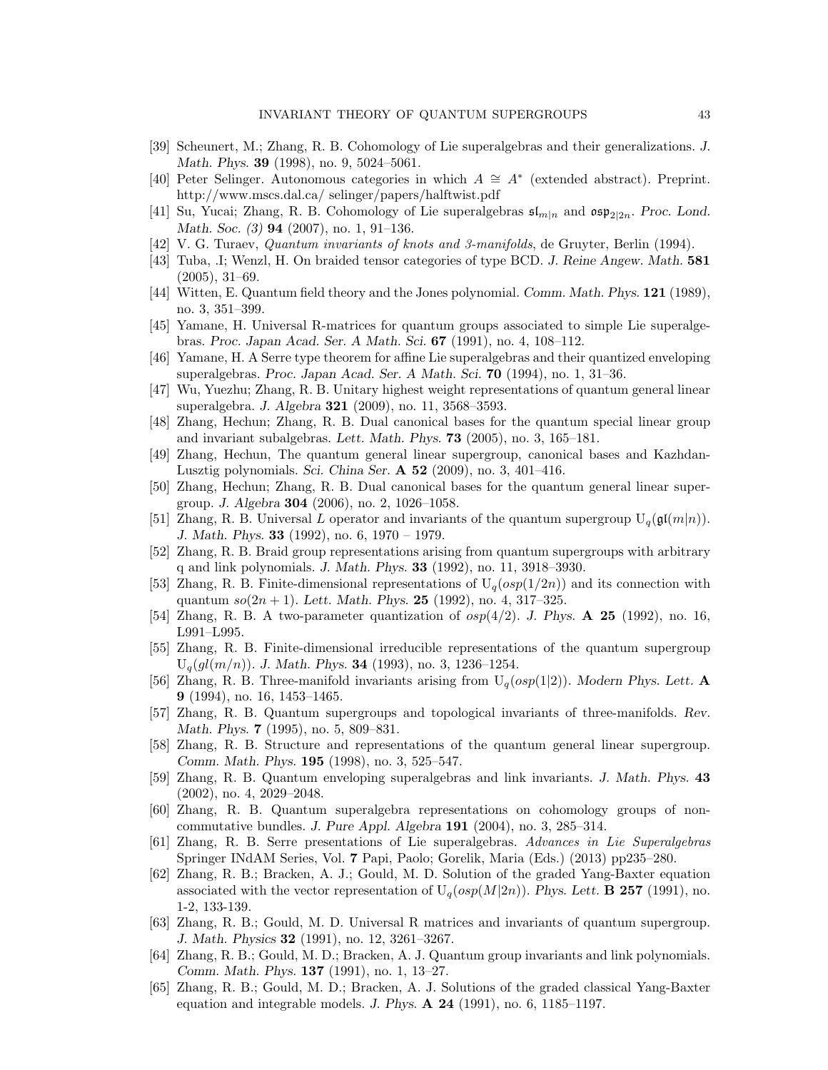[39] Scheunert, M.; Zhang, R. B. Cohomology of Lie superalgebras and their generalizations. *J. Math. Phys.* **39** (1998), no. 9, 5024–5061.

[40] Peter Selinger. Autonomous categories in which $A \cong A^*$ (extended abstract). Preprint. http://www.mscs.dal.ca/ selinger/papers/halftwist.pdf

[41] Su, Yucai; Zhang, R. B. Cohomology of Lie superalgebras $\mathfrak{sl}_{m|n}$ and $\mathfrak{osp}_{2|2n}$. *Proc. Lond. Math. Soc. (3)* **94** (2007), no. 1, 91–136.

[42] V. G. Turaev, *Quantum invariants of knots and 3-manifolds*, de Gruyter, Berlin (1994).

[43] Tuba, .I; Wenzl, H. On braided tensor categories of type BCD. *J. Reine Angew. Math.* **581** (2005), 31–69.

[44] Witten, E. Quantum field theory and the Jones polynomial. *Comm. Math. Phys.* **121** (1989), no. 3, 351–399.

[45] Yamane, H. Universal R-matrices for quantum groups associated to simple Lie superalgebras. *Proc. Japan Acad. Ser. A Math. Sci.* **67** (1991), no. 4, 108–112.

[46] Yamane, H. A Serre type theorem for affine Lie superalgebras and their quantized enveloping superalgebras. *Proc. Japan Acad. Ser. A Math. Sci.* **70** (1994), no. 1, 31–36.

[47] Wu, Yuezhu; Zhang, R. B. Unitary highest weight representations of quantum general linear superalgebra. *J. Algebra* **321** (2009), no. 11, 3568–3593.

[48] Zhang, Hechun; Zhang, R. B. Dual canonical bases for the quantum special linear group and invariant subalgebras. *Lett. Math. Phys.* **73** (2005), no. 3, 165–181.

[49] Zhang, Hechun, The quantum general linear supergroup, canonical bases and Kazhdan-Lusztig polynomials. *Sci. China Ser.* **A 52** (2009), no. 3, 401–416.

[50] Zhang, Hechun; Zhang, R. B. Dual canonical bases for the quantum general linear supergroup. *J. Algebra* **304** (2006), no. 2, 1026–1058.

[51] Zhang, R. B. Universal $L$ operator and invariants of the quantum supergroup $\mathrm{U}_q(\mathfrak{gl}(m|n))$. *J. Math. Phys.* **33** (1992), no. 6, 1970 – 1979.

[52] Zhang, R. B. Braid group representations arising from quantum supergroups with arbitrary q and link polynomials. *J. Math. Phys.* **33** (1992), no. 11, 3918–3930.

[53] Zhang, R. B. Finite-dimensional representations of $\mathrm{U}_q(osp(1/2n))$ and its connection with quantum $so(2n+1)$. *Lett. Math. Phys.* **25** (1992), no. 4, 317–325.

[54] Zhang, R. B. A two-parameter quantization of $osp(4/2)$. *J. Phys.* **A 25** (1992), no. 16, L991–L995.

[55] Zhang, R. B. Finite-dimensional irreducible representations of the quantum supergroup $\mathrm{U}_q(gl(m/n))$. *J. Math. Phys.* **34** (1993), no. 3, 1236–1254.

[56] Zhang, R. B. Three-manifold invariants arising from $\mathrm{U}_q(osp(1|2))$. *Modern Phys. Lett.* **A 9** (1994), no. 16, 1453–1465.

[57] Zhang, R. B. Quantum supergroups and topological invariants of three-manifolds. *Rev. Math. Phys.* **7** (1995), no. 5, 809–831.

[58] Zhang, R. B. Structure and representations of the quantum general linear supergroup. *Comm. Math. Phys.* **195** (1998), no. 3, 525–547.

[59] Zhang, R. B. Quantum enveloping superalgebras and link invariants. *J. Math. Phys.* **43** (2002), no. 4, 2029–2048.

[60] Zhang, R. B. Quantum superalgebra representations on cohomology groups of noncommutative bundles. *J. Pure Appl. Algebra* **191** (2004), no. 3, 285–314.

[61] Zhang, R. B. Serre presentations of Lie superalgebras. *Advances in Lie Superalgebras* Springer INdAM Series, Vol. **7** Papi, Paolo; Gorelik, Maria (Eds.) (2013) pp235–280.

[62] Zhang, R. B.; Bracken, A. J.; Gould, M. D. Solution of the graded Yang-Baxter equation associated with the vector representation of $\mathrm{U}_q(osp(M|2n))$. *Phys. Lett.* **B 257** (1991), no. 1-2, 133-139.

[63] Zhang, R. B.; Gould, M. D. Universal R matrices and invariants of quantum supergroup. *J. Math. Physics* **32** (1991), no. 12, 3261–3267.

[64] Zhang, R. B.; Gould, M. D.; Bracken, A. J. Quantum group invariants and link polynomials. *Comm. Math. Phys.* **137** (1991), no. 1, 13–27.

[65] Zhang, R. B.; Gould, M. D.; Bracken, A. J. Solutions of the graded classical Yang-Baxter equation and integrable models. *J. Phys.* **A 24** (1991), no. 6, 1185–1197.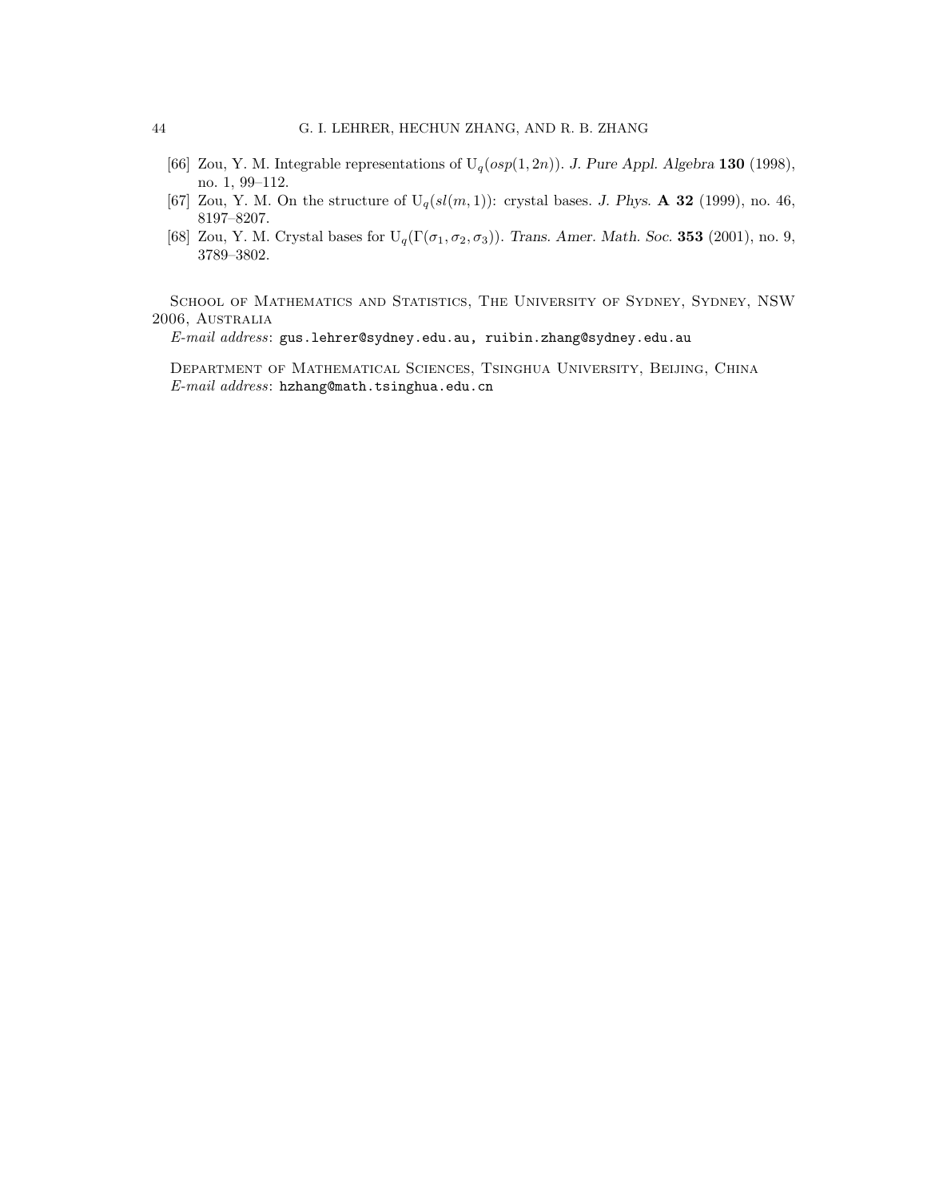[66] Zou, Y. M. Integrable representations of $\mathrm{U}_q(osp(1, 2n))$. *J. Pure Appl. Algebra* **130** (1998), no. 1, 99–112.

[67] Zou, Y. M. On the structure of $\mathrm{U}_q(sl(m, 1))$: crystal bases. *J. Phys.* **A 32** (1999), no. 46, 8197–8207.

[68] Zou, Y. M. Crystal bases for $\mathrm{U}_q(\Gamma(\sigma_1, \sigma_2, \sigma_3))$. *Trans. Amer. Math. Soc.* **353** (2001), no. 9, 3789–3802.

School of Mathematics and Statistics, The University of Sydney, Sydney, NSW 2006, Australia

*E-mail address*: gus.lehrer@sydney.edu.au, ruibin.zhang@sydney.edu.au

Department of Mathematical Sciences, Tsinghua University, Beijing, China

*E-mail address*: hzhang@math.tsinghua.edu.cn